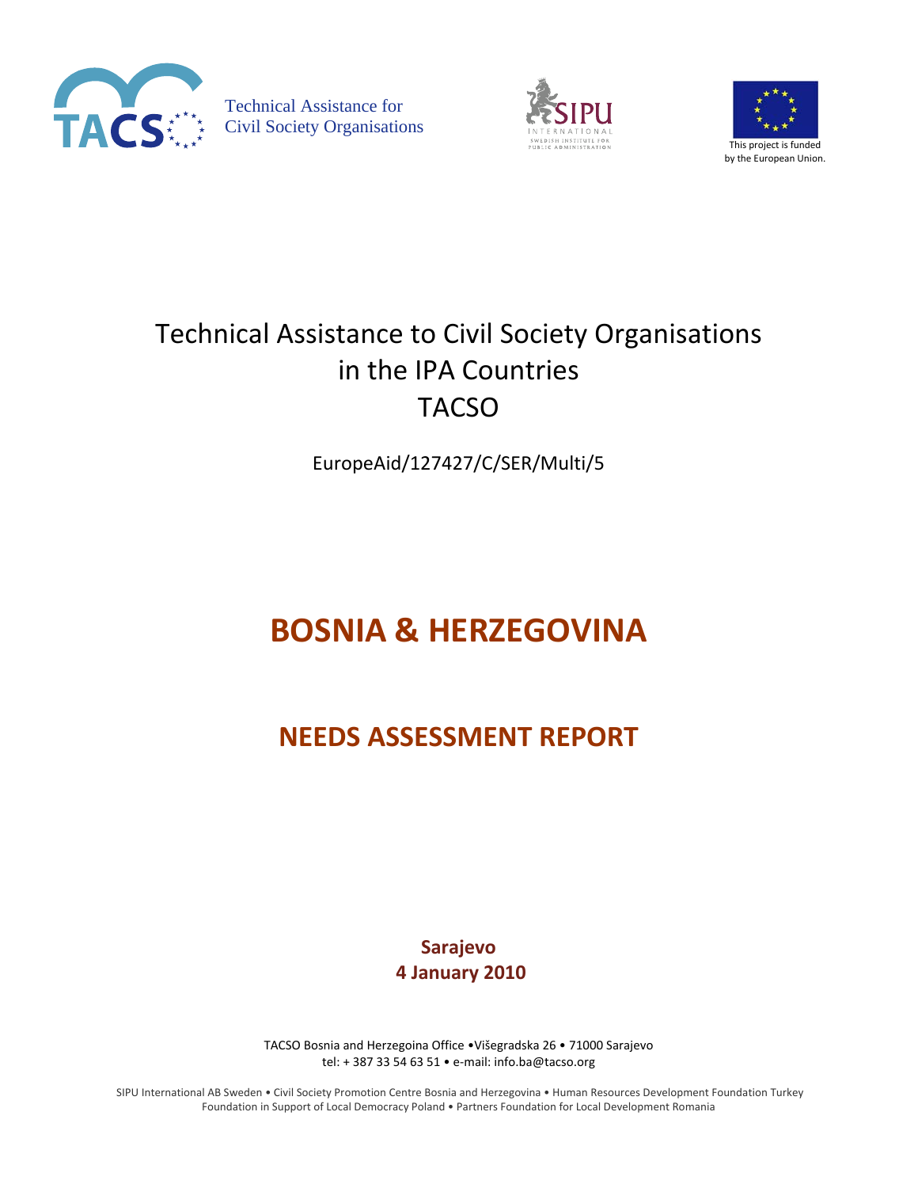Technical Assistance for Civil Society Organisations

This project is funded by the European Union.

# Technical Assistance to Civil Society Organisations in the IPA Countries TACSO

EuropeAid/127427/C/SER/Multi/5

# BOSNIA & HERZEGOVINA

## NEEDS ASSESSMENT REPORT

**Sarajevo**
**4 January 2010**

TACSO Bosnia and Herzegoina Office •Višegradska 26 • 71000 Sarajevo
tel: + 387 33 54 63 51 • e-mail: info.ba@tacso.org

SIPU International AB Sweden • Civil Society Promotion Centre Bosnia and Herzegovina • Human Resources Development Foundation Turkey
Foundation in Support of Local Democracy Poland • Partners Foundation for Local Development Romania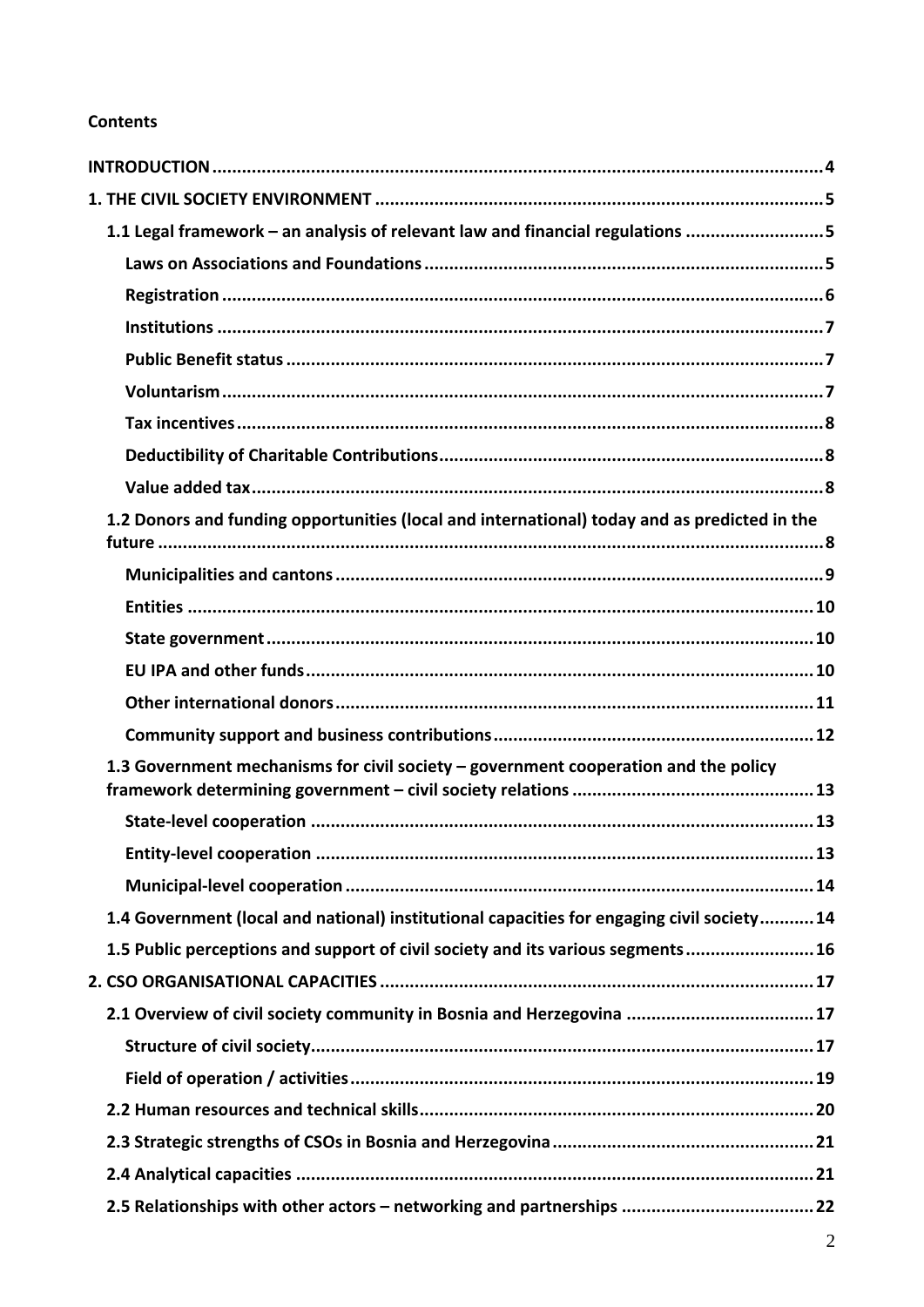**Contents**

INTRODUCTION ..... 4

1. THE CIVIL SOCIETY ENVIRONMENT ..... 5

- 1.1 Legal framework – an analysis of relevant law and financial regulations ..... 5
  - Laws on Associations and Foundations ..... 5
  - Registration ..... 6
  - Institutions ..... 7
  - Public Benefit status ..... 7
  - Voluntarism ..... 7
  - Tax incentives ..... 8
  - Deductibility of Charitable Contributions ..... 8
  - Value added tax ..... 8
- 1.2 Donors and funding opportunities (local and international) today and as predicted in the future ..... 8
  - Municipalities and cantons ..... 9
  - Entities ..... 10
  - State government ..... 10
  - EU IPA and other funds ..... 10
  - Other international donors ..... 11
  - Community support and business contributions ..... 12
- 1.3 Government mechanisms for civil society – government cooperation and the policy framework determining government – civil society relations ..... 13
  - State-level cooperation ..... 13
  - Entity-level cooperation ..... 13
  - Municipal-level cooperation ..... 14
- 1.4 Government (local and national) institutional capacities for engaging civil society ..... 14
- 1.5 Public perceptions and support of civil society and its various segments ..... 16

2. CSO ORGANISATIONAL CAPACITIES ..... 17

- 2.1 Overview of civil society community in Bosnia and Herzegovina ..... 17
  - Structure of civil society ..... 17
  - Field of operation / activities ..... 19
- 2.2 Human resources and technical skills ..... 20
- 2.3 Strategic strengths of CSOs in Bosnia and Herzegovina ..... 21
- 2.4 Analytical capacities ..... 21
- 2.5 Relationships with other actors – networking and partnerships ..... 22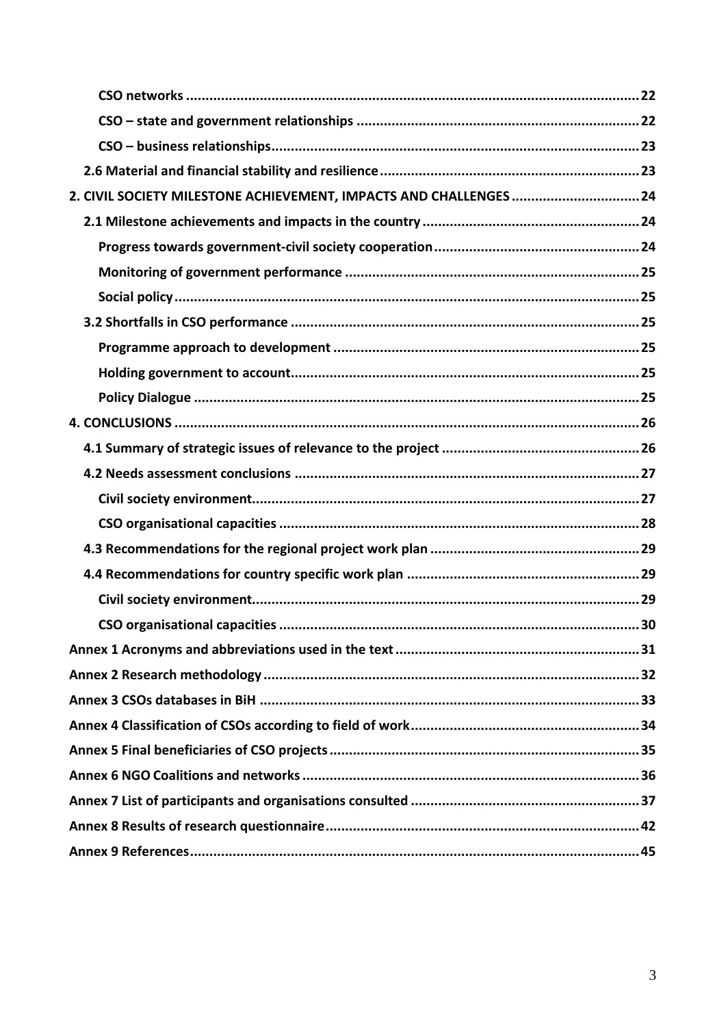CSO networks .......... 22

CSO – state and government relationships .......... 22

CSO – business relationships .......... 23

2.6 Material and financial stability and resilience .......... 23

2. CIVIL SOCIETY MILESTONE ACHIEVEMENT, IMPACTS AND CHALLENGES .......... 24

2.1 Milestone achievements and impacts in the country .......... 24

Progress towards government-civil society cooperation .......... 24

Monitoring of government performance .......... 25

Social policy .......... 25

3.2 Shortfalls in CSO performance .......... 25

Programme approach to development .......... 25

Holding government to account .......... 25

Policy Dialogue .......... 25

4. CONCLUSIONS .......... 26

4.1 Summary of strategic issues of relevance to the project .......... 26

4.2 Needs assessment conclusions .......... 27

Civil society environment .......... 27

CSO organisational capacities .......... 28

4.3 Recommendations for the regional project work plan .......... 29

4.4 Recommendations for country specific work plan .......... 29

Civil society environment .......... 29

CSO organisational capacities .......... 30

Annex 1 Acronyms and abbreviations used in the text .......... 31

Annex 2 Research methodology .......... 32

Annex 3 CSOs databases in BiH .......... 33

Annex 4 Classification of CSOs according to field of work .......... 34

Annex 5 Final beneficiaries of CSO projects .......... 35

Annex 6 NGO Coalitions and networks .......... 36

Annex 7 List of participants and organisations consulted .......... 37

Annex 8 Results of research questionnaire .......... 42

Annex 9 References .......... 45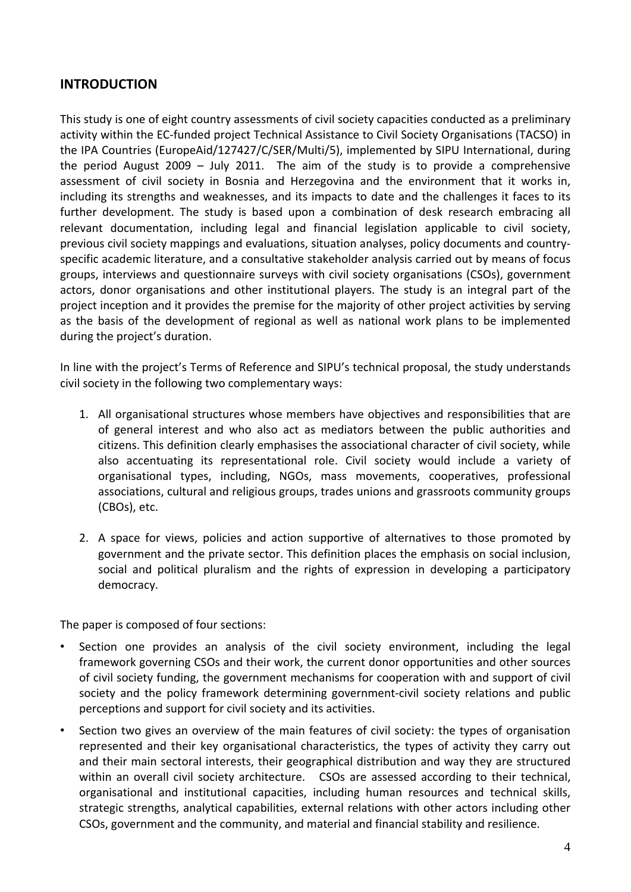## INTRODUCTION

This study is one of eight country assessments of civil society capacities conducted as a preliminary activity within the EC-funded project Technical Assistance to Civil Society Organisations (TACSO) in the IPA Countries (EuropeAid/127427/C/SER/Multi/5), implemented by SIPU International, during the period August 2009 – July 2011. The aim of the study is to provide a comprehensive assessment of civil society in Bosnia and Herzegovina and the environment that it works in, including its strengths and weaknesses, and its impacts to date and the challenges it faces to its further development. The study is based upon a combination of desk research embracing all relevant documentation, including legal and financial legislation applicable to civil society, previous civil society mappings and evaluations, situation analyses, policy documents and country-specific academic literature, and a consultative stakeholder analysis carried out by means of focus groups, interviews and questionnaire surveys with civil society organisations (CSOs), government actors, donor organisations and other institutional players. The study is an integral part of the project inception and it provides the premise for the majority of other project activities by serving as the basis of the development of regional as well as national work plans to be implemented during the project's duration.

In line with the project's Terms of Reference and SIPU's technical proposal, the study understands civil society in the following two complementary ways:

1. All organisational structures whose members have objectives and responsibilities that are of general interest and who also act as mediators between the public authorities and citizens. This definition clearly emphasises the associational character of civil society, while also accentuating its representational role. Civil society would include a variety of organisational types, including, NGOs, mass movements, cooperatives, professional associations, cultural and religious groups, trades unions and grassroots community groups (CBOs), etc.

2. A space for views, policies and action supportive of alternatives to those promoted by government and the private sector. This definition places the emphasis on social inclusion, social and political pluralism and the rights of expression in developing a participatory democracy.

The paper is composed of four sections:

- Section one provides an analysis of the civil society environment, including the legal framework governing CSOs and their work, the current donor opportunities and other sources of civil society funding, the government mechanisms for cooperation with and support of civil society and the policy framework determining government-civil society relations and public perceptions and support for civil society and its activities.
- Section two gives an overview of the main features of civil society: the types of organisation represented and their key organisational characteristics, the types of activity they carry out and their main sectoral interests, their geographical distribution and way they are structured within an overall civil society architecture. CSOs are assessed according to their technical, organisational and institutional capacities, including human resources and technical skills, strategic strengths, analytical capabilities, external relations with other actors including other CSOs, government and the community, and material and financial stability and resilience.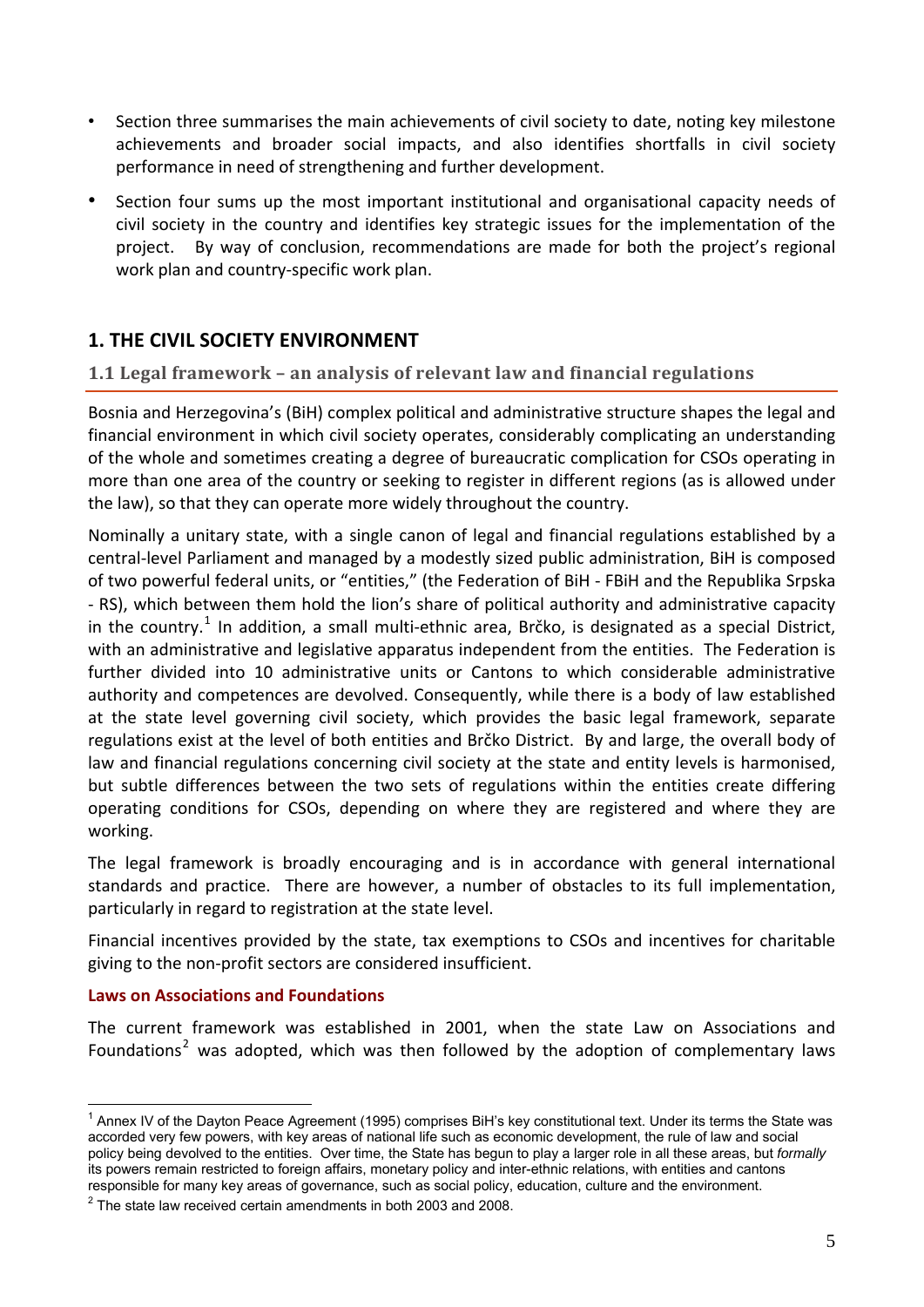- Section three summarises the main achievements of civil society to date, noting key milestone achievements and broader social impacts, and also identifies shortfalls in civil society performance in need of strengthening and further development.
- Section four sums up the most important institutional and organisational capacity needs of civil society in the country and identifies key strategic issues for the implementation of the project. By way of conclusion, recommendations are made for both the project's regional work plan and country-specific work plan.

# 1. THE CIVIL SOCIETY ENVIRONMENT

## 1.1 Legal framework – an analysis of relevant law and financial regulations

Bosnia and Herzegovina's (BiH) complex political and administrative structure shapes the legal and financial environment in which civil society operates, considerably complicating an understanding of the whole and sometimes creating a degree of bureaucratic complication for CSOs operating in more than one area of the country or seeking to register in different regions (as is allowed under the law), so that they can operate more widely throughout the country.

Nominally a unitary state, with a single canon of legal and financial regulations established by a central-level Parliament and managed by a modestly sized public administration, BiH is composed of two powerful federal units, or "entities," (the Federation of BiH - FBiH and the Republika Srpska - RS), which between them hold the lion's share of political authority and administrative capacity in the country.[1] In addition, a small multi-ethnic area, Brčko, is designated as a special District, with an administrative and legislative apparatus independent from the entities. The Federation is further divided into 10 administrative units or Cantons to which considerable administrative authority and competences are devolved. Consequently, while there is a body of law established at the state level governing civil society, which provides the basic legal framework, separate regulations exist at the level of both entities and Brčko District. By and large, the overall body of law and financial regulations concerning civil society at the state and entity levels is harmonised, but subtle differences between the two sets of regulations within the entities create differing operating conditions for CSOs, depending on where they are registered and where they are working.

The legal framework is broadly encouraging and is in accordance with general international standards and practice. There are however, a number of obstacles to its full implementation, particularly in regard to registration at the state level.

Financial incentives provided by the state, tax exemptions to CSOs and incentives for charitable giving to the non-profit sectors are considered insufficient.

### Laws on Associations and Foundations

The current framework was established in 2001, when the state Law on Associations and Foundations[2] was adopted, which was then followed by the adoption of complementary laws

---

[1] Annex IV of the Dayton Peace Agreement (1995) comprises BiH's key constitutional text. Under its terms the State was accorded very few powers, with key areas of national life such as economic development, the rule of law and social policy being devolved to the entities. Over time, the State has begun to play a larger role in all these areas, but *formally* its powers remain restricted to foreign affairs, monetary policy and inter-ethnic relations, with entities and cantons responsible for many key areas of governance, such as social policy, education, culture and the environment.

[2] The state law received certain amendments in both 2003 and 2008.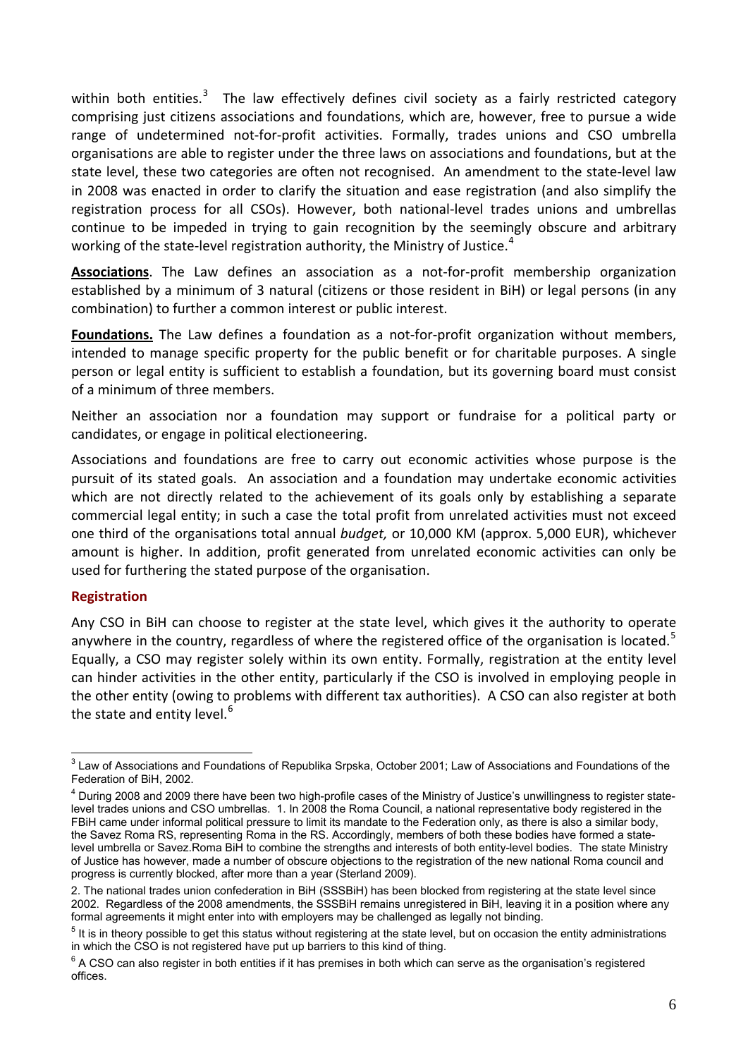within both entities.[3] The law effectively defines civil society as a fairly restricted category comprising just citizens associations and foundations, which are, however, free to pursue a wide range of undetermined not-for-profit activities. Formally, trades unions and CSO umbrella organisations are able to register under the three laws on associations and foundations, but at the state level, these two categories are often not recognised. An amendment to the state-level law in 2008 was enacted in order to clarify the situation and ease registration (and also simplify the registration process for all CSOs). However, both national-level trades unions and umbrellas continue to be impeded in trying to gain recognition by the seemingly obscure and arbitrary working of the state-level registration authority, the Ministry of Justice.[4]

**Associations**. The Law defines an association as a not-for-profit membership organization established by a minimum of 3 natural (citizens or those resident in BiH) or legal persons (in any combination) to further a common interest or public interest.

**Foundations.** The Law defines a foundation as a not-for-profit organization without members, intended to manage specific property for the public benefit or for charitable purposes. A single person or legal entity is sufficient to establish a foundation, but its governing board must consist of a minimum of three members.

Neither an association nor a foundation may support or fundraise for a political party or candidates, or engage in political electioneering.

Associations and foundations are free to carry out economic activities whose purpose is the pursuit of its stated goals. An association and a foundation may undertake economic activities which are not directly related to the achievement of its goals only by establishing a separate commercial legal entity; in such a case the total profit from unrelated activities must not exceed one third of the organisations total annual *budget,* or 10,000 KM (approx. 5,000 EUR), whichever amount is higher. In addition, profit generated from unrelated economic activities can only be used for furthering the stated purpose of the organisation.

### Registration

Any CSO in BiH can choose to register at the state level, which gives it the authority to operate anywhere in the country, regardless of where the registered office of the organisation is located.[5] Equally, a CSO may register solely within its own entity. Formally, registration at the entity level can hinder activities in the other entity, particularly if the CSO is involved in employing people in the other entity (owing to problems with different tax authorities). A CSO can also register at both the state and entity level.[6]

---

[3] Law of Associations and Foundations of Republika Srpska, October 2001; Law of Associations and Foundations of the Federation of BiH, 2002.

[4] During 2008 and 2009 there have been two high-profile cases of the Ministry of Justice's unwillingness to register state-level trades unions and CSO umbrellas. 1. In 2008 the Roma Council, a national representative body registered in the FBiH came under informal political pressure to limit its mandate to the Federation only, as there is also a similar body, the Savez Roma RS, representing Roma in the RS. Accordingly, members of both these bodies have formed a state-level umbrella or Savez.Roma BiH to combine the strengths and interests of both entity-level bodies. The state Ministry of Justice has however, made a number of obscure objections to the registration of the new national Roma council and progress is currently blocked, after more than a year (Sterland 2009).

2. The national trades union confederation in BiH (SSSBiH) has been blocked from registering at the state level since 2002. Regardless of the 2008 amendments, the SSSBiH remains unregistered in BiH, leaving it in a position where any formal agreements it might enter into with employers may be challenged as legally not binding.

[5] It is in theory possible to get this status without registering at the state level, but on occasion the entity administrations in which the CSO is not registered have put up barriers to this kind of thing.

[6] A CSO can also register in both entities if it has premises in both which can serve as the organisation's registered offices.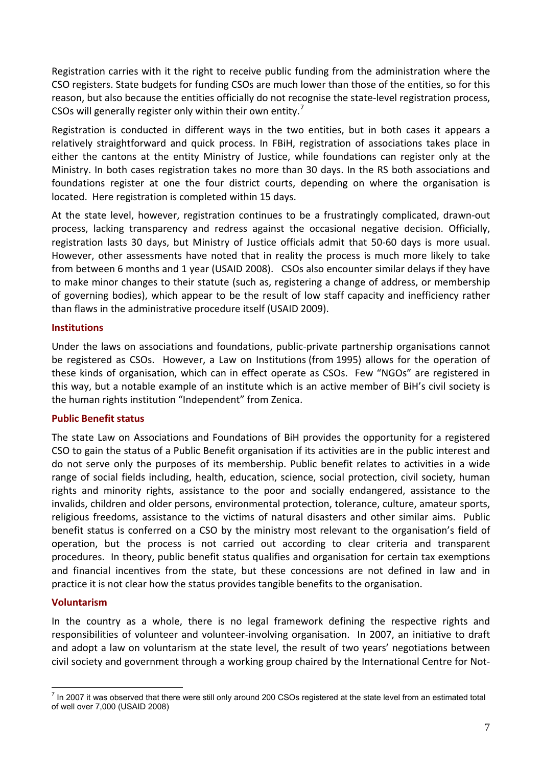Registration carries with it the right to receive public funding from the administration where the CSO registers. State budgets for funding CSOs are much lower than those of the entities, so for this reason, but also because the entities officially do not recognise the state-level registration process, CSOs will generally register only within their own entity.[7]

Registration is conducted in different ways in the two entities, but in both cases it appears a relatively straightforward and quick process. In FBiH, registration of associations takes place in either the cantons at the entity Ministry of Justice, while foundations can register only at the Ministry. In both cases registration takes no more than 30 days. In the RS both associations and foundations register at one the four district courts, depending on where the organisation is located. Here registration is completed within 15 days.

At the state level, however, registration continues to be a frustratingly complicated, drawn-out process, lacking transparency and redress against the occasional negative decision. Officially, registration lasts 30 days, but Ministry of Justice officials admit that 50-60 days is more usual. However, other assessments have noted that in reality the process is much more likely to take from between 6 months and 1 year (USAID 2008). CSOs also encounter similar delays if they have to make minor changes to their statute (such as, registering a change of address, or membership of governing bodies), which appear to be the result of low staff capacity and inefficiency rather than flaws in the administrative procedure itself (USAID 2009).

### Institutions

Under the laws on associations and foundations, public-private partnership organisations cannot be registered as CSOs. However, a Law on Institutions (from 1995) allows for the operation of these kinds of organisation, which can in effect operate as CSOs. Few "NGOs" are registered in this way, but a notable example of an institute which is an active member of BiH's civil society is the human rights institution "Independent" from Zenica.

### Public Benefit status

The state Law on Associations and Foundations of BiH provides the opportunity for a registered CSO to gain the status of a Public Benefit organisation if its activities are in the public interest and do not serve only the purposes of its membership. Public benefit relates to activities in a wide range of social fields including, health, education, science, social protection, civil society, human rights and minority rights, assistance to the poor and socially endangered, assistance to the invalids, children and older persons, environmental protection, tolerance, culture, amateur sports, religious freedoms, assistance to the victims of natural disasters and other similar aims. Public benefit status is conferred on a CSO by the ministry most relevant to the organisation's field of operation, but the process is not carried out according to clear criteria and transparent procedures. In theory, public benefit status qualifies and organisation for certain tax exemptions and financial incentives from the state, but these concessions are not defined in law and in practice it is not clear how the status provides tangible benefits to the organisation.

### Voluntarism

In the country as a whole, there is no legal framework defining the respective rights and responsibilities of volunteer and volunteer-involving organisation. In 2007, an initiative to draft and adopt a law on voluntarism at the state level, the result of two years' negotiations between civil society and government through a working group chaired by the International Centre for Not-

---

[7] In 2007 it was observed that there were still only around 200 CSOs registered at the state level from an estimated total of well over 7,000 (USAID 2008)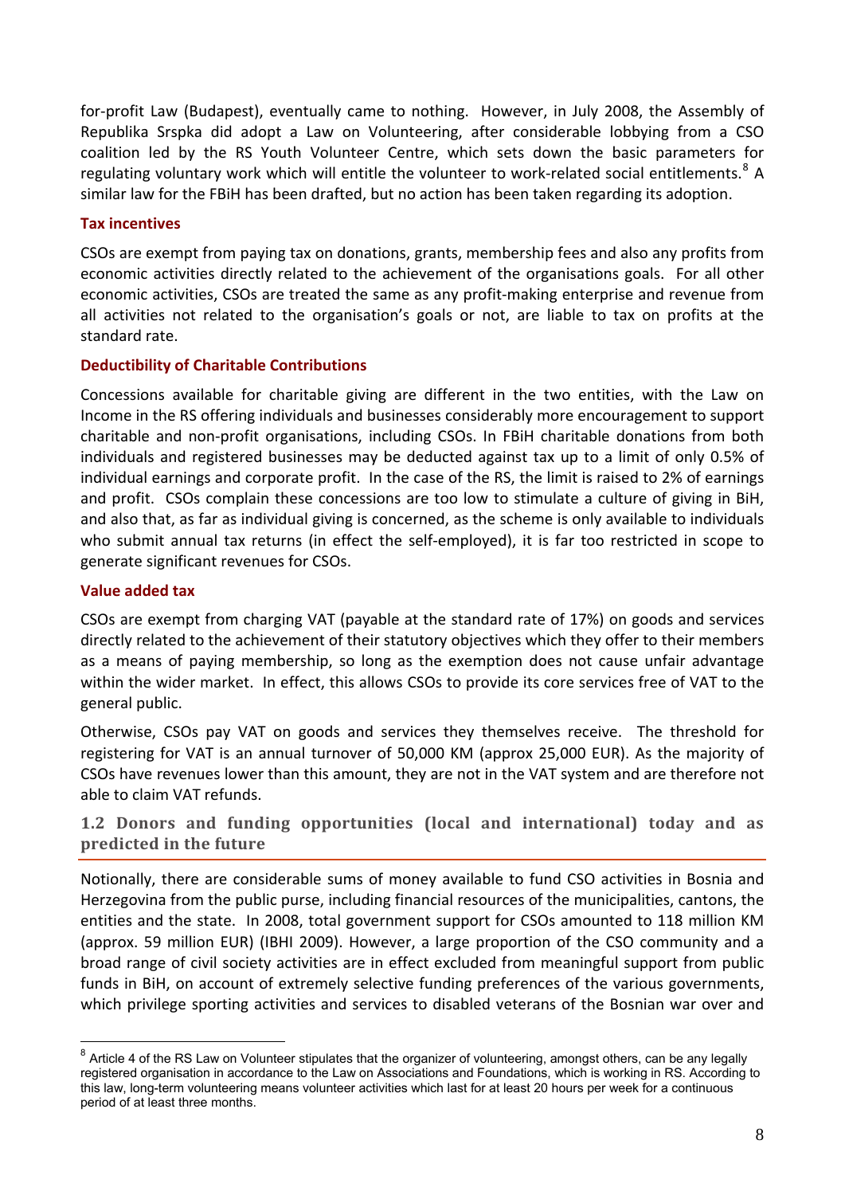for-profit Law (Budapest), eventually came to nothing. However, in July 2008, the Assembly of Republika Srspka did adopt a Law on Volunteering, after considerable lobbying from a CSO coalition led by the RS Youth Volunteer Centre, which sets down the basic parameters for regulating voluntary work which will entitle the volunteer to work-related social entitlements.[8] A similar law for the FBiH has been drafted, but no action has been taken regarding its adoption.

### Tax incentives

CSOs are exempt from paying tax on donations, grants, membership fees and also any profits from economic activities directly related to the achievement of the organisations goals. For all other economic activities, CSOs are treated the same as any profit-making enterprise and revenue from all activities not related to the organisation's goals or not, are liable to tax on profits at the standard rate.

### Deductibility of Charitable Contributions

Concessions available for charitable giving are different in the two entities, with the Law on Income in the RS offering individuals and businesses considerably more encouragement to support charitable and non-profit organisations, including CSOs. In FBiH charitable donations from both individuals and registered businesses may be deducted against tax up to a limit of only 0.5% of individual earnings and corporate profit. In the case of the RS, the limit is raised to 2% of earnings and profit. CSOs complain these concessions are too low to stimulate a culture of giving in BiH, and also that, as far as individual giving is concerned, as the scheme is only available to individuals who submit annual tax returns (in effect the self-employed), it is far too restricted in scope to generate significant revenues for CSOs.

### Value added tax

CSOs are exempt from charging VAT (payable at the standard rate of 17%) on goods and services directly related to the achievement of their statutory objectives which they offer to their members as a means of paying membership, so long as the exemption does not cause unfair advantage within the wider market. In effect, this allows CSOs to provide its core services free of VAT to the general public.

Otherwise, CSOs pay VAT on goods and services they themselves receive. The threshold for registering for VAT is an annual turnover of 50,000 KM (approx 25,000 EUR). As the majority of CSOs have revenues lower than this amount, they are not in the VAT system and are therefore not able to claim VAT refunds.

## 1.2 Donors and funding opportunities (local and international) today and as predicted in the future

Notionally, there are considerable sums of money available to fund CSO activities in Bosnia and Herzegovina from the public purse, including financial resources of the municipalities, cantons, the entities and the state. In 2008, total government support for CSOs amounted to 118 million KM (approx. 59 million EUR) (IBHI 2009). However, a large proportion of the CSO community and a broad range of civil society activities are in effect excluded from meaningful support from public funds in BiH, on account of extremely selective funding preferences of the various governments, which privilege sporting activities and services to disabled veterans of the Bosnian war over and

[8] Article 4 of the RS Law on Volunteer stipulates that the organizer of volunteering, amongst others, can be any legally registered organisation in accordance to the Law on Associations and Foundations, which is working in RS. According to this law, long-term volunteering means volunteer activities which last for at least 20 hours per week for a continuous period of at least three months.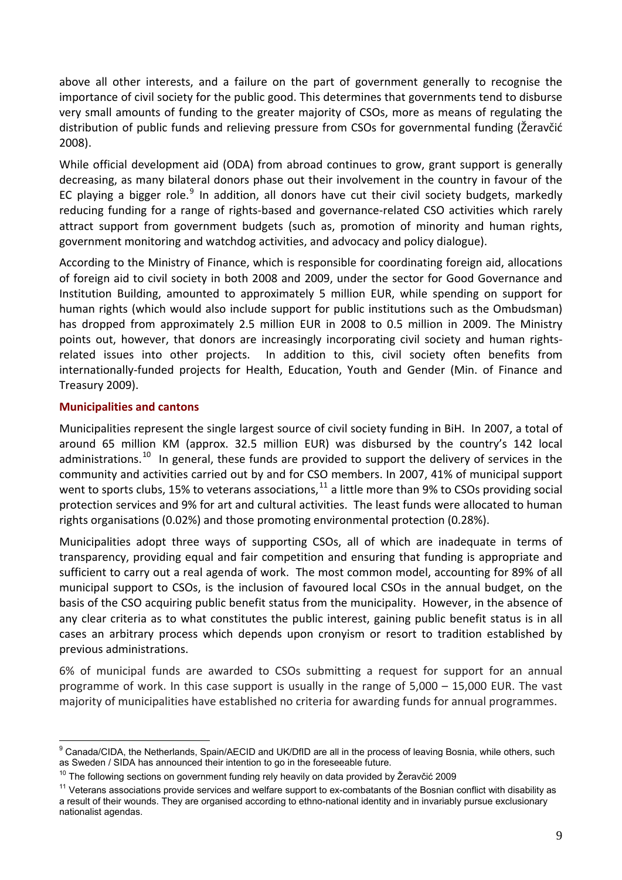above all other interests, and a failure on the part of government generally to recognise the importance of civil society for the public good. This determines that governments tend to disburse very small amounts of funding to the greater majority of CSOs, more as means of regulating the distribution of public funds and relieving pressure from CSOs for governmental funding (Žeravčić 2008).

While official development aid (ODA) from abroad continues to grow, grant support is generally decreasing, as many bilateral donors phase out their involvement in the country in favour of the EC playing a bigger role.[9] In addition, all donors have cut their civil society budgets, markedly reducing funding for a range of rights-based and governance-related CSO activities which rarely attract support from government budgets (such as, promotion of minority and human rights, government monitoring and watchdog activities, and advocacy and policy dialogue).

According to the Ministry of Finance, which is responsible for coordinating foreign aid, allocations of foreign aid to civil society in both 2008 and 2009, under the sector for Good Governance and Institution Building, amounted to approximately 5 million EUR, while spending on support for human rights (which would also include support for public institutions such as the Ombudsman) has dropped from approximately 2.5 million EUR in 2008 to 0.5 million in 2009. The Ministry points out, however, that donors are increasingly incorporating civil society and human rights-related issues into other projects. In addition to this, civil society often benefits from internationally-funded projects for Health, Education, Youth and Gender (Min. of Finance and Treasury 2009).

### Municipalities and cantons

Municipalities represent the single largest source of civil society funding in BiH. In 2007, a total of around 65 million KM (approx. 32.5 million EUR) was disbursed by the country's 142 local administrations.[10] In general, these funds are provided to support the delivery of services in the community and activities carried out by and for CSO members. In 2007, 41% of municipal support went to sports clubs, 15% to veterans associations,[11] a little more than 9% to CSOs providing social protection services and 9% for art and cultural activities. The least funds were allocated to human rights organisations (0.02%) and those promoting environmental protection (0.28%).

Municipalities adopt three ways of supporting CSOs, all of which are inadequate in terms of transparency, providing equal and fair competition and ensuring that funding is appropriate and sufficient to carry out a real agenda of work. The most common model, accounting for 89% of all municipal support to CSOs, is the inclusion of favoured local CSOs in the annual budget, on the basis of the CSO acquiring public benefit status from the municipality. However, in the absence of any clear criteria as to what constitutes the public interest, gaining public benefit status is in all cases an arbitrary process which depends upon cronyism or resort to tradition established by previous administrations.

6% of municipal funds are awarded to CSOs submitting a request for support for an annual programme of work. In this case support is usually in the range of 5,000 – 15,000 EUR. The vast majority of municipalities have established no criteria for awarding funds for annual programmes.

---

[9] Canada/CIDA, the Netherlands, Spain/AECID and UK/DfID are all in the process of leaving Bosnia, while others, such as Sweden / SIDA has announced their intention to go in the foreseeable future.

[10] The following sections on government funding rely heavily on data provided by Žeravčić 2009

[11] Veterans associations provide services and welfare support to ex-combatants of the Bosnian conflict with disability as a result of their wounds. They are organised according to ethno-national identity and in invariably pursue exclusionary nationalist agendas.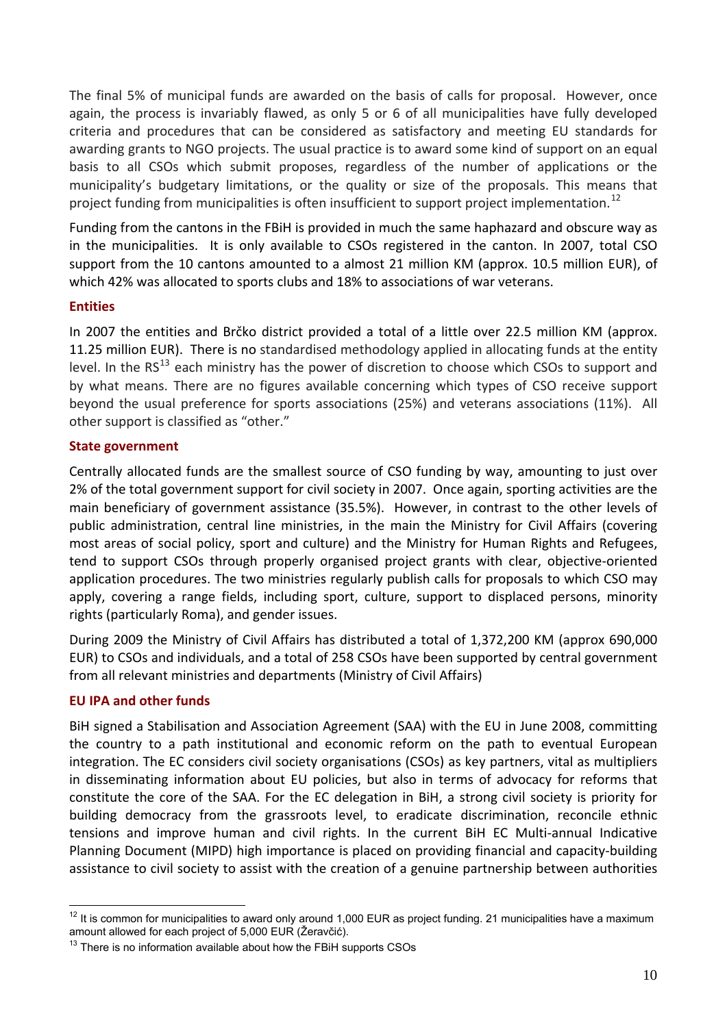The final 5% of municipal funds are awarded on the basis of calls for proposal. However, once again, the process is invariably flawed, as only 5 or 6 of all municipalities have fully developed criteria and procedures that can be considered as satisfactory and meeting EU standards for awarding grants to NGO projects. The usual practice is to award some kind of support on an equal basis to all CSOs which submit proposes, regardless of the number of applications or the municipality's budgetary limitations, or the quality or size of the proposals. This means that project funding from municipalities is often insufficient to support project implementation.[12]

Funding from the cantons in the FBiH is provided in much the same haphazard and obscure way as in the municipalities. It is only available to CSOs registered in the canton. In 2007, total CSO support from the 10 cantons amounted to a almost 21 million KM (approx. 10.5 million EUR), of which 42% was allocated to sports clubs and 18% to associations of war veterans.

### Entities

In 2007 the entities and Brčko district provided a total of a little over 22.5 million KM (approx. 11.25 million EUR). There is no standardised methodology applied in allocating funds at the entity level. In the RS[13] each ministry has the power of discretion to choose which CSOs to support and by what means. There are no figures available concerning which types of CSO receive support beyond the usual preference for sports associations (25%) and veterans associations (11%). All other support is classified as "other."

### State government

Centrally allocated funds are the smallest source of CSO funding by way, amounting to just over 2% of the total government support for civil society in 2007. Once again, sporting activities are the main beneficiary of government assistance (35.5%). However, in contrast to the other levels of public administration, central line ministries, in the main the Ministry for Civil Affairs (covering most areas of social policy, sport and culture) and the Ministry for Human Rights and Refugees, tend to support CSOs through properly organised project grants with clear, objective-oriented application procedures. The two ministries regularly publish calls for proposals to which CSO may apply, covering a range fields, including sport, culture, support to displaced persons, minority rights (particularly Roma), and gender issues.

During 2009 the Ministry of Civil Affairs has distributed a total of 1,372,200 KM (approx 690,000 EUR) to CSOs and individuals, and a total of 258 CSOs have been supported by central government from all relevant ministries and departments (Ministry of Civil Affairs)

### EU IPA and other funds

BiH signed a Stabilisation and Association Agreement (SAA) with the EU in June 2008, committing the country to a path institutional and economic reform on the path to eventual European integration. The EC considers civil society organisations (CSOs) as key partners, vital as multipliers in disseminating information about EU policies, but also in terms of advocacy for reforms that constitute the core of the SAA. For the EC delegation in BiH, a strong civil society is priority for building democracy from the grassroots level, to eradicate discrimination, reconcile ethnic tensions and improve human and civil rights. In the current BiH EC Multi-annual Indicative Planning Document (MIPD) high importance is placed on providing financial and capacity-building assistance to civil society to assist with the creation of a genuine partnership between authorities

---

[12] It is common for municipalities to award only around 1,000 EUR as project funding. 21 municipalities have a maximum amount allowed for each project of 5,000 EUR (Žeravčić).

[13] There is no information available about how the FBiH supports CSOs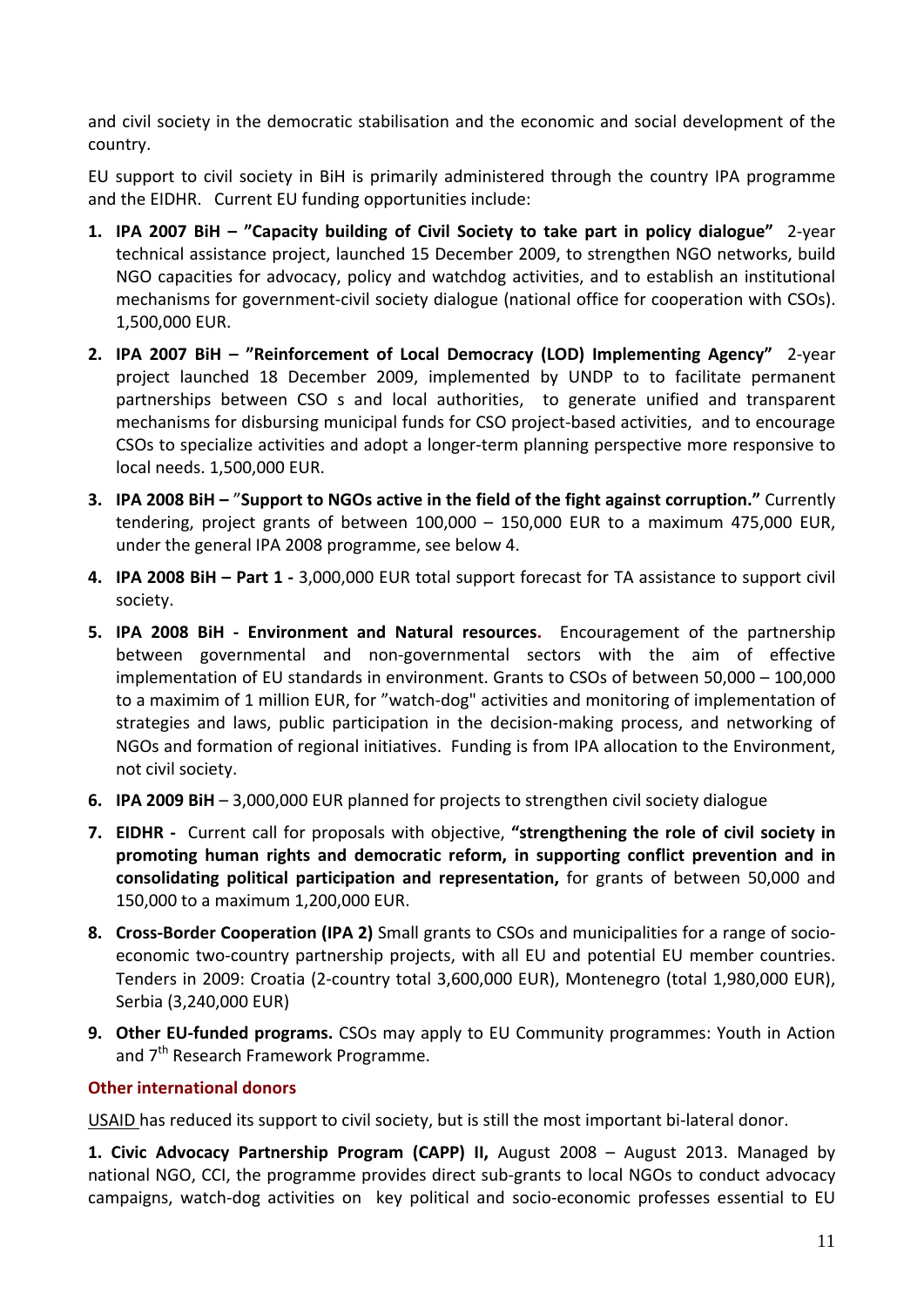and civil society in the democratic stabilisation and the economic and social development of the country.

EU support to civil society in BiH is primarily administered through the country IPA programme and the EIDHR. Current EU funding opportunities include:

1. **IPA 2007 BiH – "Capacity building of Civil Society to take part in policy dialogue"** 2-year technical assistance project, launched 15 December 2009, to strengthen NGO networks, build NGO capacities for advocacy, policy and watchdog activities, and to establish an institutional mechanisms for government-civil society dialogue (national office for cooperation with CSOs). 1,500,000 EUR.
2. **IPA 2007 BiH – "Reinforcement of Local Democracy (LOD) Implementing Agency"** 2-year project launched 18 December 2009, implemented by UNDP to to facilitate permanent partnerships between CSO s and local authorities, to generate unified and transparent mechanisms for disbursing municipal funds for CSO project-based activities, and to encourage CSOs to specialize activities and adopt a longer-term planning perspective more responsive to local needs. 1,500,000 EUR.
3. **IPA 2008 BiH – "Support to NGOs active in the field of the fight against corruption."** Currently tendering, project grants of between 100,000 – 150,000 EUR to a maximum 475,000 EUR, under the general IPA 2008 programme, see below 4.
4. **IPA 2008 BiH – Part 1 -** 3,000,000 EUR total support forecast for TA assistance to support civil society.
5. **IPA 2008 BiH - Environment and Natural resources.** Encouragement of the partnership between governmental and non-governmental sectors with the aim of effective implementation of EU standards in environment. Grants to CSOs of between 50,000 – 100,000 to a maximim of 1 million EUR, for "watch-dog" activities and monitoring of implementation of strategies and laws, public participation in the decision-making process, and networking of NGOs and formation of regional initiatives. Funding is from IPA allocation to the Environment, not civil society.
6. **IPA 2009 BiH** – 3,000,000 EUR planned for projects to strengthen civil society dialogue
7. **EIDHR -** Current call for proposals with objective, **"strengthening the role of civil society in promoting human rights and democratic reform, in supporting conflict prevention and in consolidating political participation and representation,** for grants of between 50,000 and 150,000 to a maximum 1,200,000 EUR.
8. **Cross-Border Cooperation (IPA 2)** Small grants to CSOs and municipalities for a range of socio-economic two-country partnership projects, with all EU and potential EU member countries. Tenders in 2009: Croatia (2-country total 3,600,000 EUR), Montenegro (total 1,980,000 EUR), Serbia (3,240,000 EUR)
9. **Other EU-funded programs.** CSOs may apply to EU Community programmes: Youth in Action and 7th Research Framework Programme.

### Other international donors

USAID has reduced its support to civil society, but is still the most important bi-lateral donor.

**1. Civic Advocacy Partnership Program (CAPP) II,** August 2008 – August 2013. Managed by national NGO, CCI, the programme provides direct sub-grants to local NGOs to conduct advocacy campaigns, watch-dog activities on key political and socio-economic professes essential to EU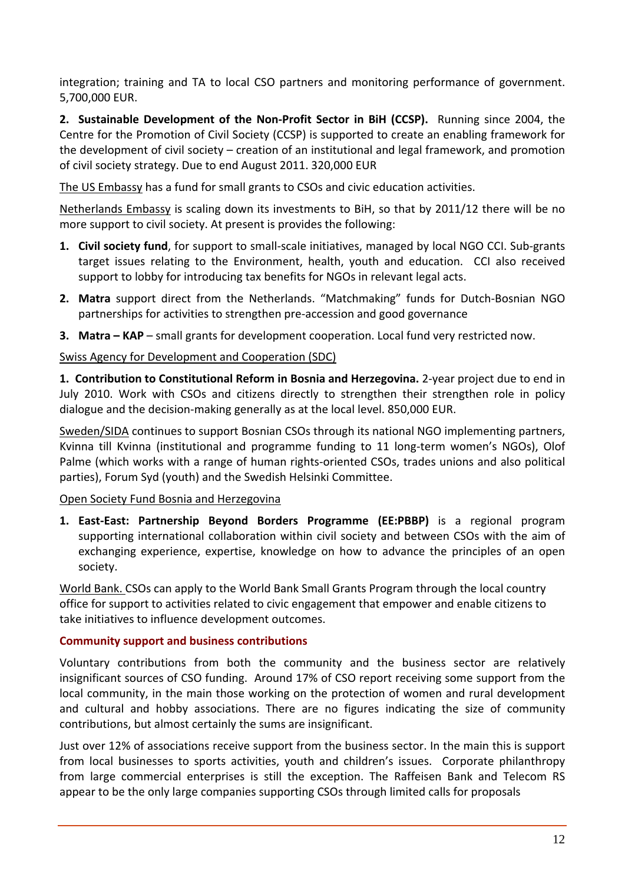integration; training and TA to local CSO partners and monitoring performance of government. 5,700,000 EUR.

**2. Sustainable Development of the Non-Profit Sector in BiH (CCSP).** Running since 2004, the Centre for the Promotion of Civil Society (CCSP) is supported to create an enabling framework for the development of civil society – creation of an institutional and legal framework, and promotion of civil society strategy. Due to end August 2011. 320,000 EUR

The US Embassy has a fund for small grants to CSOs and civic education activities.

Netherlands Embassy is scaling down its investments to BiH, so that by 2011/12 there will be no more support to civil society. At present is provides the following:

1. **Civil society fund**, for support to small-scale initiatives, managed by local NGO CCI. Sub-grants target issues relating to the Environment, health, youth and education. CCI also received support to lobby for introducing tax benefits for NGOs in relevant legal acts.
2. **Matra** support direct from the Netherlands. "Matchmaking" funds for Dutch-Bosnian NGO partnerships for activities to strengthen pre-accession and good governance
3. **Matra – KAP** – small grants for development cooperation. Local fund very restricted now.

Swiss Agency for Development and Cooperation (SDC)

**1. Contribution to Constitutional Reform in Bosnia and Herzegovina.** 2-year project due to end in July 2010. Work with CSOs and citizens directly to strengthen their strengthen role in policy dialogue and the decision-making generally as at the local level. 850,000 EUR.

Sweden/SIDA continues to support Bosnian CSOs through its national NGO implementing partners, Kvinna till Kvinna (institutional and programme funding to 11 long-term women's NGOs), Olof Palme (which works with a range of human rights-oriented CSOs, trades unions and also political parties), Forum Syd (youth) and the Swedish Helsinki Committee.

Open Society Fund Bosnia and Herzegovina

1. **East-East: Partnership Beyond Borders Programme (EE:PBBP)** is a regional program supporting international collaboration within civil society and between CSOs with the aim of exchanging experience, expertise, knowledge on how to advance the principles of an open society.

World Bank. CSOs can apply to the World Bank Small Grants Program through the local country office for support to activities related to civic engagement that empower and enable citizens to take initiatives to influence development outcomes.

### Community support and business contributions

Voluntary contributions from both the community and the business sector are relatively insignificant sources of CSO funding. Around 17% of CSO report receiving some support from the local community, in the main those working on the protection of women and rural development and cultural and hobby associations. There are no figures indicating the size of community contributions, but almost certainly the sums are insignificant.

Just over 12% of associations receive support from the business sector. In the main this is support from local businesses to sports activities, youth and children's issues. Corporate philanthropy from large commercial enterprises is still the exception. The Raffeisen Bank and Telecom RS appear to be the only large companies supporting CSOs through limited calls for proposals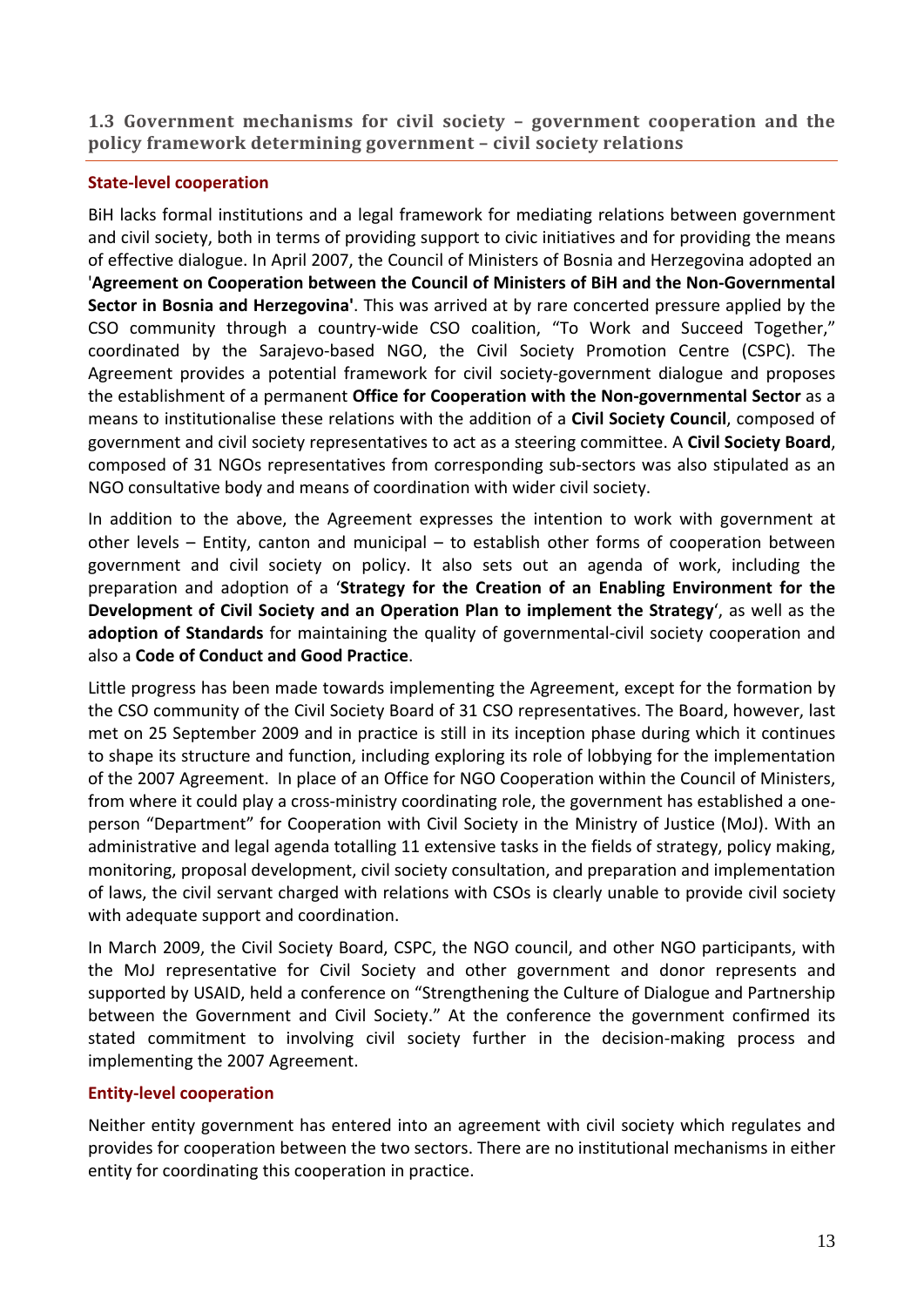### 1.3 Government mechanisms for civil society – government cooperation and the policy framework determining government – civil society relations

#### State-level cooperation

BiH lacks formal institutions and a legal framework for mediating relations between government and civil society, both in terms of providing support to civic initiatives and for providing the means of effective dialogue. In April 2007, the Council of Ministers of Bosnia and Herzegovina adopted an '**Agreement on Cooperation between the Council of Ministers of BiH and the Non-Governmental Sector in Bosnia and Herzegovina'**. This was arrived at by rare concerted pressure applied by the CSO community through a country-wide CSO coalition, "To Work and Succeed Together," coordinated by the Sarajevo-based NGO, the Civil Society Promotion Centre (CSPC). The Agreement provides a potential framework for civil society-government dialogue and proposes the establishment of a permanent **Office for Cooperation with the Non-governmental Sector** as a means to institutionalise these relations with the addition of a **Civil Society Council**, composed of government and civil society representatives to act as a steering committee. A **Civil Society Board**, composed of 31 NGOs representatives from corresponding sub-sectors was also stipulated as an NGO consultative body and means of coordination with wider civil society.

In addition to the above, the Agreement expresses the intention to work with government at other levels – Entity, canton and municipal – to establish other forms of cooperation between government and civil society on policy. It also sets out an agenda of work, including the preparation and adoption of a '**Strategy for the Creation of an Enabling Environment for the Development of Civil Society and an Operation Plan to implement the Strategy**', as well as the **adoption of Standards** for maintaining the quality of governmental-civil society cooperation and also a **Code of Conduct and Good Practice**.

Little progress has been made towards implementing the Agreement, except for the formation by the CSO community of the Civil Society Board of 31 CSO representatives. The Board, however, last met on 25 September 2009 and in practice is still in its inception phase during which it continues to shape its structure and function, including exploring its role of lobbying for the implementation of the 2007 Agreement. In place of an Office for NGO Cooperation within the Council of Ministers, from where it could play a cross-ministry coordinating role, the government has established a one-person "Department" for Cooperation with Civil Society in the Ministry of Justice (MoJ). With an administrative and legal agenda totalling 11 extensive tasks in the fields of strategy, policy making, monitoring, proposal development, civil society consultation, and preparation and implementation of laws, the civil servant charged with relations with CSOs is clearly unable to provide civil society with adequate support and coordination.

In March 2009, the Civil Society Board, CSPC, the NGO council, and other NGO participants, with the MoJ representative for Civil Society and other government and donor represents and supported by USAID, held a conference on "Strengthening the Culture of Dialogue and Partnership between the Government and Civil Society." At the conference the government confirmed its stated commitment to involving civil society further in the decision-making process and implementing the 2007 Agreement.

#### Entity-level cooperation

Neither entity government has entered into an agreement with civil society which regulates and provides for cooperation between the two sectors. There are no institutional mechanisms in either entity for coordinating this cooperation in practice.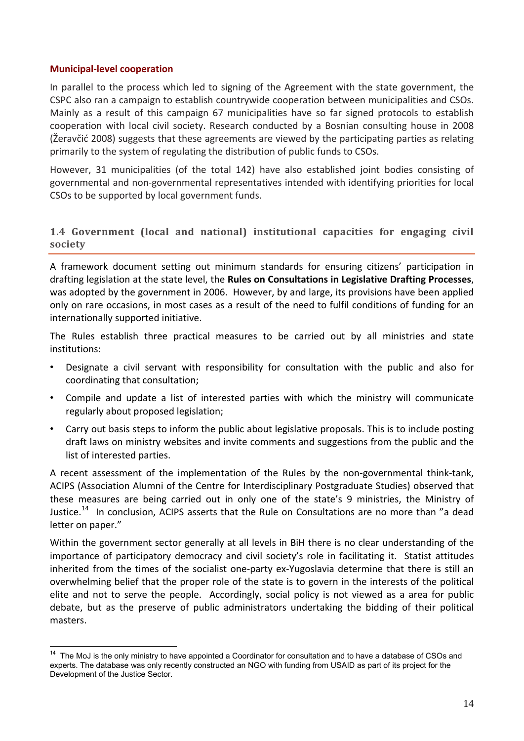### Municipal-level cooperation

In parallel to the process which led to signing of the Agreement with the state government, the CSPC also ran a campaign to establish countrywide cooperation between municipalities and CSOs. Mainly as a result of this campaign 67 municipalities have so far signed protocols to establish cooperation with local civil society. Research conducted by a Bosnian consulting house in 2008 (Žeravčić 2008) suggests that these agreements are viewed by the participating parties as relating primarily to the system of regulating the distribution of public funds to CSOs.

However, 31 municipalities (of the total 142) have also established joint bodies consisting of governmental and non-governmental representatives intended with identifying priorities for local CSOs to be supported by local government funds.

## 1.4 Government (local and national) institutional capacities for engaging civil society

A framework document setting out minimum standards for ensuring citizens' participation in drafting legislation at the state level, the **Rules on Consultations in Legislative Drafting Processes**, was adopted by the government in 2006. However, by and large, its provisions have been applied only on rare occasions, in most cases as a result of the need to fulfil conditions of funding for an internationally supported initiative.

The Rules establish three practical measures to be carried out by all ministries and state institutions:

- Designate a civil servant with responsibility for consultation with the public and also for coordinating that consultation;
- Compile and update a list of interested parties with which the ministry will communicate regularly about proposed legislation;
- Carry out basis steps to inform the public about legislative proposals. This is to include posting draft laws on ministry websites and invite comments and suggestions from the public and the list of interested parties.

A recent assessment of the implementation of the Rules by the non-governmental think-tank, ACIPS (Association Alumni of the Centre for Interdisciplinary Postgraduate Studies) observed that these measures are being carried out in only one of the state's 9 ministries, the Ministry of Justice.[14] In conclusion, ACIPS asserts that the Rule on Consultations are no more than "a dead letter on paper."

Within the government sector generally at all levels in BiH there is no clear understanding of the importance of participatory democracy and civil society's role in facilitating it. Statist attitudes inherited from the times of the socialist one-party ex-Yugoslavia determine that there is still an overwhelming belief that the proper role of the state is to govern in the interests of the political elite and not to serve the people. Accordingly, social policy is not viewed as a area for public debate, but as the preserve of public administrators undertaking the bidding of their political masters.

[14] The MoJ is the only ministry to have appointed a Coordinator for consultation and to have a database of CSOs and experts. The database was only recently constructed an NGO with funding from USAID as part of its project for the Development of the Justice Sector.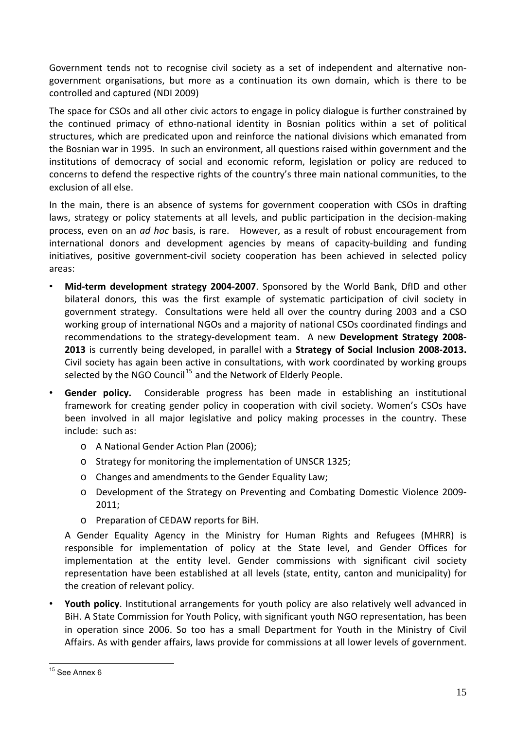Government tends not to recognise civil society as a set of independent and alternative non-government organisations, but more as a continuation its own domain, which is there to be controlled and captured (NDI 2009)

The space for CSOs and all other civic actors to engage in policy dialogue is further constrained by the continued primacy of ethno-national identity in Bosnian politics within a set of political structures, which are predicated upon and reinforce the national divisions which emanated from the Bosnian war in 1995. In such an environment, all questions raised within government and the institutions of democracy of social and economic reform, legislation or policy are reduced to concerns to defend the respective rights of the country's three main national communities, to the exclusion of all else.

In the main, there is an absence of systems for government cooperation with CSOs in drafting laws, strategy or policy statements at all levels, and public participation in the decision-making process, even on an *ad hoc* basis, is rare. However, as a result of robust encouragement from international donors and development agencies by means of capacity-building and funding initiatives, positive government-civil society cooperation has been achieved in selected policy areas:

- **Mid-term development strategy 2004-2007**. Sponsored by the World Bank, DfID and other bilateral donors, this was the first example of systematic participation of civil society in government strategy. Consultations were held all over the country during 2003 and a CSO working group of international NGOs and a majority of national CSOs coordinated findings and recommendations to the strategy-development team. A new **Development Strategy 2008-2013** is currently being developed, in parallel with a **Strategy of Social Inclusion 2008-2013.** Civil society has again been active in consultations, with work coordinated by working groups selected by the NGO Council[15] and the Network of Elderly People.
- **Gender policy.** Considerable progress has been made in establishing an institutional framework for creating gender policy in cooperation with civil society. Women's CSOs have been involved in all major legislative and policy making processes in the country. These include: such as:
  - A National Gender Action Plan (2006);
  - Strategy for monitoring the implementation of UNSCR 1325;
  - Changes and amendments to the Gender Equality Law;
  - Development of the Strategy on Preventing and Combating Domestic Violence 2009-2011;
  - Preparation of CEDAW reports for BiH.

  A Gender Equality Agency in the Ministry for Human Rights and Refugees (MHRR) is responsible for implementation of policy at the State level, and Gender Offices for implementation at the entity level. Gender commissions with significant civil society representation have been established at all levels (state, entity, canton and municipality) for the creation of relevant policy.
- **Youth policy**. Institutional arrangements for youth policy are also relatively well advanced in BiH. A State Commission for Youth Policy, with significant youth NGO representation, has been in operation since 2006. So too has a small Department for Youth in the Ministry of Civil Affairs. As with gender affairs, laws provide for commissions at all lower levels of government.

[15] See Annex 6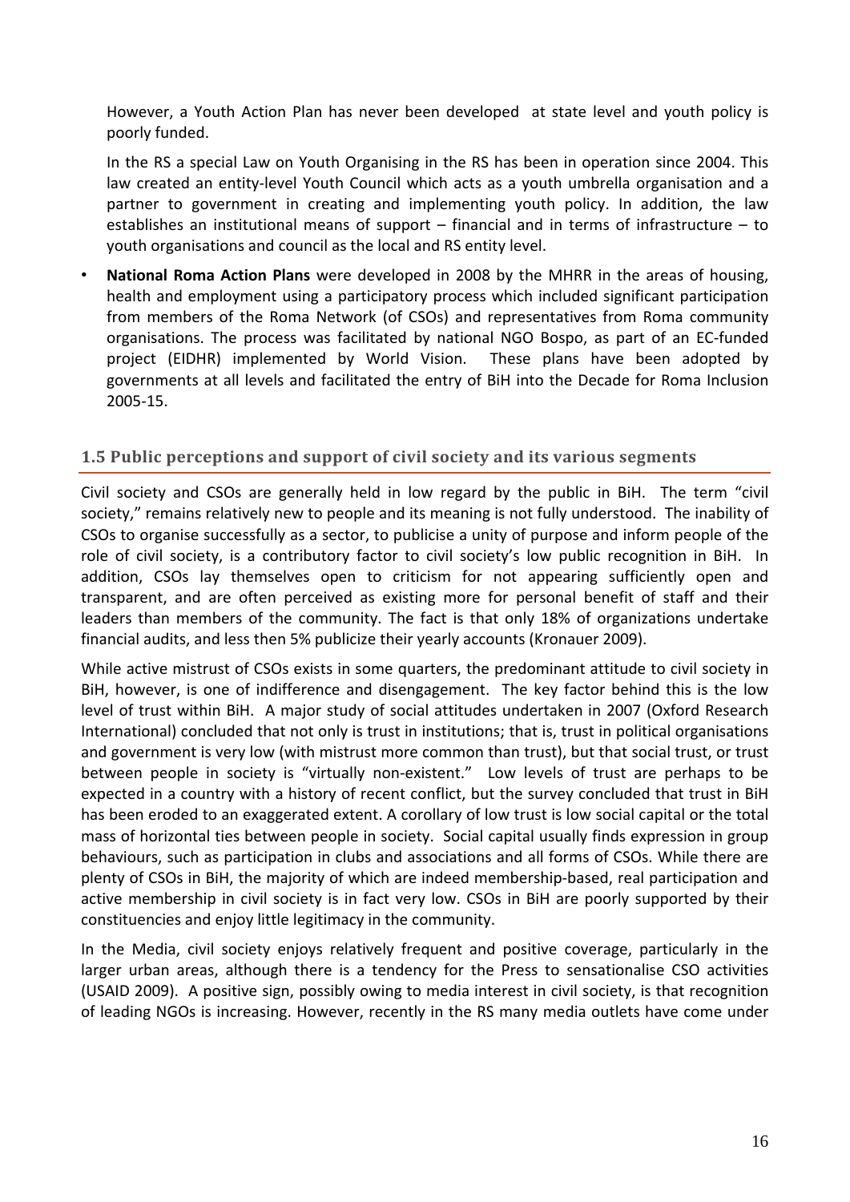However, a Youth Action Plan has never been developed at state level and youth policy is poorly funded.

In the RS a special Law on Youth Organising in the RS has been in operation since 2004. This law created an entity-level Youth Council which acts as a youth umbrella organisation and a partner to government in creating and implementing youth policy. In addition, the law establishes an institutional means of support – financial and in terms of infrastructure – to youth organisations and council as the local and RS entity level.

- **National Roma Action Plans** were developed in 2008 by the MHRR in the areas of housing, health and employment using a participatory process which included significant participation from members of the Roma Network (of CSOs) and representatives from Roma community organisations. The process was facilitated by national NGO Bospo, as part of an EC-funded project (EIDHR) implemented by World Vision. These plans have been adopted by governments at all levels and facilitated the entry of BiH into the Decade for Roma Inclusion 2005-15.

## 1.5 Public perceptions and support of civil society and its various segments

Civil society and CSOs are generally held in low regard by the public in BiH. The term "civil society," remains relatively new to people and its meaning is not fully understood. The inability of CSOs to organise successfully as a sector, to publicise a unity of purpose and inform people of the role of civil society, is a contributory factor to civil society's low public recognition in BiH. In addition, CSOs lay themselves open to criticism for not appearing sufficiently open and transparent, and are often perceived as existing more for personal benefit of staff and their leaders than members of the community. The fact is that only 18% of organizations undertake financial audits, and less then 5% publicize their yearly accounts (Kronauer 2009).

While active mistrust of CSOs exists in some quarters, the predominant attitude to civil society in BiH, however, is one of indifference and disengagement. The key factor behind this is the low level of trust within BiH. A major study of social attitudes undertaken in 2007 (Oxford Research International) concluded that not only is trust in institutions; that is, trust in political organisations and government is very low (with mistrust more common than trust), but that social trust, or trust between people in society is "virtually non-existent." Low levels of trust are perhaps to be expected in a country with a history of recent conflict, but the survey concluded that trust in BiH has been eroded to an exaggerated extent. A corollary of low trust is low social capital or the total mass of horizontal ties between people in society. Social capital usually finds expression in group behaviours, such as participation in clubs and associations and all forms of CSOs. While there are plenty of CSOs in BiH, the majority of which are indeed membership-based, real participation and active membership in civil society is in fact very low. CSOs in BiH are poorly supported by their constituencies and enjoy little legitimacy in the community.

In the Media, civil society enjoys relatively frequent and positive coverage, particularly in the larger urban areas, although there is a tendency for the Press to sensationalise CSO activities (USAID 2009). A positive sign, possibly owing to media interest in civil society, is that recognition of leading NGOs is increasing. However, recently in the RS many media outlets have come under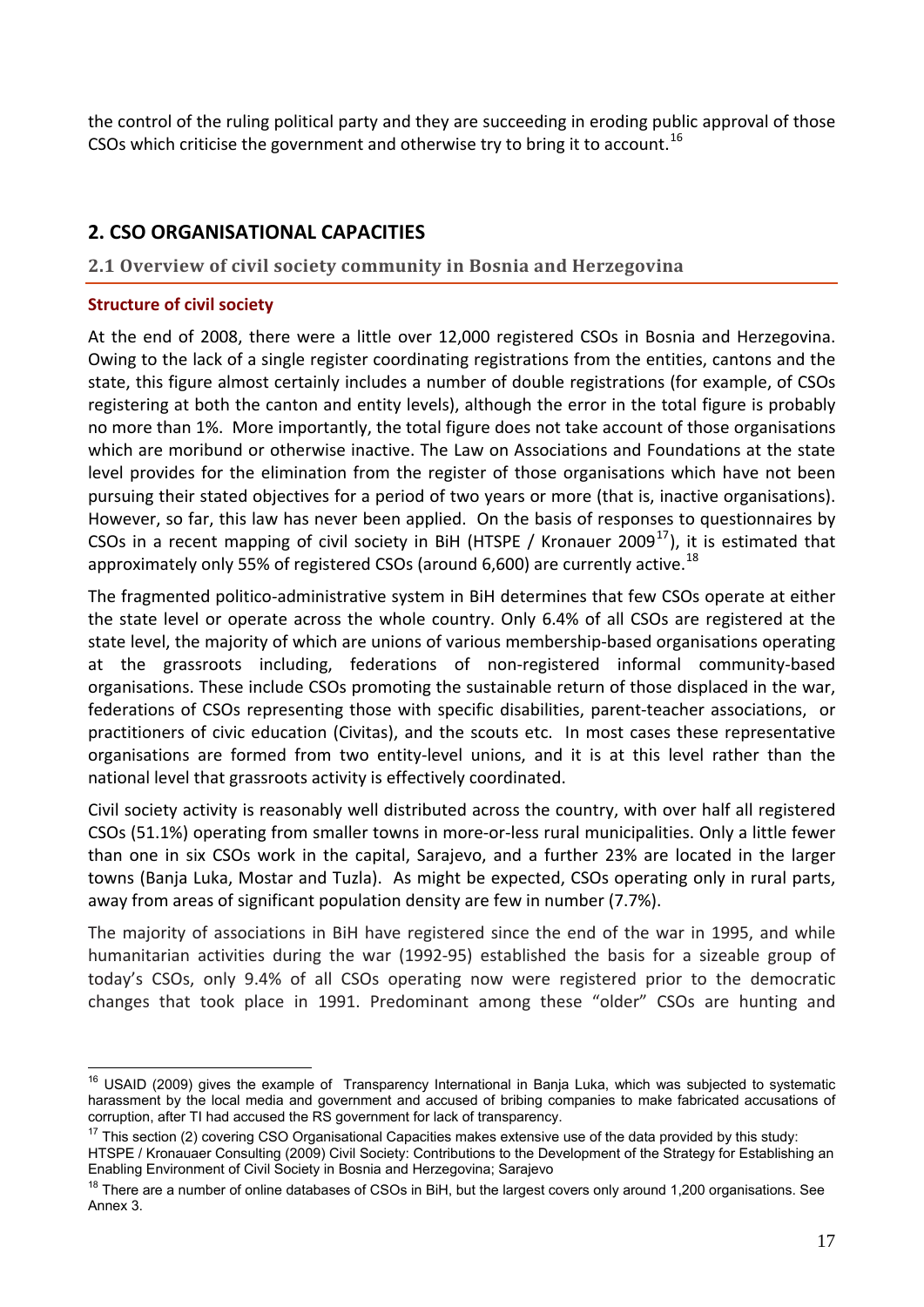the control of the ruling political party and they are succeeding in eroding public approval of those CSOs which criticise the government and otherwise try to bring it to account.[16]

## 2. CSO ORGANISATIONAL CAPACITIES

### 2.1 Overview of civil society community in Bosnia and Herzegovina

#### Structure of civil society

At the end of 2008, there were a little over 12,000 registered CSOs in Bosnia and Herzegovina. Owing to the lack of a single register coordinating registrations from the entities, cantons and the state, this figure almost certainly includes a number of double registrations (for example, of CSOs registering at both the canton and entity levels), although the error in the total figure is probably no more than 1%. More importantly, the total figure does not take account of those organisations which are moribund or otherwise inactive. The Law on Associations and Foundations at the state level provides for the elimination from the register of those organisations which have not been pursuing their stated objectives for a period of two years or more (that is, inactive organisations). However, so far, this law has never been applied. On the basis of responses to questionnaires by CSOs in a recent mapping of civil society in BiH (HTSPE / Kronauer 2009[17]), it is estimated that approximately only 55% of registered CSOs (around 6,600) are currently active.[18]

The fragmented politico-administrative system in BiH determines that few CSOs operate at either the state level or operate across the whole country. Only 6.4% of all CSOs are registered at the state level, the majority of which are unions of various membership-based organisations operating at the grassroots including, federations of non-registered informal community-based organisations. These include CSOs promoting the sustainable return of those displaced in the war, federations of CSOs representing those with specific disabilities, parent-teacher associations, or practitioners of civic education (Civitas), and the scouts etc. In most cases these representative organisations are formed from two entity-level unions, and it is at this level rather than the national level that grassroots activity is effectively coordinated.

Civil society activity is reasonably well distributed across the country, with over half all registered CSOs (51.1%) operating from smaller towns in more-or-less rural municipalities. Only a little fewer than one in six CSOs work in the capital, Sarajevo, and a further 23% are located in the larger towns (Banja Luka, Mostar and Tuzla). As might be expected, CSOs operating only in rural parts, away from areas of significant population density are few in number (7.7%).

The majority of associations in BiH have registered since the end of the war in 1995, and while humanitarian activities during the war (1992-95) established the basis for a sizeable group of today's CSOs, only 9.4% of all CSOs operating now were registered prior to the democratic changes that took place in 1991. Predominant among these "older" CSOs are hunting and

---

[16] USAID (2009) gives the example of Transparency International in Banja Luka, which was subjected to systematic harassment by the local media and government and accused of bribing companies to make fabricated accusations of corruption, after TI had accused the RS government for lack of transparency.

[17] This section (2) covering CSO Organisational Capacities makes extensive use of the data provided by this study: HTSPE / Kronauaer Consulting (2009) Civil Society: Contributions to the Development of the Strategy for Establishing an Enabling Environment of Civil Society in Bosnia and Herzegovina; Sarajevo

[18] There are a number of online databases of CSOs in BiH, but the largest covers only around 1,200 organisations. See Annex 3.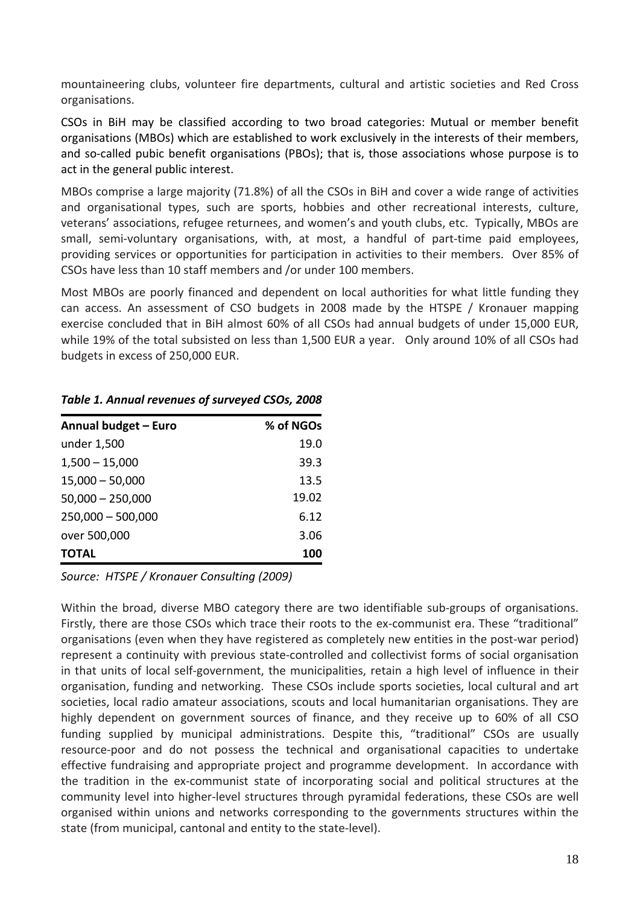mountaineering clubs, volunteer fire departments, cultural and artistic societies and Red Cross organisations.

CSOs in BiH may be classified according to two broad categories: Mutual or member benefit organisations (MBOs) which are established to work exclusively in the interests of their members, and so-called pubic benefit organisations (PBOs); that is, those associations whose purpose is to act in the general public interest.

MBOs comprise a large majority (71.8%) of all the CSOs in BiH and cover a wide range of activities and organisational types, such are sports, hobbies and other recreational interests, culture, veterans' associations, refugee returnees, and women's and youth clubs, etc. Typically, MBOs are small, semi-voluntary organisations, with, at most, a handful of part-time paid employees, providing services or opportunities for participation in activities to their members. Over 85% of CSOs have less than 10 staff members and /or under 100 members.

Most MBOs are poorly financed and dependent on local authorities for what little funding they can access. An assessment of CSO budgets in 2008 made by the HTSPE / Kronauer mapping exercise concluded that in BiH almost 60% of all CSOs had annual budgets of under 15,000 EUR, while 19% of the total subsisted on less than 1,500 EUR a year. Only around 10% of all CSOs had budgets in excess of 250,000 EUR.

***Table 1. Annual revenues of surveyed CSOs, 2008***

| Annual budget – Euro | % of NGOs |
|---|---|
| under 1,500 | 19.0 |
| 1,500 – 15,000 | 39.3 |
| 15,000 – 50,000 | 13.5 |
| 50,000 – 250,000 | 19.02 |
| 250,000 – 500,000 | 6.12 |
| over 500,000 | 3.06 |
| **TOTAL** | **100** |

*Source: HTSPE / Kronauer Consulting (2009)*

Within the broad, diverse MBO category there are two identifiable sub-groups of organisations. Firstly, there are those CSOs which trace their roots to the ex-communist era. These "traditional" organisations (even when they have registered as completely new entities in the post-war period) represent a continuity with previous state-controlled and collectivist forms of social organisation in that units of local self-government, the municipalities, retain a high level of influence in their organisation, funding and networking. These CSOs include sports societies, local cultural and art societies, local radio amateur associations, scouts and local humanitarian organisations. They are highly dependent on government sources of finance, and they receive up to 60% of all CSO funding supplied by municipal administrations. Despite this, "traditional" CSOs are usually resource-poor and do not possess the technical and organisational capacities to undertake effective fundraising and appropriate project and programme development. In accordance with the tradition in the ex-communist state of incorporating social and political structures at the community level into higher-level structures through pyramidal federations, these CSOs are well organised within unions and networks corresponding to the governments structures within the state (from municipal, cantonal and entity to the state-level).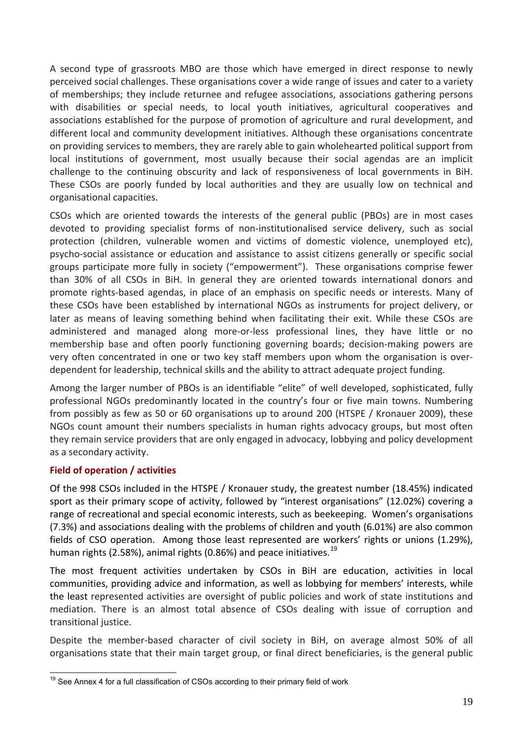A second type of grassroots MBO are those which have emerged in direct response to newly perceived social challenges. These organisations cover a wide range of issues and cater to a variety of memberships; they include returnee and refugee associations, associations gathering persons with disabilities or special needs, to local youth initiatives, agricultural cooperatives and associations established for the purpose of promotion of agriculture and rural development, and different local and community development initiatives. Although these organisations concentrate on providing services to members, they are rarely able to gain wholehearted political support from local institutions of government, most usually because their social agendas are an implicit challenge to the continuing obscurity and lack of responsiveness of local governments in BiH. These CSOs are poorly funded by local authorities and they are usually low on technical and organisational capacities.

CSOs which are oriented towards the interests of the general public (PBOs) are in most cases devoted to providing specialist forms of non-institutionalised service delivery, such as social protection (children, vulnerable women and victims of domestic violence, unemployed etc), psycho-social assistance or education and assistance to assist citizens generally or specific social groups participate more fully in society ("empowerment"). These organisations comprise fewer than 30% of all CSOs in BiH. In general they are oriented towards international donors and promote rights-based agendas, in place of an emphasis on specific needs or interests. Many of these CSOs have been established by international NGOs as instruments for project delivery, or later as means of leaving something behind when facilitating their exit. While these CSOs are administered and managed along more-or-less professional lines, they have little or no membership base and often poorly functioning governing boards; decision-making powers are very often concentrated in one or two key staff members upon whom the organisation is over-dependent for leadership, technical skills and the ability to attract adequate project funding.

Among the larger number of PBOs is an identifiable "elite" of well developed, sophisticated, fully professional NGOs predominantly located in the country's four or five main towns. Numbering from possibly as few as 50 or 60 organisations up to around 200 (HTSPE / Kronauer 2009), these NGOs count amount their numbers specialists in human rights advocacy groups, but most often they remain service providers that are only engaged in advocacy, lobbying and policy development as a secondary activity.

### Field of operation / activities

Of the 998 CSOs included in the HTSPE / Kronauer study, the greatest number (18.45%) indicated sport as their primary scope of activity, followed by "interest organisations" (12.02%) covering a range of recreational and special economic interests, such as beekeeping. Women's organisations (7.3%) and associations dealing with the problems of children and youth (6.01%) are also common fields of CSO operation. Among those least represented are workers' rights or unions (1.29%), human rights (2.58%), animal rights (0.86%) and peace initiatives.[19]

The most frequent activities undertaken by CSOs in BiH are education, activities in local communities, providing advice and information, as well as lobbying for members' interests, while the least represented activities are oversight of public policies and work of state institutions and mediation. There is an almost total absence of CSOs dealing with issue of corruption and transitional justice.

Despite the member-based character of civil society in BiH, on average almost 50% of all organisations state that their main target group, or final direct beneficiaries, is the general public

[19] See Annex 4 for a full classification of CSOs according to their primary field of work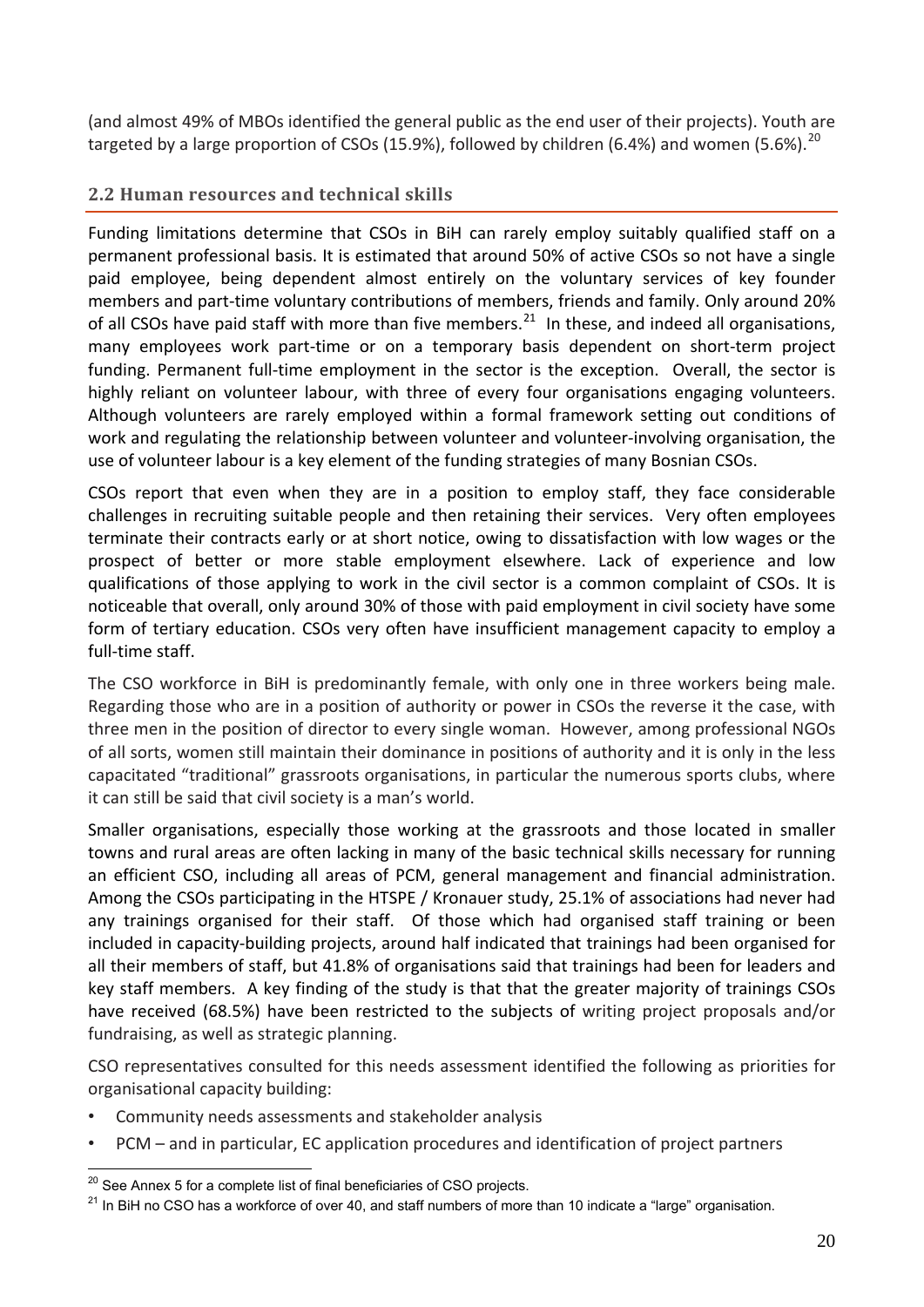(and almost 49% of MBOs identified the general public as the end user of their projects). Youth are targeted by a large proportion of CSOs (15.9%), followed by children (6.4%) and women (5.6%).[20]

## 2.2 Human resources and technical skills

Funding limitations determine that CSOs in BiH can rarely employ suitably qualified staff on a permanent professional basis. It is estimated that around 50% of active CSOs so not have a single paid employee, being dependent almost entirely on the voluntary services of key founder members and part-time voluntary contributions of members, friends and family. Only around 20% of all CSOs have paid staff with more than five members.[21] In these, and indeed all organisations, many employees work part-time or on a temporary basis dependent on short-term project funding. Permanent full-time employment in the sector is the exception. Overall, the sector is highly reliant on volunteer labour, with three of every four organisations engaging volunteers. Although volunteers are rarely employed within a formal framework setting out conditions of work and regulating the relationship between volunteer and volunteer-involving organisation, the use of volunteer labour is a key element of the funding strategies of many Bosnian CSOs.

CSOs report that even when they are in a position to employ staff, they face considerable challenges in recruiting suitable people and then retaining their services. Very often employees terminate their contracts early or at short notice, owing to dissatisfaction with low wages or the prospect of better or more stable employment elsewhere. Lack of experience and low qualifications of those applying to work in the civil sector is a common complaint of CSOs. It is noticeable that overall, only around 30% of those with paid employment in civil society have some form of tertiary education. CSOs very often have insufficient management capacity to employ a full-time staff.

The CSO workforce in BiH is predominantly female, with only one in three workers being male. Regarding those who are in a position of authority or power in CSOs the reverse it the case, with three men in the position of director to every single woman. However, among professional NGOs of all sorts, women still maintain their dominance in positions of authority and it is only in the less capacitated "traditional" grassroots organisations, in particular the numerous sports clubs, where it can still be said that civil society is a man's world.

Smaller organisations, especially those working at the grassroots and those located in smaller towns and rural areas are often lacking in many of the basic technical skills necessary for running an efficient CSO, including all areas of PCM, general management and financial administration. Among the CSOs participating in the HTSPE / Kronauer study, 25.1% of associations had never had any trainings organised for their staff. Of those which had organised staff training or been included in capacity-building projects, around half indicated that trainings had been organised for all their members of staff, but 41.8% of organisations said that trainings had been for leaders and key staff members. A key finding of the study is that that the greater majority of trainings CSOs have received (68.5%) have been restricted to the subjects of writing project proposals and/or fundraising, as well as strategic planning.

CSO representatives consulted for this needs assessment identified the following as priorities for organisational capacity building:

- Community needs assessments and stakeholder analysis
- PCM – and in particular, EC application procedures and identification of project partners

[20] See Annex 5 for a complete list of final beneficiaries of CSO projects.

[21] In BiH no CSO has a workforce of over 40, and staff numbers of more than 10 indicate a "large" organisation.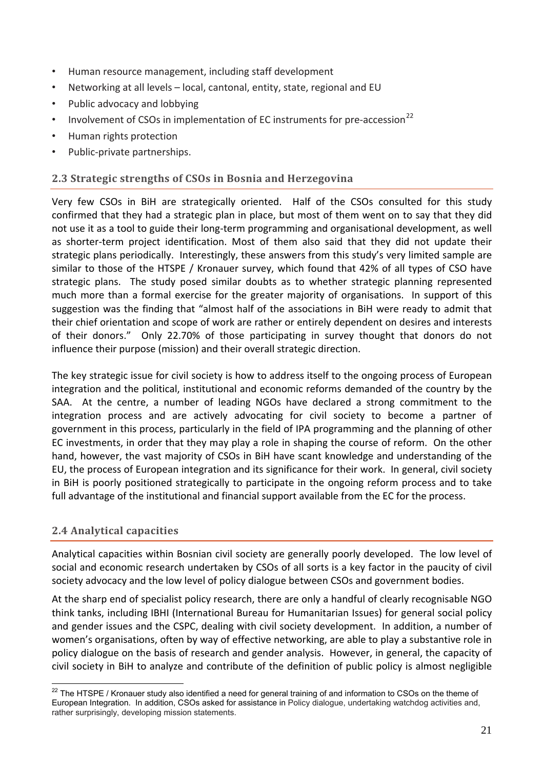- Human resource management, including staff development
- Networking at all levels – local, cantonal, entity, state, regional and EU
- Public advocacy and lobbying
- Involvement of CSOs in implementation of EC instruments for pre-accession[22]
- Human rights protection
- Public-private partnerships.

## 2.3 Strategic strengths of CSOs in Bosnia and Herzegovina

Very few CSOs in BiH are strategically oriented. Half of the CSOs consulted for this study confirmed that they had a strategic plan in place, but most of them went on to say that they did not use it as a tool to guide their long-term programming and organisational development, as well as shorter-term project identification. Most of them also said that they did not update their strategic plans periodically. Interestingly, these answers from this study's very limited sample are similar to those of the HTSPE / Kronauer survey, which found that 42% of all types of CSO have strategic plans. The study posed similar doubts as to whether strategic planning represented much more than a formal exercise for the greater majority of organisations. In support of this suggestion was the finding that "almost half of the associations in BiH were ready to admit that their chief orientation and scope of work are rather or entirely dependent on desires and interests of their donors." Only 22.70% of those participating in survey thought that donors do not influence their purpose (mission) and their overall strategic direction.

The key strategic issue for civil society is how to address itself to the ongoing process of European integration and the political, institutional and economic reforms demanded of the country by the SAA. At the centre, a number of leading NGOs have declared a strong commitment to the integration process and are actively advocating for civil society to become a partner of government in this process, particularly in the field of IPA programming and the planning of other EC investments, in order that they may play a role in shaping the course of reform. On the other hand, however, the vast majority of CSOs in BiH have scant knowledge and understanding of the EU, the process of European integration and its significance for their work. In general, civil society in BiH is poorly positioned strategically to participate in the ongoing reform process and to take full advantage of the institutional and financial support available from the EC for the process.

## 2.4 Analytical capacities

Analytical capacities within Bosnian civil society are generally poorly developed. The low level of social and economic research undertaken by CSOs of all sorts is a key factor in the paucity of civil society advocacy and the low level of policy dialogue between CSOs and government bodies.

At the sharp end of specialist policy research, there are only a handful of clearly recognisable NGO think tanks, including IBHI (International Bureau for Humanitarian Issues) for general social policy and gender issues and the CSPC, dealing with civil society development. In addition, a number of women's organisations, often by way of effective networking, are able to play a substantive role in policy dialogue on the basis of research and gender analysis. However, in general, the capacity of civil society in BiH to analyze and contribute of the definition of public policy is almost negligible

[22] The HTSPE / Kronauer study also identified a need for general training of and information to CSOs on the theme of European Integration. In addition, CSOs asked for assistance in Policy dialogue, undertaking watchdog activities and, rather surprisingly, developing mission statements.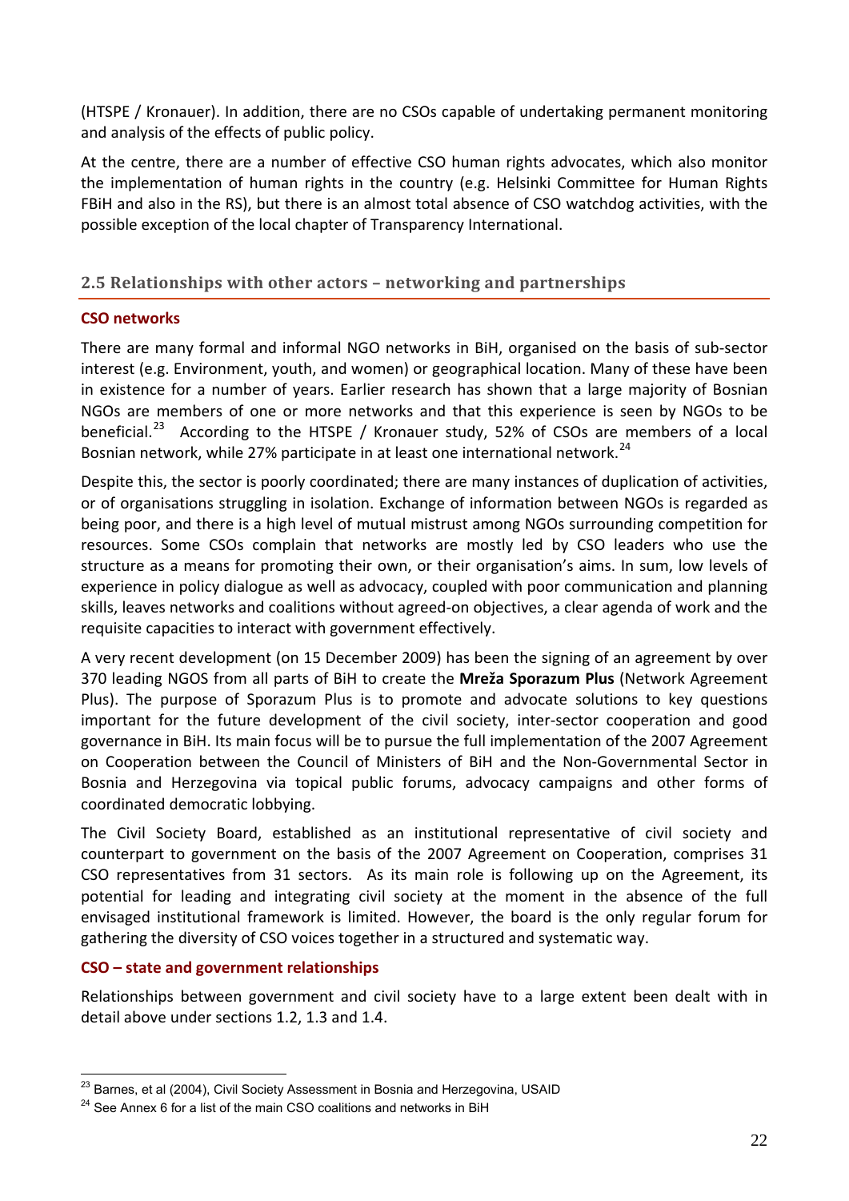(HTSPE / Kronauer). In addition, there are no CSOs capable of undertaking permanent monitoring and analysis of the effects of public policy.

At the centre, there are a number of effective CSO human rights advocates, which also monitor the implementation of human rights in the country (e.g. Helsinki Committee for Human Rights FBiH and also in the RS), but there is an almost total absence of CSO watchdog activities, with the possible exception of the local chapter of Transparency International.

## 2.5 Relationships with other actors – networking and partnerships

### CSO networks

There are many formal and informal NGO networks in BiH, organised on the basis of sub-sector interest (e.g. Environment, youth, and women) or geographical location. Many of these have been in existence for a number of years. Earlier research has shown that a large majority of Bosnian NGOs are members of one or more networks and that this experience is seen by NGOs to be beneficial.[23] According to the HTSPE / Kronauer study, 52% of CSOs are members of a local Bosnian network, while 27% participate in at least one international network.[24]

Despite this, the sector is poorly coordinated; there are many instances of duplication of activities, or of organisations struggling in isolation. Exchange of information between NGOs is regarded as being poor, and there is a high level of mutual mistrust among NGOs surrounding competition for resources. Some CSOs complain that networks are mostly led by CSO leaders who use the structure as a means for promoting their own, or their organisation's aims. In sum, low levels of experience in policy dialogue as well as advocacy, coupled with poor communication and planning skills, leaves networks and coalitions without agreed-on objectives, a clear agenda of work and the requisite capacities to interact with government effectively.

A very recent development (on 15 December 2009) has been the signing of an agreement by over 370 leading NGOS from all parts of BiH to create the **Mreža Sporazum Plus** (Network Agreement Plus). The purpose of Sporazum Plus is to promote and advocate solutions to key questions important for the future development of the civil society, inter-sector cooperation and good governance in BiH. Its main focus will be to pursue the full implementation of the 2007 Agreement on Cooperation between the Council of Ministers of BiH and the Non-Governmental Sector in Bosnia and Herzegovina via topical public forums, advocacy campaigns and other forms of coordinated democratic lobbying.

The Civil Society Board, established as an institutional representative of civil society and counterpart to government on the basis of the 2007 Agreement on Cooperation, comprises 31 CSO representatives from 31 sectors. As its main role is following up on the Agreement, its potential for leading and integrating civil society at the moment in the absence of the full envisaged institutional framework is limited. However, the board is the only regular forum for gathering the diversity of CSO voices together in a structured and systematic way.

### CSO – state and government relationships

Relationships between government and civil society have to a large extent been dealt with in detail above under sections 1.2, 1.3 and 1.4.

---

[23] Barnes, et al (2004), Civil Society Assessment in Bosnia and Herzegovina, USAID

[24] See Annex 6 for a list of the main CSO coalitions and networks in BiH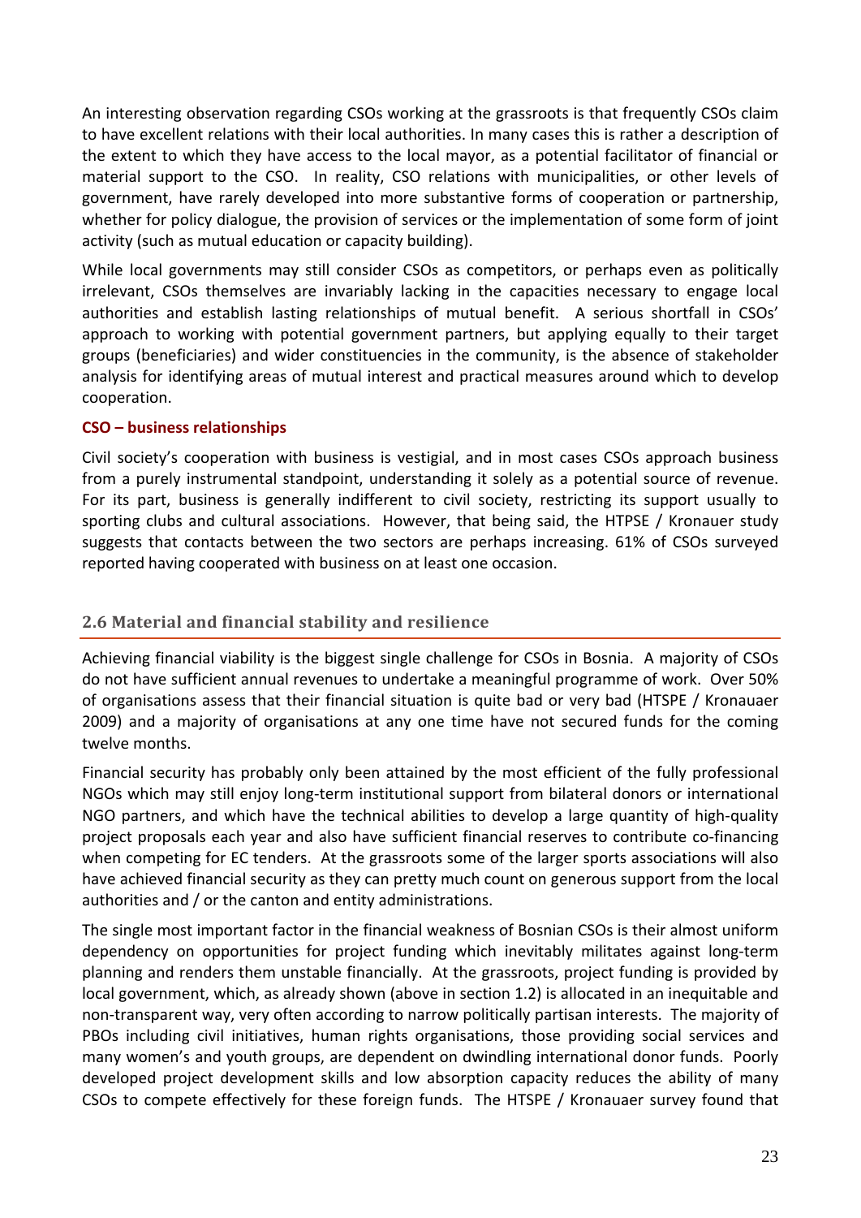An interesting observation regarding CSOs working at the grassroots is that frequently CSOs claim to have excellent relations with their local authorities. In many cases this is rather a description of the extent to which they have access to the local mayor, as a potential facilitator of financial or material support to the CSO. In reality, CSO relations with municipalities, or other levels of government, have rarely developed into more substantive forms of cooperation or partnership, whether for policy dialogue, the provision of services or the implementation of some form of joint activity (such as mutual education or capacity building).

While local governments may still consider CSOs as competitors, or perhaps even as politically irrelevant, CSOs themselves are invariably lacking in the capacities necessary to engage local authorities and establish lasting relationships of mutual benefit. A serious shortfall in CSOs' approach to working with potential government partners, but applying equally to their target groups (beneficiaries) and wider constituencies in the community, is the absence of stakeholder analysis for identifying areas of mutual interest and practical measures around which to develop cooperation.

**CSO – business relationships**

Civil society's cooperation with business is vestigial, and in most cases CSOs approach business from a purely instrumental standpoint, understanding it solely as a potential source of revenue. For its part, business is generally indifferent to civil society, restricting its support usually to sporting clubs and cultural associations. However, that being said, the HTPSE / Kronauer study suggests that contacts between the two sectors are perhaps increasing. 61% of CSOs surveyed reported having cooperated with business on at least one occasion.

### 2.6 Material and financial stability and resilience

Achieving financial viability is the biggest single challenge for CSOs in Bosnia. A majority of CSOs do not have sufficient annual revenues to undertake a meaningful programme of work. Over 50% of organisations assess that their financial situation is quite bad or very bad (HTPSE / Kronauaer 2009) and a majority of organisations at any one time have not secured funds for the coming twelve months.

Financial security has probably only been attained by the most efficient of the fully professional NGOs which may still enjoy long-term institutional support from bilateral donors or international NGO partners, and which have the technical abilities to develop a large quantity of high-quality project proposals each year and also have sufficient financial reserves to contribute co-financing when competing for EC tenders. At the grassroots some of the larger sports associations will also have achieved financial security as they can pretty much count on generous support from the local authorities and / or the canton and entity administrations.

The single most important factor in the financial weakness of Bosnian CSOs is their almost uniform dependency on opportunities for project funding which inevitably militates against long-term planning and renders them unstable financially. At the grassroots, project funding is provided by local government, which, as already shown (above in section 1.2) is allocated in an inequitable and non-transparent way, very often according to narrow politically partisan interests. The majority of PBOs including civil initiatives, human rights organisations, those providing social services and many women's and youth groups, are dependent on dwindling international donor funds. Poorly developed project development skills and low absorption capacity reduces the ability of many CSOs to compete effectively for these foreign funds. The HTPSE / Kronauaer survey found that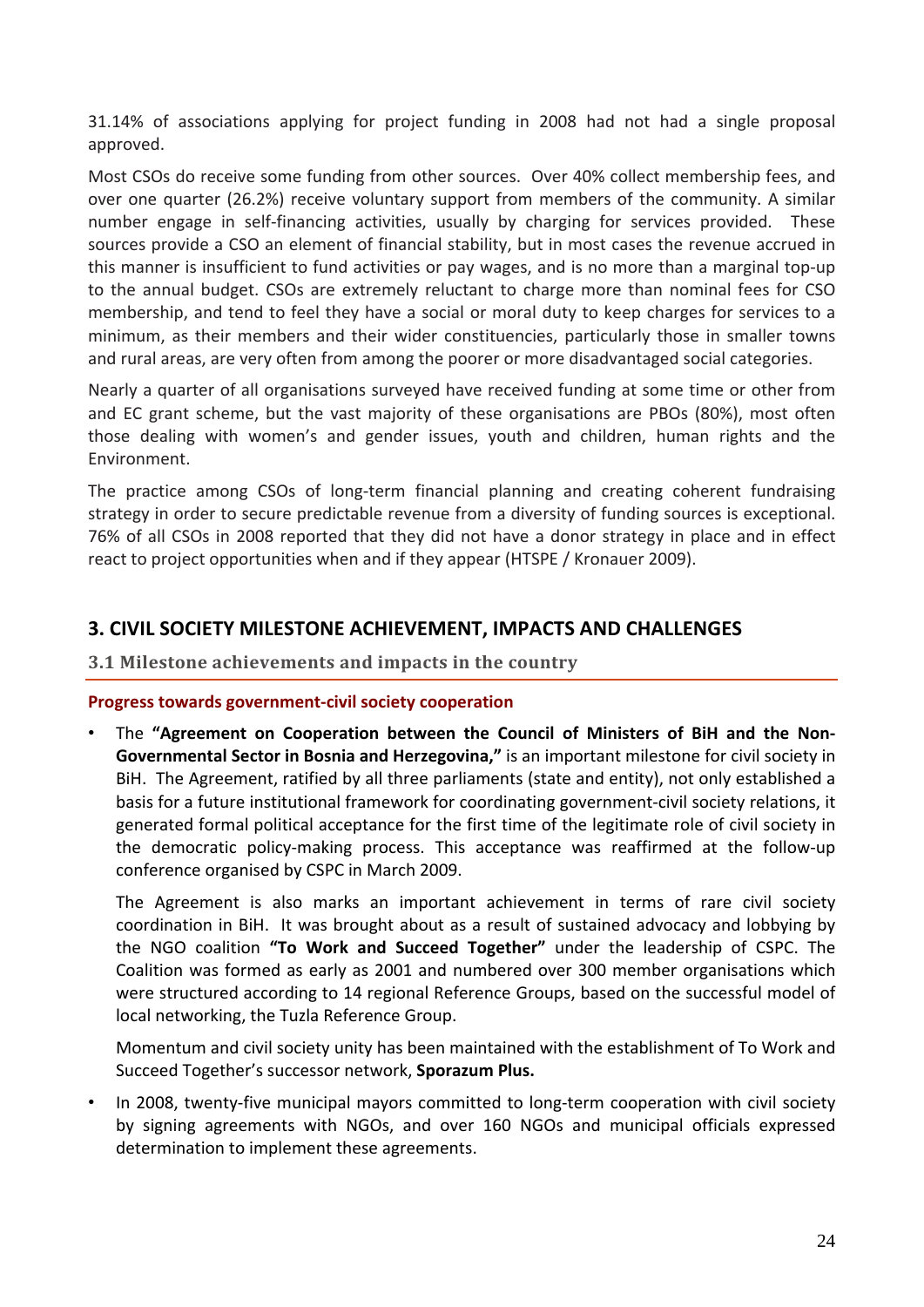31.14% of associations applying for project funding in 2008 had not had a single proposal approved.

Most CSOs do receive some funding from other sources. Over 40% collect membership fees, and over one quarter (26.2%) receive voluntary support from members of the community. A similar number engage in self-financing activities, usually by charging for services provided. These sources provide a CSO an element of financial stability, but in most cases the revenue accrued in this manner is insufficient to fund activities or pay wages, and is no more than a marginal top-up to the annual budget. CSOs are extremely reluctant to charge more than nominal fees for CSO membership, and tend to feel they have a social or moral duty to keep charges for services to a minimum, as their members and their wider constituencies, particularly those in smaller towns and rural areas, are very often from among the poorer or more disadvantaged social categories.

Nearly a quarter of all organisations surveyed have received funding at some time or other from and EC grant scheme, but the vast majority of these organisations are PBOs (80%), most often those dealing with women's and gender issues, youth and children, human rights and the Environment.

The practice among CSOs of long-term financial planning and creating coherent fundraising strategy in order to secure predictable revenue from a diversity of funding sources is exceptional. 76% of all CSOs in 2008 reported that they did not have a donor strategy in place and in effect react to project opportunities when and if they appear (HTSPE / Kronauer 2009).

## 3. CIVIL SOCIETY MILESTONE ACHIEVEMENT, IMPACTS AND CHALLENGES

### 3.1 Milestone achievements and impacts in the country

**Progress towards government-civil society cooperation**

- The **"Agreement on Cooperation between the Council of Ministers of BiH and the Non-Governmental Sector in Bosnia and Herzegovina,"** is an important milestone for civil society in BiH. The Agreement, ratified by all three parliaments (state and entity), not only established a basis for a future institutional framework for coordinating government-civil society relations, it generated formal political acceptance for the first time of the legitimate role of civil society in the democratic policy-making process. This acceptance was reaffirmed at the follow-up conference organised by CSPC in March 2009.

  The Agreement is also marks an important achievement in terms of rare civil society coordination in BiH. It was brought about as a result of sustained advocacy and lobbying by the NGO coalition **"To Work and Succeed Together"** under the leadership of CSPC. The Coalition was formed as early as 2001 and numbered over 300 member organisations which were structured according to 14 regional Reference Groups, based on the successful model of local networking, the Tuzla Reference Group.

  Momentum and civil society unity has been maintained with the establishment of To Work and Succeed Together's successor network, **Sporazum Plus.**

- In 2008, twenty-five municipal mayors committed to long-term cooperation with civil society by signing agreements with NGOs, and over 160 NGOs and municipal officials expressed determination to implement these agreements.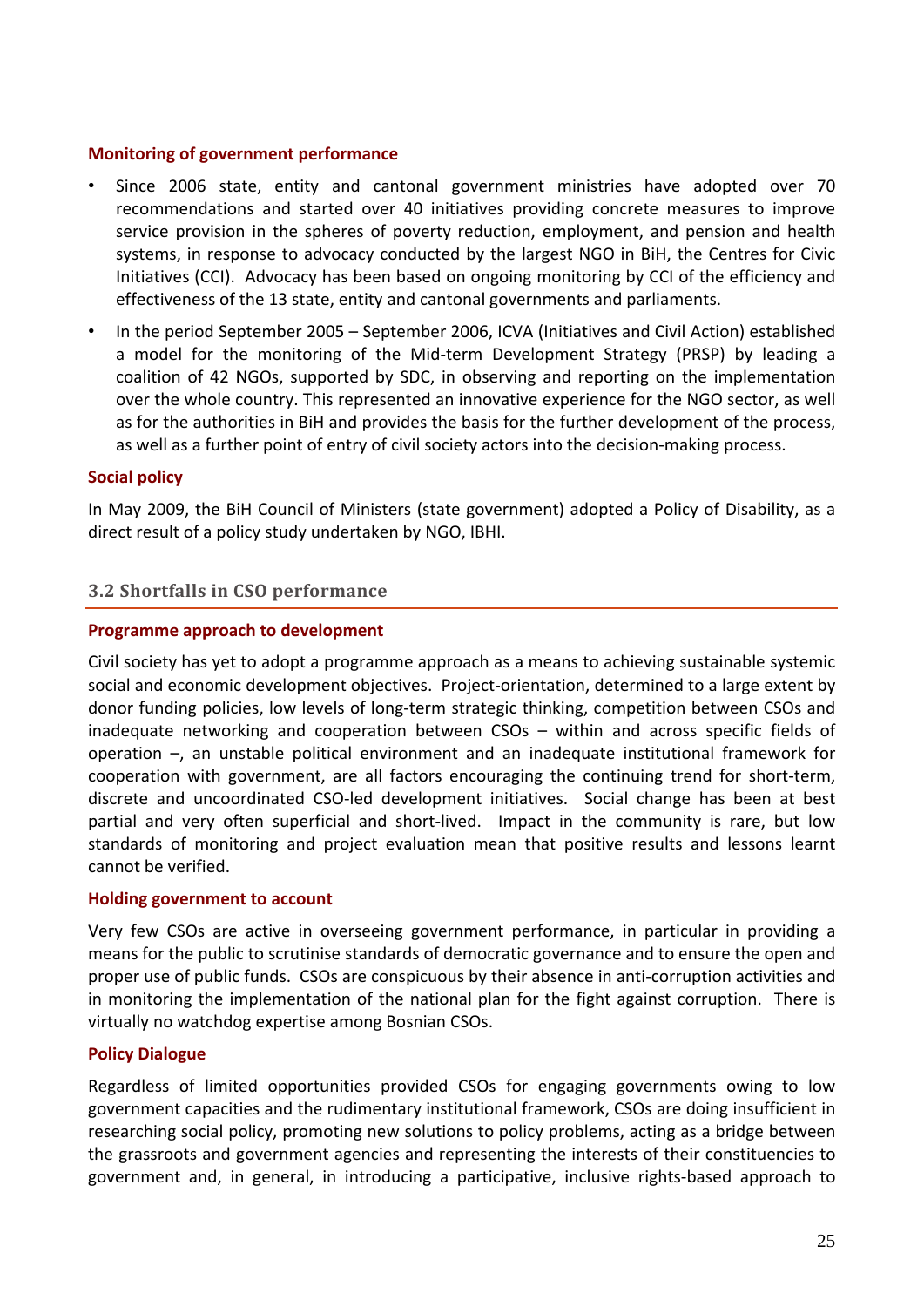**Monitoring of government performance**

- Since 2006 state, entity and cantonal government ministries have adopted over 70 recommendations and started over 40 initiatives providing concrete measures to improve service provision in the spheres of poverty reduction, employment, and pension and health systems, in response to advocacy conducted by the largest NGO in BiH, the Centres for Civic Initiatives (CCI). Advocacy has been based on ongoing monitoring by CCI of the efficiency and effectiveness of the 13 state, entity and cantonal governments and parliaments.
- In the period September 2005 – September 2006, ICVA (Initiatives and Civil Action) established a model for the monitoring of the Mid-term Development Strategy (PRSP) by leading a coalition of 42 NGOs, supported by SDC, in observing and reporting on the implementation over the whole country. This represented an innovative experience for the NGO sector, as well as for the authorities in BiH and provides the basis for the further development of the process, as well as a further point of entry of civil society actors into the decision-making process.

**Social policy**

In May 2009, the BiH Council of Ministers (state government) adopted a Policy of Disability, as a direct result of a policy study undertaken by NGO, IBHI.

### 3.2 Shortfalls in CSO performance

**Programme approach to development**

Civil society has yet to adopt a programme approach as a means to achieving sustainable systemic social and economic development objectives. Project-orientation, determined to a large extent by donor funding policies, low levels of long-term strategic thinking, competition between CSOs and inadequate networking and cooperation between CSOs – within and across specific fields of operation –, an unstable political environment and an inadequate institutional framework for cooperation with government, are all factors encouraging the continuing trend for short-term, discrete and uncoordinated CSO-led development initiatives. Social change has been at best partial and very often superficial and short-lived. Impact in the community is rare, but low standards of monitoring and project evaluation mean that positive results and lessons learnt cannot be verified.

**Holding government to account**

Very few CSOs are active in overseeing government performance, in particular in providing a means for the public to scrutinise standards of democratic governance and to ensure the open and proper use of public funds. CSOs are conspicuous by their absence in anti-corruption activities and in monitoring the implementation of the national plan for the fight against corruption. There is virtually no watchdog expertise among Bosnian CSOs.

**Policy Dialogue**

Regardless of limited opportunities provided CSOs for engaging governments owing to low government capacities and the rudimentary institutional framework, CSOs are doing insufficient in researching social policy, promoting new solutions to policy problems, acting as a bridge between the grassroots and government agencies and representing the interests of their constituencies to government and, in general, in introducing a participative, inclusive rights-based approach to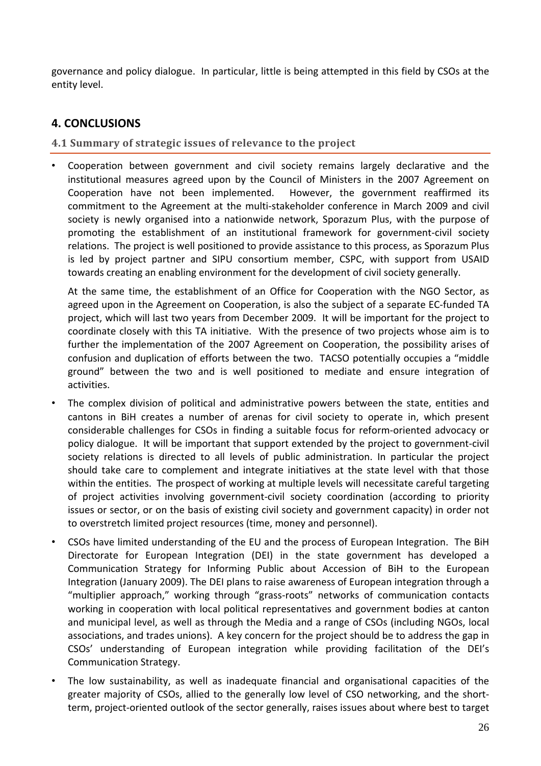governance and policy dialogue. In particular, little is being attempted in this field by CSOs at the entity level.

## 4. CONCLUSIONS

### 4.1 Summary of strategic issues of relevance to the project

- Cooperation between government and civil society remains largely declarative and the institutional measures agreed upon by the Council of Ministers in the 2007 Agreement on Cooperation have not been implemented. However, the government reaffirmed its commitment to the Agreement at the multi-stakeholder conference in March 2009 and civil society is newly organised into a nationwide network, Sporazum Plus, with the purpose of promoting the establishment of an institutional framework for government-civil society relations. The project is well positioned to provide assistance to this process, as Sporazum Plus is led by project partner and SIPU consortium member, CSPC, with support from USAID towards creating an enabling environment for the development of civil society generally.

  At the same time, the establishment of an Office for Cooperation with the NGO Sector, as agreed upon in the Agreement on Cooperation, is also the subject of a separate EC-funded TA project, which will last two years from December 2009. It will be important for the project to coordinate closely with this TA initiative. With the presence of two projects whose aim is to further the implementation of the 2007 Agreement on Cooperation, the possibility arises of confusion and duplication of efforts between the two. TACSO potentially occupies a "middle ground" between the two and is well positioned to mediate and ensure integration of activities.

- The complex division of political and administrative powers between the state, entities and cantons in BiH creates a number of arenas for civil society to operate in, which present considerable challenges for CSOs in finding a suitable focus for reform-oriented advocacy or policy dialogue. It will be important that support extended by the project to government-civil society relations is directed to all levels of public administration. In particular the project should take care to complement and integrate initiatives at the state level with that those within the entities. The prospect of working at multiple levels will necessitate careful targeting of project activities involving government-civil society coordination (according to priority issues or sector, or on the basis of existing civil society and government capacity) in order not to overstretch limited project resources (time, money and personnel).

- CSOs have limited understanding of the EU and the process of European Integration. The BiH Directorate for European Integration (DEI) in the state government has developed a Communication Strategy for Informing Public about Accession of BiH to the European Integration (January 2009). The DEI plans to raise awareness of European integration through a "multiplier approach," working through "grass-roots" networks of communication contacts working in cooperation with local political representatives and government bodies at canton and municipal level, as well as through the Media and a range of CSOs (including NGOs, local associations, and trades unions). A key concern for the project should be to address the gap in CSOs' understanding of European integration while providing facilitation of the DEI's Communication Strategy.

- The low sustainability, as well as inadequate financial and organisational capacities of the greater majority of CSOs, allied to the generally low level of CSO networking, and the short-term, project-oriented outlook of the sector generally, raises issues about where best to target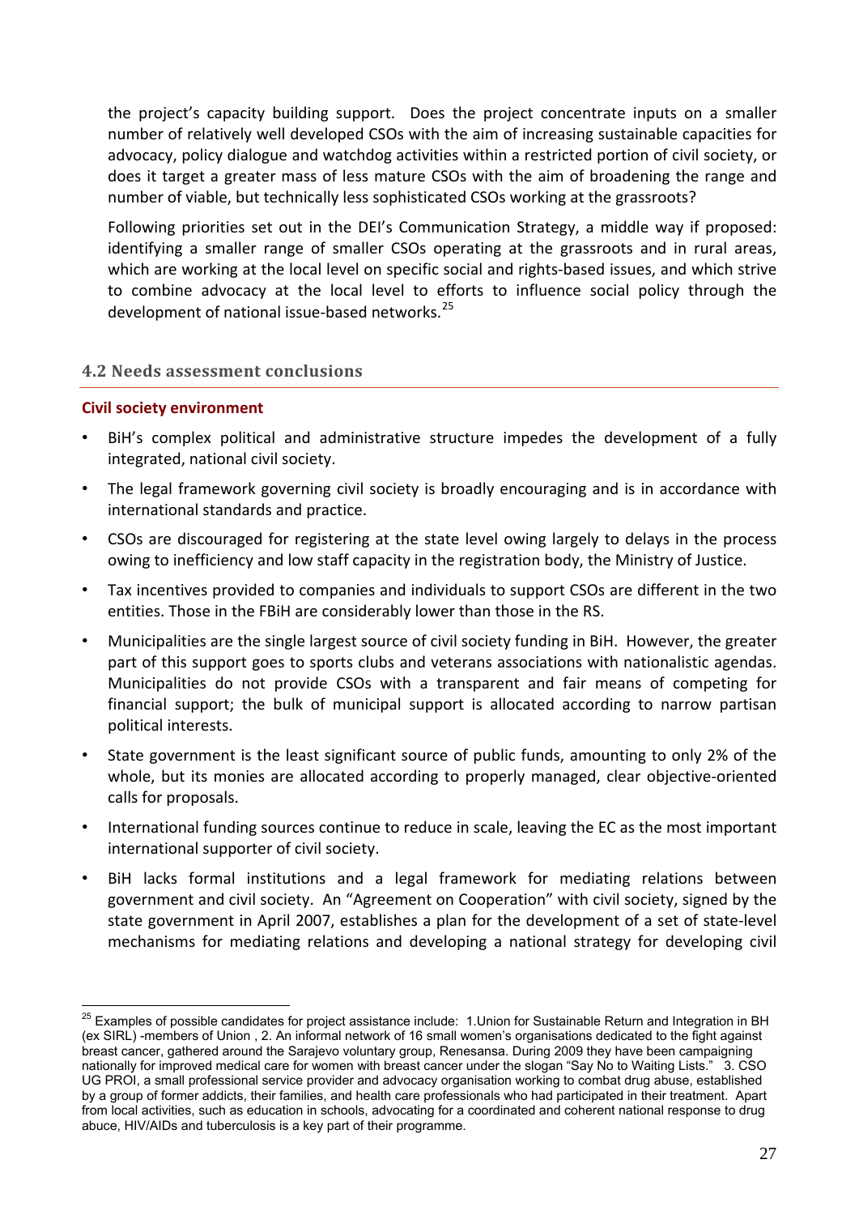the project's capacity building support. Does the project concentrate inputs on a smaller number of relatively well developed CSOs with the aim of increasing sustainable capacities for advocacy, policy dialogue and watchdog activities within a restricted portion of civil society, or does it target a greater mass of less mature CSOs with the aim of broadening the range and number of viable, but technically less sophisticated CSOs working at the grassroots?

Following priorities set out in the DEI's Communication Strategy, a middle way if proposed: identifying a smaller range of smaller CSOs operating at the grassroots and in rural areas, which are working at the local level on specific social and rights-based issues, and which strive to combine advocacy at the local level to efforts to influence social policy through the development of national issue-based networks.[25]

### 4.2 Needs assessment conclusions

**Civil society environment**

- BiH's complex political and administrative structure impedes the development of a fully integrated, national civil society.
- The legal framework governing civil society is broadly encouraging and is in accordance with international standards and practice.
- CSOs are discouraged for registering at the state level owing largely to delays in the process owing to inefficiency and low staff capacity in the registration body, the Ministry of Justice.
- Tax incentives provided to companies and individuals to support CSOs are different in the two entities. Those in the FBiH are considerably lower than those in the RS.
- Municipalities are the single largest source of civil society funding in BiH. However, the greater part of this support goes to sports clubs and veterans associations with nationalistic agendas. Municipalities do not provide CSOs with a transparent and fair means of competing for financial support; the bulk of municipal support is allocated according to narrow partisan political interests.
- State government is the least significant source of public funds, amounting to only 2% of the whole, but its monies are allocated according to properly managed, clear objective-oriented calls for proposals.
- International funding sources continue to reduce in scale, leaving the EC as the most important international supporter of civil society.
- BiH lacks formal institutions and a legal framework for mediating relations between government and civil society. An "Agreement on Cooperation" with civil society, signed by the state government in April 2007, establishes a plan for the development of a set of state-level mechanisms for mediating relations and developing a national strategy for developing civil

[25] Examples of possible candidates for project assistance include: 1.Union for Sustainable Return and Integration in BH (ex SIRL) -members of Union , 2. An informal network of 16 small women's organisations dedicated to the fight against breast cancer, gathered around the Sarajevo voluntary group, Renesansa. During 2009 they have been campaigning nationally for improved medical care for women with breast cancer under the slogan "Say No to Waiting Lists." 3. CSO UG PROI, a small professional service provider and advocacy organisation working to combat drug abuse, established by a group of former addicts, their families, and health care professionals who had participated in their treatment. Apart from local activities, such as education in schools, advocating for a coordinated and coherent national response to drug abuce, HIV/AIDs and tuberculosis is a key part of their programme.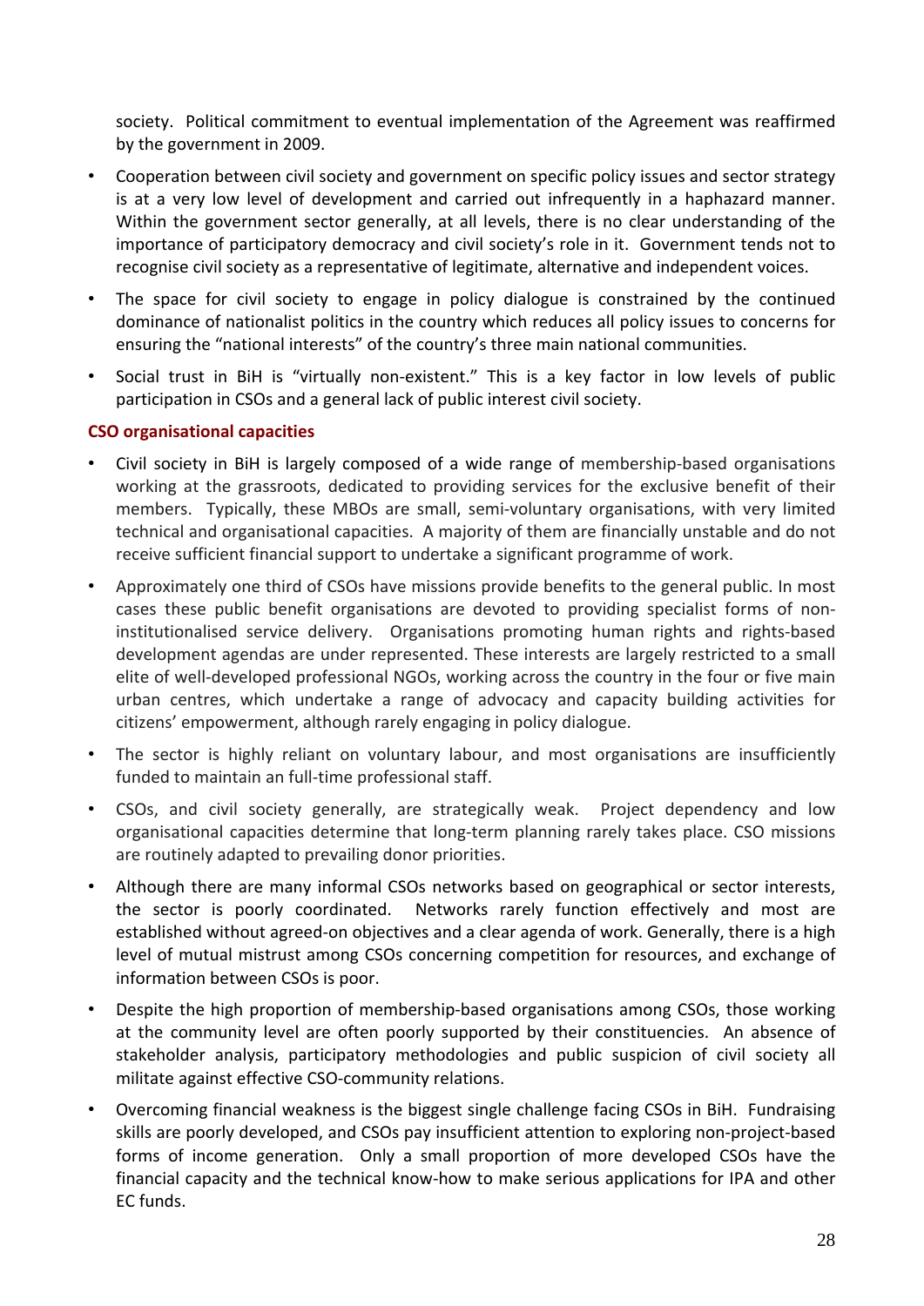society. Political commitment to eventual implementation of the Agreement was reaffirmed by the government in 2009.

- Cooperation between civil society and government on specific policy issues and sector strategy is at a very low level of development and carried out infrequently in a haphazard manner. Within the government sector generally, at all levels, there is no clear understanding of the importance of participatory democracy and civil society's role in it. Government tends not to recognise civil society as a representative of legitimate, alternative and independent voices.
- The space for civil society to engage in policy dialogue is constrained by the continued dominance of nationalist politics in the country which reduces all policy issues to concerns for ensuring the "national interests" of the country's three main national communities.
- Social trust in BiH is "virtually non-existent." This is a key factor in low levels of public participation in CSOs and a general lack of public interest civil society.

**CSO organisational capacities**

- Civil society in BiH is largely composed of a wide range of membership-based organisations working at the grassroots, dedicated to providing services for the exclusive benefit of their members. Typically, these MBOs are small, semi-voluntary organisations, with very limited technical and organisational capacities. A majority of them are financially unstable and do not receive sufficient financial support to undertake a significant programme of work.
- Approximately one third of CSOs have missions provide benefits to the general public. In most cases these public benefit organisations are devoted to providing specialist forms of non-institutionalised service delivery. Organisations promoting human rights and rights-based development agendas are under represented. These interests are largely restricted to a small elite of well-developed professional NGOs, working across the country in the four or five main urban centres, which undertake a range of advocacy and capacity building activities for citizens' empowerment, although rarely engaging in policy dialogue.
- The sector is highly reliant on voluntary labour, and most organisations are insufficiently funded to maintain an full-time professional staff.
- CSOs, and civil society generally, are strategically weak. Project dependency and low organisational capacities determine that long-term planning rarely takes place. CSO missions are routinely adapted to prevailing donor priorities.
- Although there are many informal CSOs networks based on geographical or sector interests, the sector is poorly coordinated. Networks rarely function effectively and most are established without agreed-on objectives and a clear agenda of work. Generally, there is a high level of mutual mistrust among CSOs concerning competition for resources, and exchange of information between CSOs is poor.
- Despite the high proportion of membership-based organisations among CSOs, those working at the community level are often poorly supported by their constituencies. An absence of stakeholder analysis, participatory methodologies and public suspicion of civil society all militate against effective CSO-community relations.
- Overcoming financial weakness is the biggest single challenge facing CSOs in BiH. Fundraising skills are poorly developed, and CSOs pay insufficient attention to exploring non-project-based forms of income generation. Only a small proportion of more developed CSOs have the financial capacity and the technical know-how to make serious applications for IPA and other EC funds.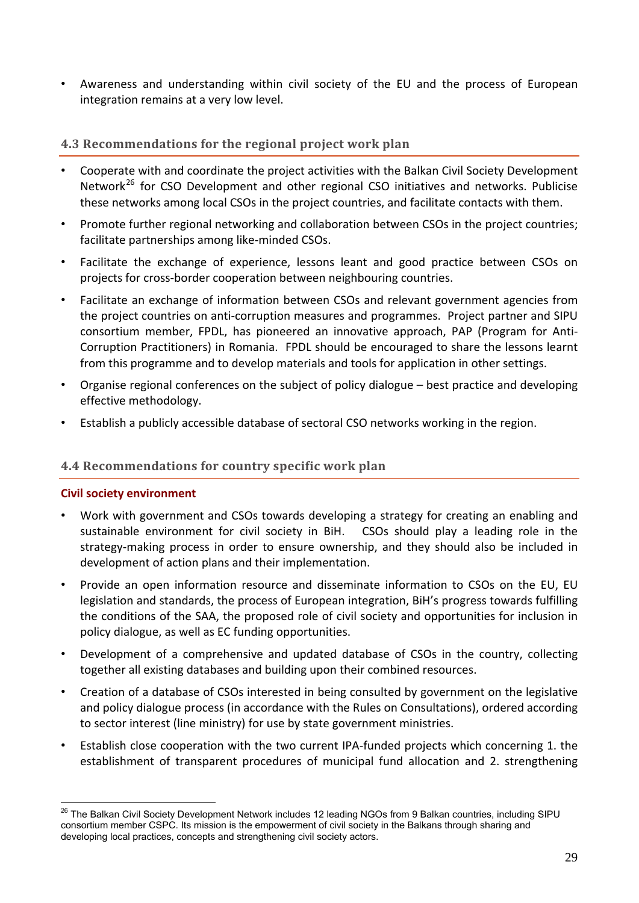- Awareness and understanding within civil society of the EU and the process of European integration remains at a very low level.

### 4.3 Recommendations for the regional project work plan

- Cooperate with and coordinate the project activities with the Balkan Civil Society Development Network[26] for CSO Development and other regional CSO initiatives and networks. Publicise these networks among local CSOs in the project countries, and facilitate contacts with them.
- Promote further regional networking and collaboration between CSOs in the project countries; facilitate partnerships among like-minded CSOs.
- Facilitate the exchange of experience, lessons leant and good practice between CSOs on projects for cross-border cooperation between neighbouring countries.
- Facilitate an exchange of information between CSOs and relevant government agencies from the project countries on anti-corruption measures and programmes. Project partner and SIPU consortium member, FPDL, has pioneered an innovative approach, PAP (Program for Anti-Corruption Practitioners) in Romania. FPDL should be encouraged to share the lessons learnt from this programme and to develop materials and tools for application in other settings.
- Organise regional conferences on the subject of policy dialogue – best practice and developing effective methodology.
- Establish a publicly accessible database of sectoral CSO networks working in the region.

### 4.4 Recommendations for country specific work plan

**Civil society environment**

- Work with government and CSOs towards developing a strategy for creating an enabling and sustainable environment for civil society in BiH. CSOs should play a leading role in the strategy-making process in order to ensure ownership, and they should also be included in development of action plans and their implementation.
- Provide an open information resource and disseminate information to CSOs on the EU, EU legislation and standards, the process of European integration, BiH's progress towards fulfilling the conditions of the SAA, the proposed role of civil society and opportunities for inclusion in policy dialogue, as well as EC funding opportunities.
- Development of a comprehensive and updated database of CSOs in the country, collecting together all existing databases and building upon their combined resources.
- Creation of a database of CSOs interested in being consulted by government on the legislative and policy dialogue process (in accordance with the Rules on Consultations), ordered according to sector interest (line ministry) for use by state government ministries.
- Establish close cooperation with the two current IPA-funded projects which concerning 1. the establishment of transparent procedures of municipal fund allocation and 2. strengthening

[26] The Balkan Civil Society Development Network includes 12 leading NGOs from 9 Balkan countries, including SIPU consortium member CSPC. Its mission is the empowerment of civil society in the Balkans through sharing and developing local practices, concepts and strengthening civil society actors.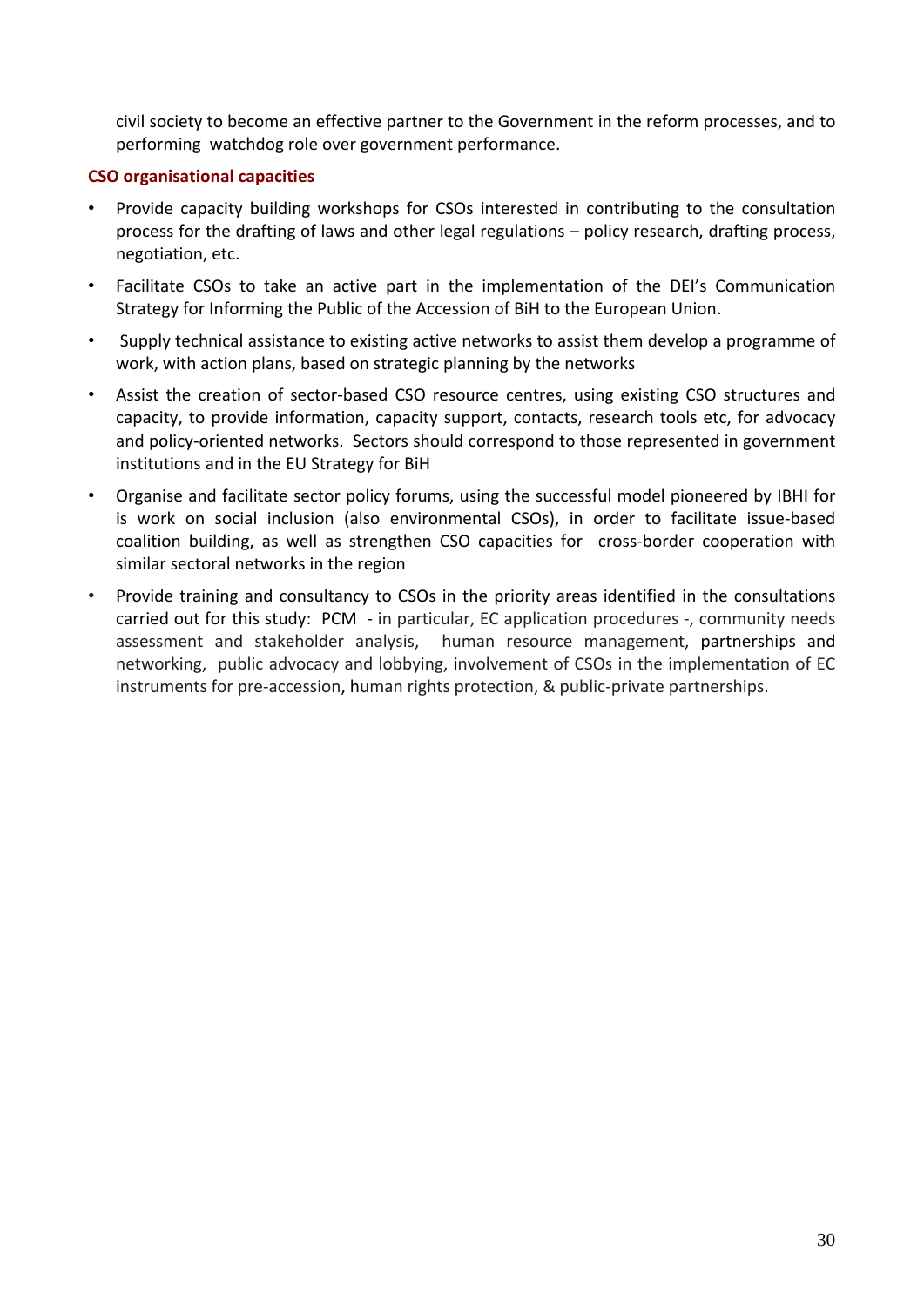civil society to become an effective partner to the Government in the reform processes, and to performing watchdog role over government performance.

### CSO organisational capacities

- Provide capacity building workshops for CSOs interested in contributing to the consultation process for the drafting of laws and other legal regulations – policy research, drafting process, negotiation, etc.
- Facilitate CSOs to take an active part in the implementation of the DEI's Communication Strategy for Informing the Public of the Accession of BiH to the European Union.
- Supply technical assistance to existing active networks to assist them develop a programme of work, with action plans, based on strategic planning by the networks
- Assist the creation of sector-based CSO resource centres, using existing CSO structures and capacity, to provide information, capacity support, contacts, research tools etc, for advocacy and policy-oriented networks. Sectors should correspond to those represented in government institutions and in the EU Strategy for BiH
- Organise and facilitate sector policy forums, using the successful model pioneered by IBHI for is work on social inclusion (also environmental CSOs), in order to facilitate issue-based coalition building, as well as strengthen CSO capacities for cross-border cooperation with similar sectoral networks in the region
- Provide training and consultancy to CSOs in the priority areas identified in the consultations carried out for this study: PCM - in particular, EC application procedures -, community needs assessment and stakeholder analysis, human resource management, partnerships and networking, public advocacy and lobbying, involvement of CSOs in the implementation of EC instruments for pre-accession, human rights protection, & public-private partnerships.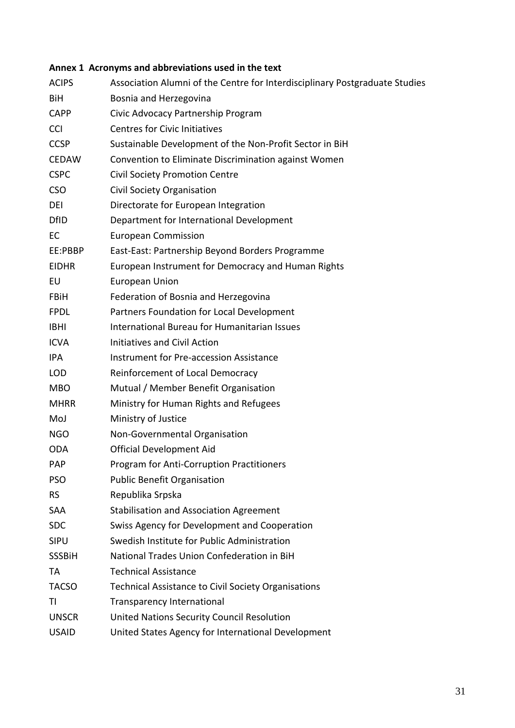**Annex 1 Acronyms and abbreviations used in the text**

| | |
|---|---|
| ACIPS | Association Alumni of the Centre for Interdisciplinary Postgraduate Studies |
| BiH | Bosnia and Herzegovina |
| CAPP | Civic Advocacy Partnership Program |
| CCI | Centres for Civic Initiatives |
| CCSP | Sustainable Development of the Non-Profit Sector in BiH |
| CEDAW | Convention to Eliminate Discrimination against Women |
| CSPC | Civil Society Promotion Centre |
| CSO | Civil Society Organisation |
| DEI | Directorate for European Integration |
| DfID | Department for International Development |
| EC | European Commission |
| EE:PBBP | East-East: Partnership Beyond Borders Programme |
| EIDHR | European Instrument for Democracy and Human Rights |
| EU | European Union |
| FBiH | Federation of Bosnia and Herzegovina |
| FPDL | Partners Foundation for Local Development |
| IBHI | International Bureau for Humanitarian Issues |
| ICVA | Initiatives and Civil Action |
| IPA | Instrument for Pre-accession Assistance |
| LOD | Reinforcement of Local Democracy |
| MBO | Mutual / Member Benefit Organisation |
| MHRR | Ministry for Human Rights and Refugees |
| MoJ | Ministry of Justice |
| NGO | Non-Governmental Organisation |
| ODA | Official Development Aid |
| PAP | Program for Anti-Corruption Practitioners |
| PSO | Public Benefit Organisation |
| RS | Republika Srpska |
| SAA | Stabilisation and Association Agreement |
| SDC | Swiss Agency for Development and Cooperation |
| SIPU | Swedish Institute for Public Administration |
| SSSBiH | National Trades Union Confederation in BiH |
| TA | Technical Assistance |
| TACSO | Technical Assistance to Civil Society Organisations |
| TI | Transparency International |
| UNSCR | United Nations Security Council Resolution |
| USAID | United States Agency for International Development |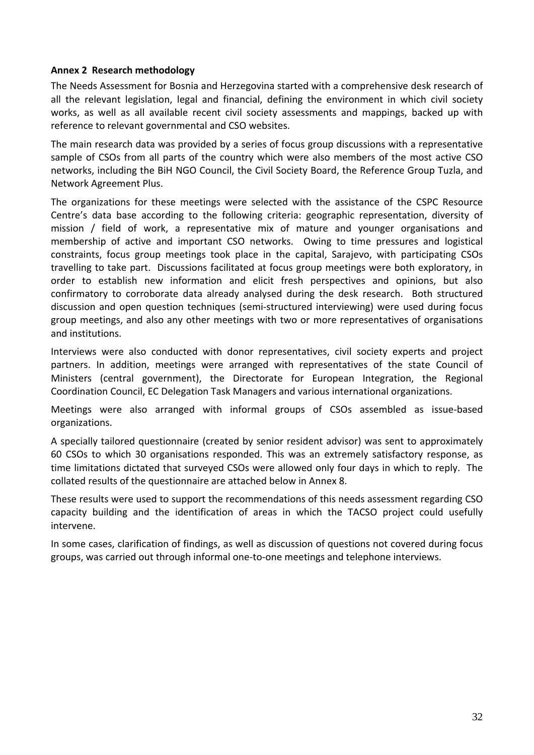**Annex 2 Research methodology**

The Needs Assessment for Bosnia and Herzegovina started with a comprehensive desk research of all the relevant legislation, legal and financial, defining the environment in which civil society works, as well as all available recent civil society assessments and mappings, backed up with reference to relevant governmental and CSO websites.

The main research data was provided by a series of focus group discussions with a representative sample of CSOs from all parts of the country which were also members of the most active CSO networks, including the BiH NGO Council, the Civil Society Board, the Reference Group Tuzla, and Network Agreement Plus.

The organizations for these meetings were selected with the assistance of the CSPC Resource Centre's data base according to the following criteria: geographic representation, diversity of mission / field of work, a representative mix of mature and younger organisations and membership of active and important CSO networks. Owing to time pressures and logistical constraints, focus group meetings took place in the capital, Sarajevo, with participating CSOs travelling to take part. Discussions facilitated at focus group meetings were both exploratory, in order to establish new information and elicit fresh perspectives and opinions, but also confirmatory to corroborate data already analysed during the desk research. Both structured discussion and open question techniques (semi-structured interviewing) were used during focus group meetings, and also any other meetings with two or more representatives of organisations and institutions.

Interviews were also conducted with donor representatives, civil society experts and project partners. In addition, meetings were arranged with representatives of the state Council of Ministers (central government), the Directorate for European Integration, the Regional Coordination Council, EC Delegation Task Managers and various international organizations.

Meetings were also arranged with informal groups of CSOs assembled as issue-based organizations.

A specially tailored questionnaire (created by senior resident advisor) was sent to approximately 60 CSOs to which 30 organisations responded. This was an extremely satisfactory response, as time limitations dictated that surveyed CSOs were allowed only four days in which to reply. The collated results of the questionnaire are attached below in Annex 8.

These results were used to support the recommendations of this needs assessment regarding CSO capacity building and the identification of areas in which the TACSO project could usefully intervene.

In some cases, clarification of findings, as well as discussion of questions not covered during focus groups, was carried out through informal one-to-one meetings and telephone interviews.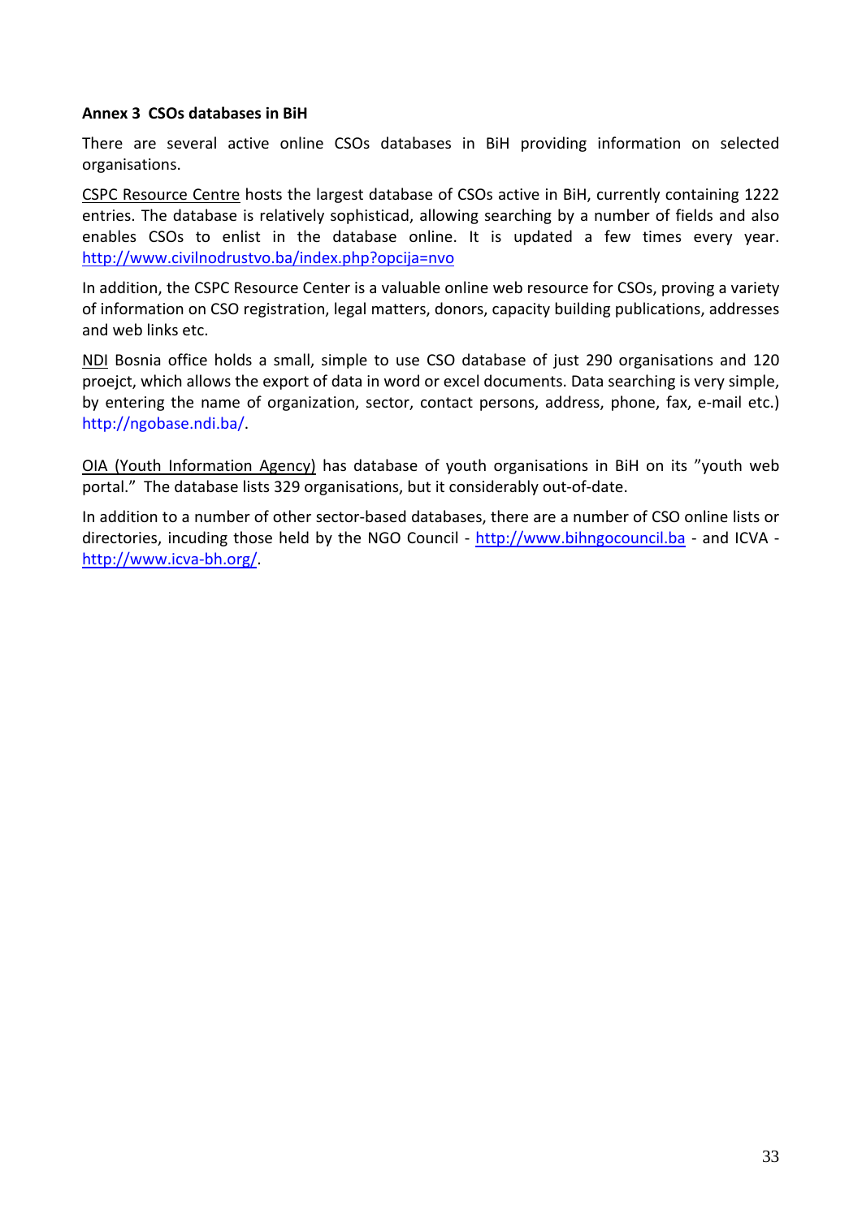**Annex 3 CSOs databases in BiH**

There are several active online CSOs databases in BiH providing information on selected organisations.

CSPC Resource Centre hosts the largest database of CSOs active in BiH, currently containing 1222 entries. The database is relatively sophisticad, allowing searching by a number of fields and also enables CSOs to enlist in the database online. It is updated a few times every year. http://www.civilnodrustvo.ba/index.php?opcija=nvo

In addition, the CSPC Resource Center is a valuable online web resource for CSOs, proving a variety of information on CSO registration, legal matters, donors, capacity building publications, addresses and web links etc.

NDI Bosnia office holds a small, simple to use CSO database of just 290 organisations and 120 proejct, which allows the export of data in word or excel documents. Data searching is very simple, by entering the name of organization, sector, contact persons, address, phone, fax, e-mail etc.) http://ngobase.ndi.ba/.

OIA (Youth Information Agency) has database of youth organisations in BiH on its "youth web portal." The database lists 329 organisations, but it considerably out-of-date.

In addition to a number of other sector-based databases, there are a number of CSO online lists or directories, incuding those held by the NGO Council - http://www.bihngocouncil.ba - and ICVA - http://www.icva-bh.org/.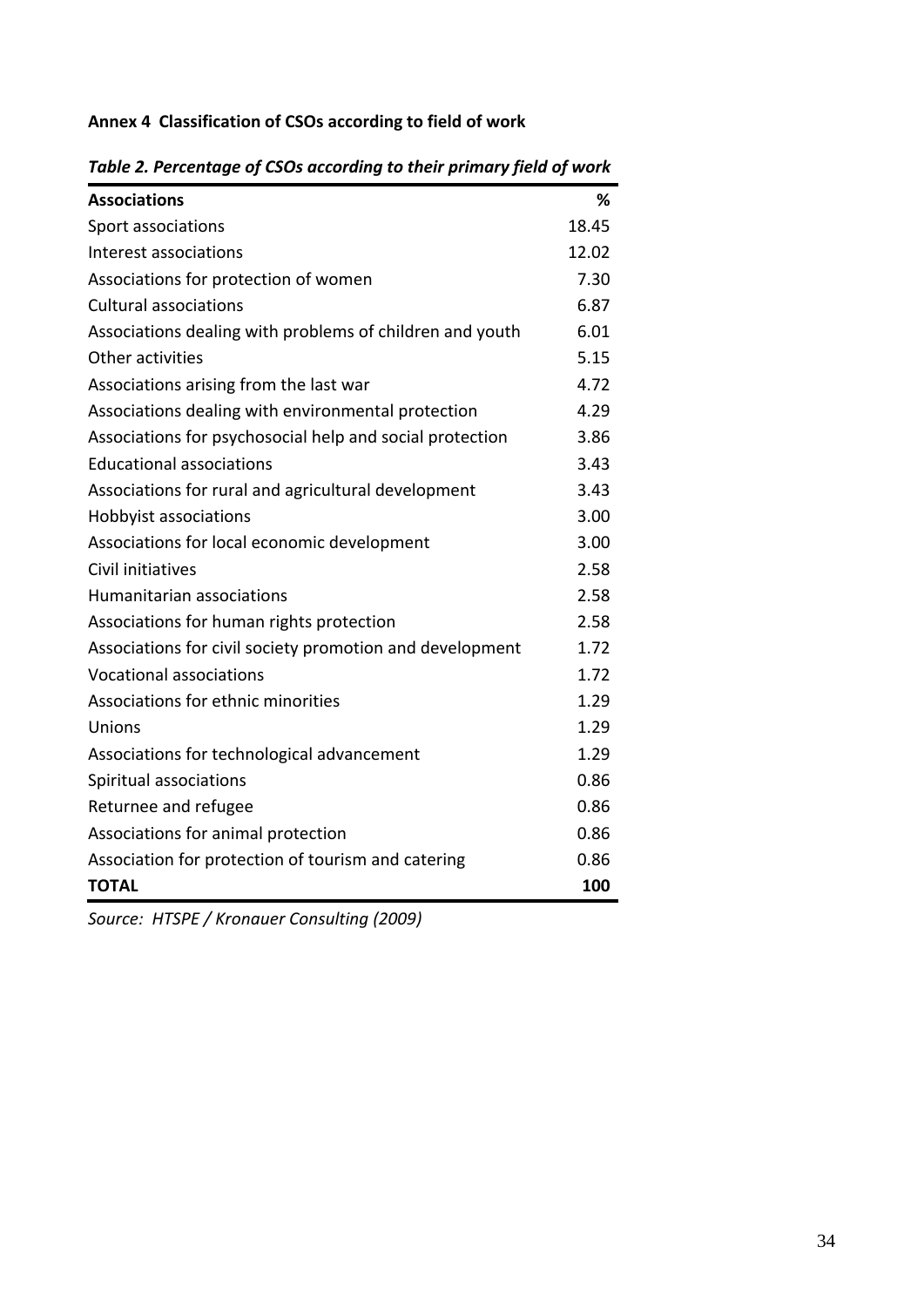**Annex 4 Classification of CSOs according to field of work**

***Table 2. Percentage of CSOs according to their primary field of work***

| **Associations** | **%** |
|---|---|
| Sport associations | 18.45 |
| Interest associations | 12.02 |
| Associations for protection of women | 7.30 |
| Cultural associations | 6.87 |
| Associations dealing with problems of children and youth | 6.01 |
| Other activities | 5.15 |
| Associations arising from the last war | 4.72 |
| Associations dealing with environmental protection | 4.29 |
| Associations for psychosocial help and social protection | 3.86 |
| Educational associations | 3.43 |
| Associations for rural and agricultural development | 3.43 |
| Hobbyist associations | 3.00 |
| Associations for local economic development | 3.00 |
| Civil initiatives | 2.58 |
| Humanitarian associations | 2.58 |
| Associations for human rights protection | 2.58 |
| Associations for civil society promotion and development | 1.72 |
| Vocational associations | 1.72 |
| Associations for ethnic minorities | 1.29 |
| Unions | 1.29 |
| Associations for technological advancement | 1.29 |
| Spiritual associations | 0.86 |
| Returnee and refugee | 0.86 |
| Associations for animal protection | 0.86 |
| Association for protection of tourism and catering | 0.86 |
| **TOTAL** | **100** |

*Source: HTSPE / Kronauer Consulting (2009)*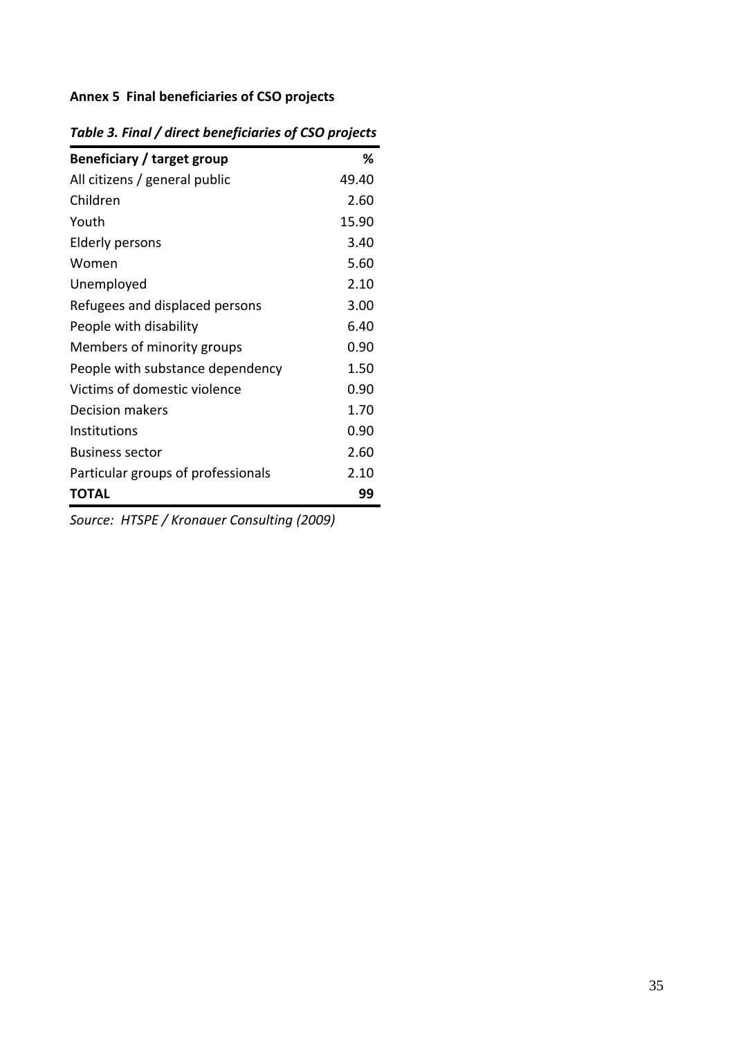**Annex 5 Final beneficiaries of CSO projects**

*Table 3. Final / direct beneficiaries of CSO projects*

| **Beneficiary / target group** | **%** |
|---|---|
| All citizens / general public | 49.40 |
| Children | 2.60 |
| Youth | 15.90 |
| Elderly persons | 3.40 |
| Women | 5.60 |
| Unemployed | 2.10 |
| Refugees and displaced persons | 3.00 |
| People with disability | 6.40 |
| Members of minority groups | 0.90 |
| People with substance dependency | 1.50 |
| Victims of domestic violence | 0.90 |
| Decision makers | 1.70 |
| Institutions | 0.90 |
| Business sector | 2.60 |
| Particular groups of professionals | 2.10 |
| **TOTAL** | **99** |

*Source: HTSPE / Kronauer Consulting (2009)*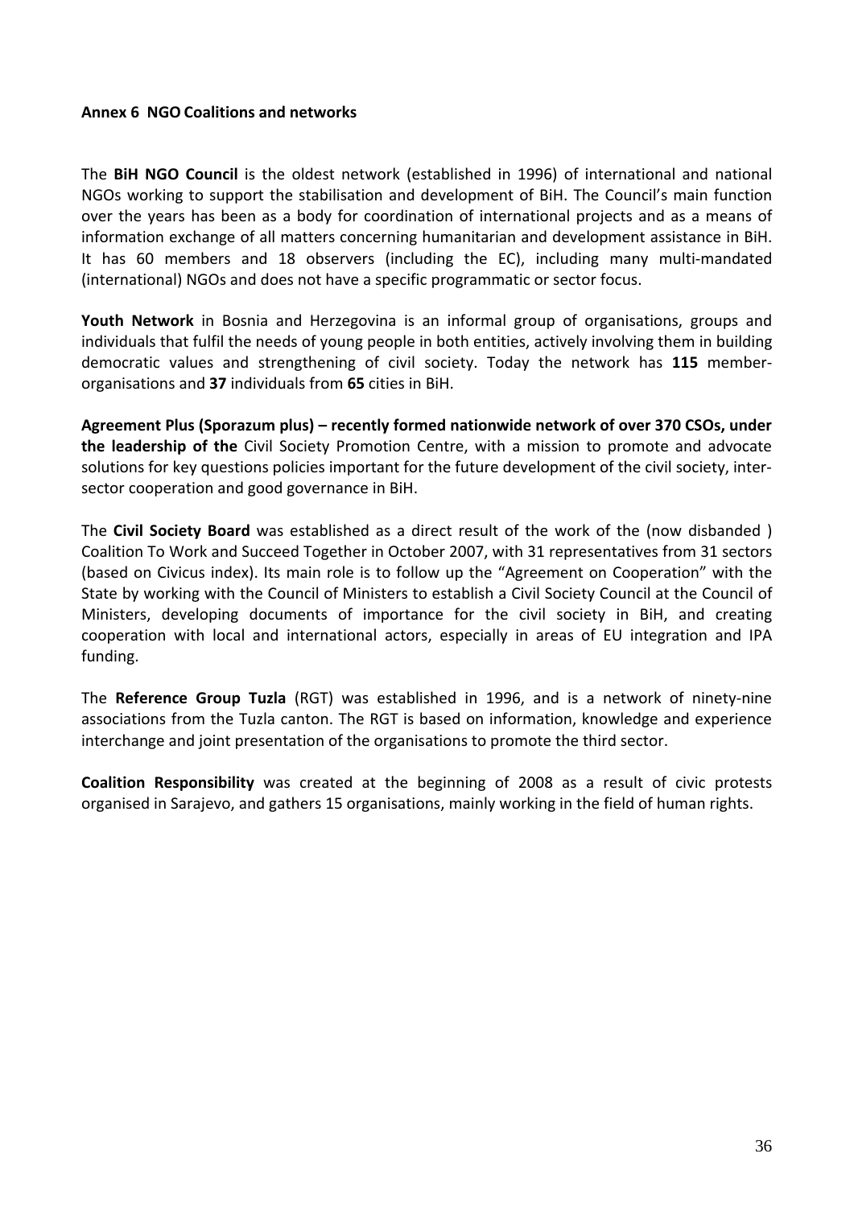**Annex 6 NGO Coalitions and networks**

The **BiH NGO Council** is the oldest network (established in 1996) of international and national NGOs working to support the stabilisation and development of BiH. The Council's main function over the years has been as a body for coordination of international projects and as a means of information exchange of all matters concerning humanitarian and development assistance in BiH. It has 60 members and 18 observers (including the EC), including many multi-mandated (international) NGOs and does not have a specific programmatic or sector focus.

**Youth Network** in Bosnia and Herzegovina is an informal group of organisations, groups and individuals that fulfil the needs of young people in both entities, actively involving them in building democratic values and strengthening of civil society. Today the network has **115** member-organisations and **37** individuals from **65** cities in BiH.

**Agreement Plus (Sporazum plus) – recently formed nationwide network of over 370 CSOs, under the leadership of the** Civil Society Promotion Centre, with a mission to promote and advocate solutions for key questions policies important for the future development of the civil society, inter-sector cooperation and good governance in BiH.

The **Civil Society Board** was established as a direct result of the work of the (now disbanded ) Coalition To Work and Succeed Together in October 2007, with 31 representatives from 31 sectors (based on Civicus index). Its main role is to follow up the "Agreement on Cooperation" with the State by working with the Council of Ministers to establish a Civil Society Council at the Council of Ministers, developing documents of importance for the civil society in BiH, and creating cooperation with local and international actors, especially in areas of EU integration and IPA funding.

The **Reference Group Tuzla** (RGT) was established in 1996, and is a network of ninety-nine associations from the Tuzla canton. The RGT is based on information, knowledge and experience interchange and joint presentation of the organisations to promote the third sector.

**Coalition Responsibility** was created at the beginning of 2008 as a result of civic protests organised in Sarajevo, and gathers 15 organisations, mainly working in the field of human rights.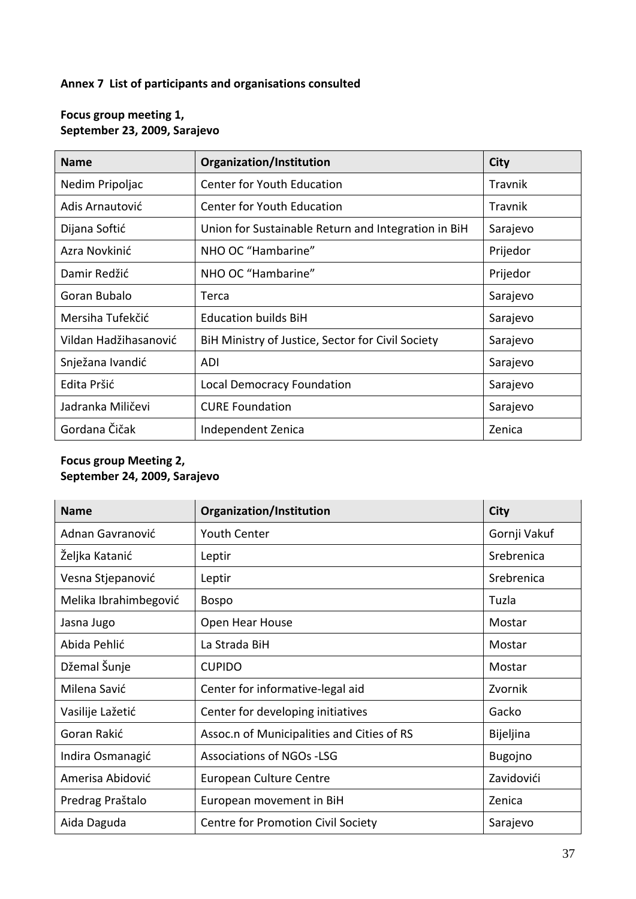**Annex 7 List of participants and organisations consulted**

**Focus group meeting 1,**
**September 23, 2009, Sarajevo**

| Name | Organization/Institution | City |
|---|---|---|
| Nedim Pripoljac | Center for Youth Education | Travnik |
| Adis Arnautović | Center for Youth Education | Travnik |
| Dijana Softić | Union for Sustainable Return and Integration in BiH | Sarajevo |
| Azra Novkinić | NHO OC "Hambarine" | Prijedor |
| Damir Redžić | NHO OC "Hambarine" | Prijedor |
| Goran Bubalo | Terca | Sarajevo |
| Mersiha Tufekčić | Education builds BiH | Sarajevo |
| Vildan Hadžihasanović | BiH Ministry of Justice, Sector for Civil Society | Sarajevo |
| Snježana Ivandić | ADI | Sarajevo |
| Edita Pršić | Local Democracy Foundation | Sarajevo |
| Jadranka Miličevi | CURE Foundation | Sarajevo |
| Gordana Čičak | Independent Zenica | Zenica |

**Focus group Meeting 2,**
**September 24, 2009, Sarajevo**

| Name | Organization/Institution | City |
|---|---|---|
| Adnan Gavranović | Youth Center | Gornji Vakuf |
| Željka Katanić | Leptir | Srebrenica |
| Vesna Stjepanović | Leptir | Srebrenica |
| Melika Ibrahimbegović | Bospo | Tuzla |
| Jasna Jugo | Open Hear House | Mostar |
| Abida Pehlić | La Strada BiH | Mostar |
| Džemal Šunje | CUPIDO | Mostar |
| Milena Savić | Center for informative-legal aid | Zvornik |
| Vasilije Lažetić | Center for developing initiatives | Gacko |
| Goran Rakić | Assoc.n of Municipalities and Cities of RS | Bijeljina |
| Indira Osmanagić | Associations of NGOs -LSG | Bugojno |
| Amerisa Abidović | European Culture Centre | Zavidovići |
| Predrag Praštalo | European movement in BiH | Zenica |
| Aida Daguda | Centre for Promotion Civil Society | Sarajevo |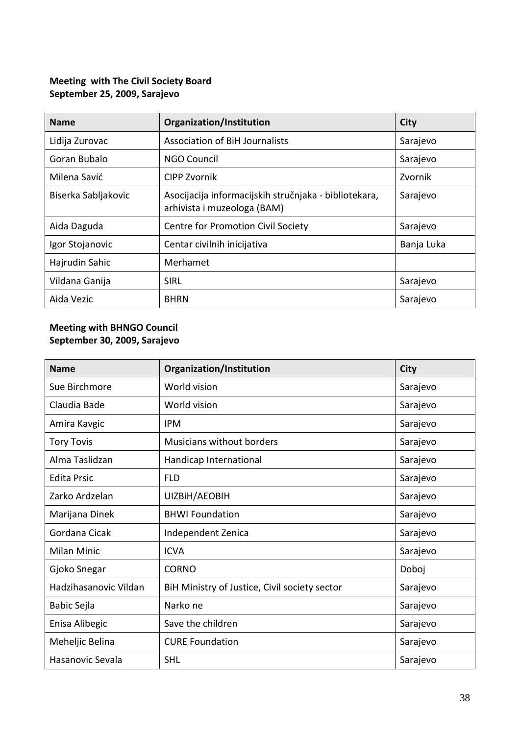**Meeting with The Civil Society Board**
**September 25, 2009, Sarajevo**

| Name | Organization/Institution | City |
| --- | --- | --- |
| Lidija Zurovac | Association of BiH Journalists | Sarajevo |
| Goran Bubalo | NGO Council | Sarajevo |
| Milena Savić | CIPP Zvornik | Zvornik |
| Biserka Sabljakovic | Asocijacija informacijskih stručnjaka - bibliotekara, arhivista i muzeologa (BAM) | Sarajevo |
| Aida Daguda | Centre for Promotion Civil Society | Sarajevo |
| Igor Stojanovic | Centar civilnih inicijativa | Banja Luka |
| Hajrudin Sahic | Merhamet | |
| Vildana Ganija | SIRL | Sarajevo |
| Aida Vezic | BHRN | Sarajevo |

**Meeting with BHNGO Council**
**September 30, 2009, Sarajevo**

| Name | Organization/Institution | City |
| --- | --- | --- |
| Sue Birchmore | World vision | Sarajevo |
| Claudia Bade | World vision | Sarajevo |
| Amira Kavgic | IPM | Sarajevo |
| Tory Tovis | Musicians without borders | Sarajevo |
| Alma Taslidzan | Handicap International | Sarajevo |
| Edita Prsic | FLD | Sarajevo |
| Zarko Ardzelan | UIZBiH/AEOBIH | Sarajevo |
| Marijana Dinek | BHWI Foundation | Sarajevo |
| Gordana Cicak | Independent Zenica | Sarajevo |
| Milan Minic | ICVA | Sarajevo |
| Gjoko Snegar | CORNO | Doboj |
| Hadzihasanovic Vildan | BiH Ministry of Justice, Civil society sector | Sarajevo |
| Babic Sejla | Narko ne | Sarajevo |
| Enisa Alibegic | Save the children | Sarajevo |
| Meheljic Belina | CURE Foundation | Sarajevo |
| Hasanovic Sevala | SHL | Sarajevo |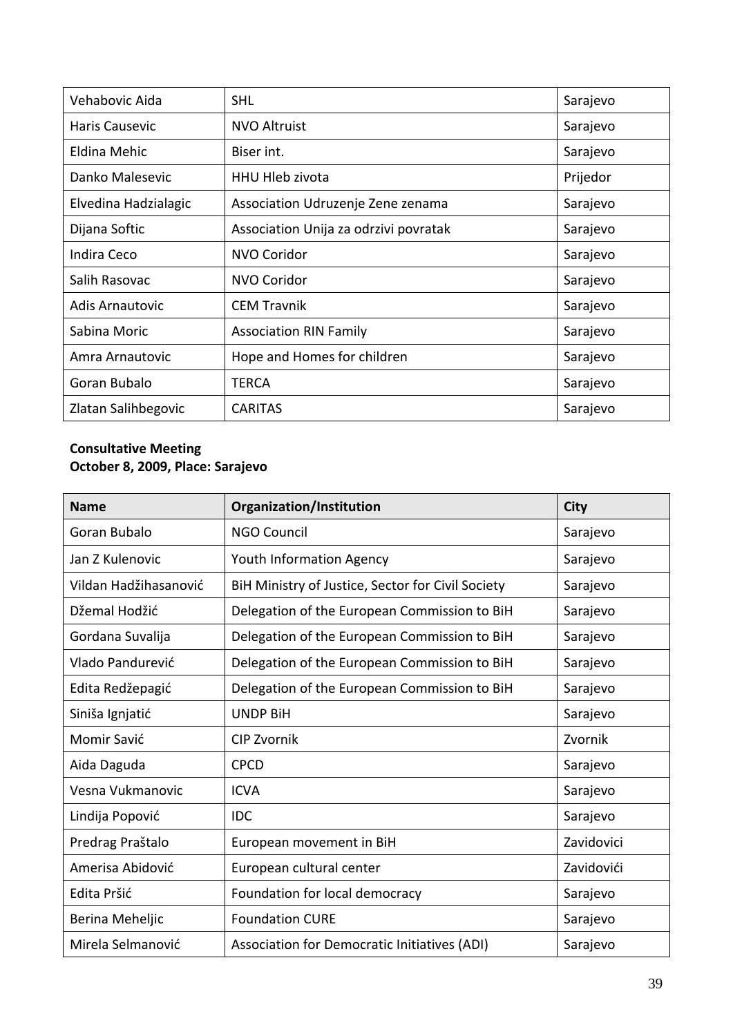| | | |
|---|---|---|
| Vehabovic Aida | SHL | Sarajevo |
| Haris Causevic | NVO Altruist | Sarajevo |
| Eldina Mehic | Biser int. | Sarajevo |
| Danko Malesevic | HHU Hleb zivota | Prijedor |
| Elvedina Hadzialagic | Association Udruzenje Zene zenama | Sarajevo |
| Dijana Softic | Association Unija za odrzivi povratak | Sarajevo |
| Indira Ceco | NVO Coridor | Sarajevo |
| Salih Rasovac | NVO Coridor | Sarajevo |
| Adis Arnautovic | CEM Travnik | Sarajevo |
| Sabina Moric | Association RIN Family | Sarajevo |
| Amra Arnautovic | Hope and Homes for children | Sarajevo |
| Goran Bubalo | TERCA | Sarajevo |
| Zlatan Salihbegovic | CARITAS | Sarajevo |

**Consultative Meeting**
**October 8, 2009, Place: Sarajevo**

| Name | Organization/Institution | City |
|---|---|---|
| Goran Bubalo | NGO Council | Sarajevo |
| Jan Z Kulenovic | Youth Information Agency | Sarajevo |
| Vildan Hadžihasanović | BiH Ministry of Justice, Sector for Civil Society | Sarajevo |
| Džemal Hodžić | Delegation of the European Commission to BiH | Sarajevo |
| Gordana Suvalija | Delegation of the European Commission to BiH | Sarajevo |
| Vlado Pandurević | Delegation of the European Commission to BiH | Sarajevo |
| Edita Redžepagić | Delegation of the European Commission to BiH | Sarajevo |
| Siniša Ignjatić | UNDP BiH | Sarajevo |
| Momir Savić | CIP Zvornik | Zvornik |
| Aida Daguda | CPCD | Sarajevo |
| Vesna Vukmanovic | ICVA | Sarajevo |
| Lindija Popović | IDC | Sarajevo |
| Predrag Praštalo | European movement in BiH | Zavidovici |
| Amerisa Abidović | European cultural center | Zavidovići |
| Edita Pršić | Foundation for local democracy | Sarajevo |
| Berina Meheljic | Foundation CURE | Sarajevo |
| Mirela Selmanović | Association for Democratic Initiatives (ADI) | Sarajevo |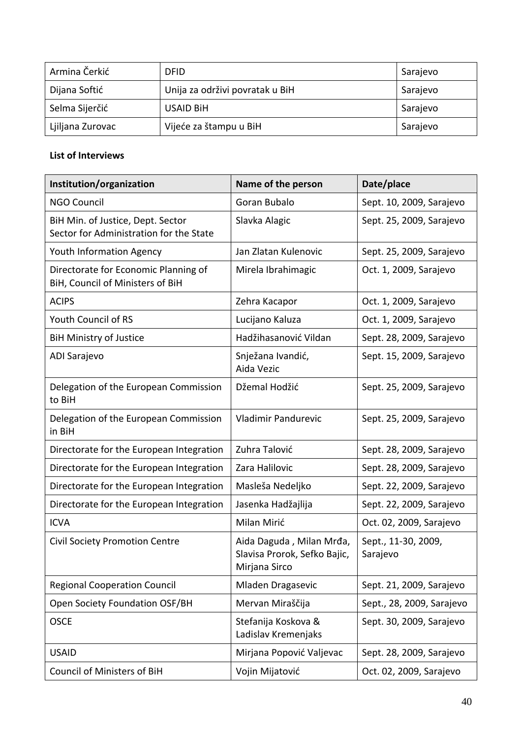| | | |
|---|---|---|
| Armina Čerkić | DFID | Sarajevo |
| Dijana Softić | Unija za održivi povratak u BiH | Sarajevo |
| Selma Sijerčić | USAID BiH | Sarajevo |
| Ljiljana Zurovac | Vijeće za štampu u BiH | Sarajevo |

**List of Interviews**

| Institution/organization | Name of the person | Date/place |
|---|---|---|
| NGO Council | Goran Bubalo | Sept. 10, 2009, Sarajevo |
| BiH Min. of Justice, Dept. Sector Sector for Administration for the State | Slavka Alagic | Sept. 25, 2009, Sarajevo |
| Youth Information Agency | Jan Zlatan Kulenovic | Sept. 25, 2009, Sarajevo |
| Directorate for Economic Planning of BiH, Council of Ministers of BiH | Mirela Ibrahimagic | Oct. 1, 2009, Sarajevo |
| ACIPS | Zehra Kacapor | Oct. 1, 2009, Sarajevo |
| Youth Council of RS | Lucijano Kaluza | Oct. 1, 2009, Sarajevo |
| BiH Ministry of Justice | Hadžihasanović Vildan | Sept. 28, 2009, Sarajevo |
| ADI Sarajevo | Snježana Ivandić, Aida Vezic | Sept. 15, 2009, Sarajevo |
| Delegation of the European Commission to BiH | Džemal Hodžić | Sept. 25, 2009, Sarajevo |
| Delegation of the European Commission in BiH | Vladimir Pandurevic | Sept. 25, 2009, Sarajevo |
| Directorate for the European Integration | Zuhra Talović | Sept. 28, 2009, Sarajevo |
| Directorate for the European Integration | Zara Halilovic | Sept. 28, 2009, Sarajevo |
| Directorate for the European Integration | Masleša Nedeljko | Sept. 22, 2009, Sarajevo |
| Directorate for the European Integration | Jasenka Hadžajlija | Sept. 22, 2009, Sarajevo |
| ICVA | Milan Mirić | Oct. 02, 2009, Sarajevo |
| Civil Society Promotion Centre | Aida Daguda , Milan Mrđa, Slavisa Prorok, Sefko Bajic, Mirjana Sirco | Sept., 11-30, 2009, Sarajevo |
| Regional Cooperation Council | Mladen Dragasevic | Sept. 21, 2009, Sarajevo |
| Open Society Foundation OSF/BH | Mervan Miraščija | Sept., 28, 2009, Sarajevo |
| OSCE | Stefanija Koskova & Ladislav Kremenjaks | Sept. 30, 2009, Sarajevo |
| USAID | Mirjana Popović Valjevac | Sept. 28, 2009, Sarajevo |
| Council of Ministers of BiH | Vojin Mijatović | Oct. 02, 2009, Sarajevo |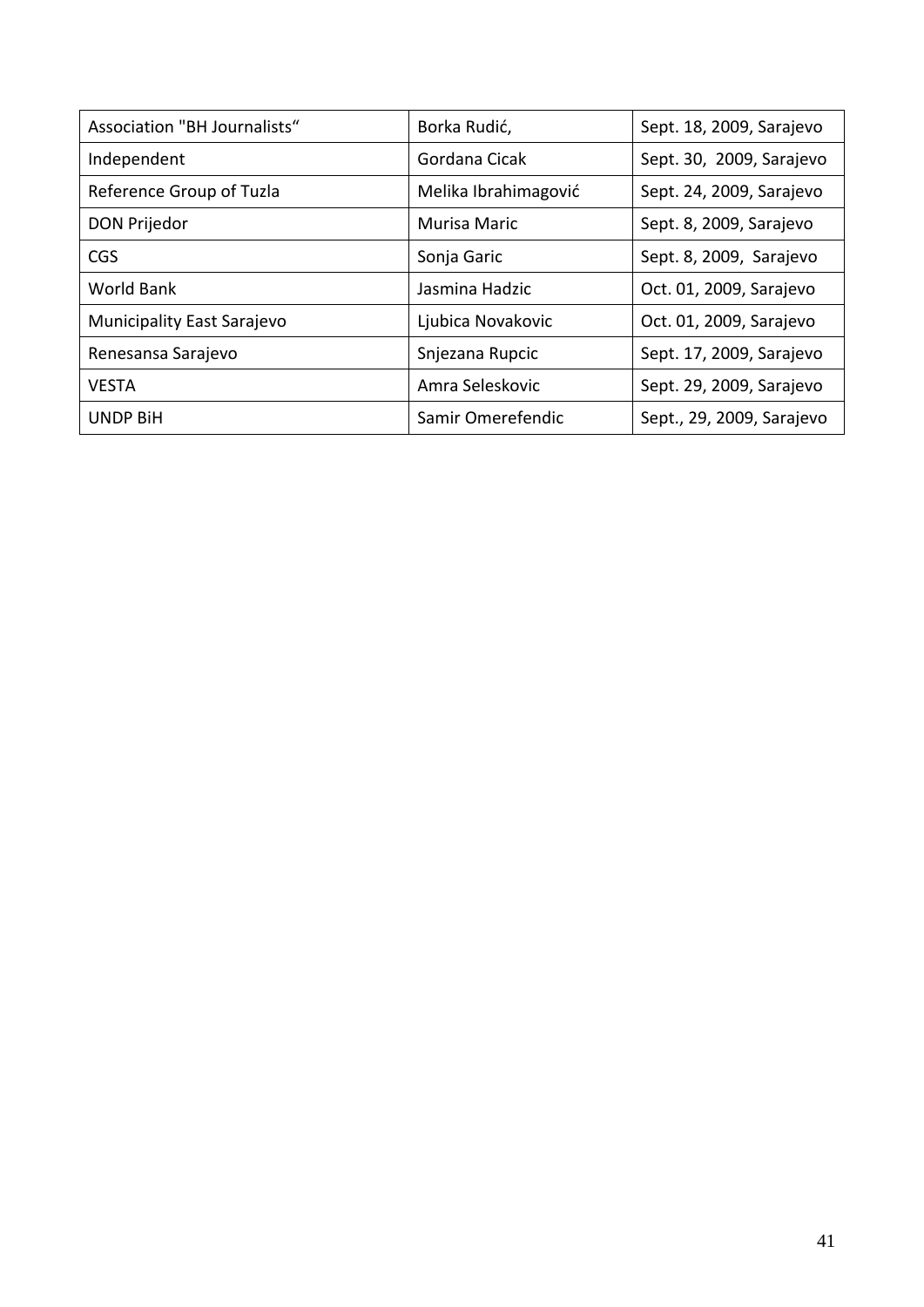| Association "BH Journalists“ | Borka Rudić, | Sept. 18, 2009, Sarajevo |
|---|---|---|
| Independent | Gordana Cicak | Sept. 30, 2009, Sarajevo |
| Reference Group of Tuzla | Melika Ibrahimagović | Sept. 24, 2009, Sarajevo |
| DON Prijedor | Murisa Maric | Sept. 8, 2009, Sarajevo |
| CGS | Sonja Garic | Sept. 8, 2009, Sarajevo |
| World Bank | Jasmina Hadzic | Oct. 01, 2009, Sarajevo |
| Municipality East Sarajevo | Ljubica Novakovic | Oct. 01, 2009, Sarajevo |
| Renesansa Sarajevo | Snjezana Rupcic | Sept. 17, 2009, Sarajevo |
| VESTA | Amra Seleskovic | Sept. 29, 2009, Sarajevo |
| UNDP BiH | Samir Omerefendic | Sept., 29, 2009, Sarajevo |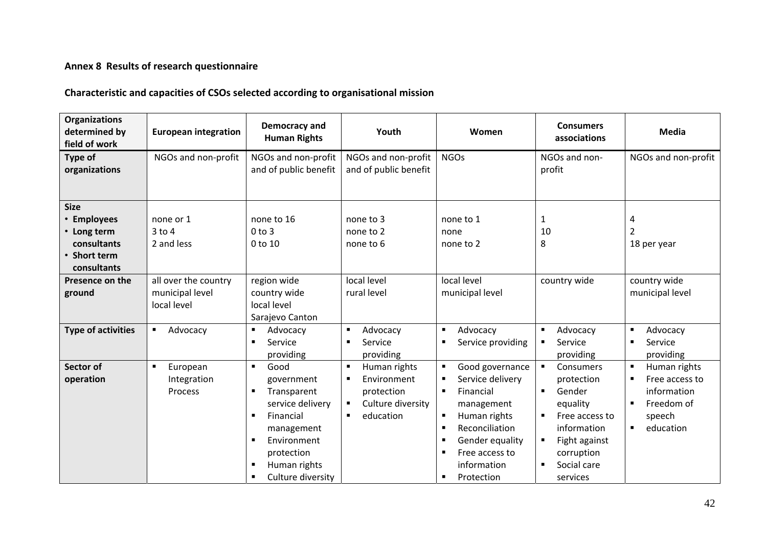**Annex 8 Results of research questionnaire**

**Characteristic and capacities of CSOs selected according to organisational mission**

| Organizations determined by field of work | European integration | Democracy and Human Rights | Youth | Women | Consumers associations | Media |
|---|---|---|---|---|---|---|
| **Type of organizations** | NGOs and non-profit | NGOs and non-profit and of public benefit | NGOs and non-profit and of public benefit | NGOs | NGOs and non-profit | NGOs and non-profit |
| **Size**<br>• **Employees**<br>• **Long term consultants**<br>• **Short term consultants** | none or 1<br>3 to 4<br>2 and less | none to 16<br>0 to 3<br>0 to 10 | none to 3<br>none to 2<br>none to 6 | none to 1<br>none<br>none to 2 | 1<br>10<br>8 | 4<br>2<br>18 per year |
| **Presence on the ground** | all over the country<br>municipal level<br>local level | region wide<br>country wide<br>local level<br>Sarajevo Canton | local level<br>rural level | local level<br>municipal level | country wide | country wide<br>municipal level |
| **Type of activities** | ▪ Advocacy | ▪ Advocacy<br>▪ Service providing | ▪ Advocacy<br>▪ Service providing | ▪ Advocacy<br>▪ Service providing | ▪ Advocacy<br>▪ Service providing | ▪ Advocacy<br>▪ Service providing |
| **Sector of operation** | ▪ European Integration Process | ▪ Good government<br>▪ Transparent service delivery<br>▪ Financial management<br>▪ Environment protection<br>▪ Human rights<br>▪ Culture diversity | ▪ Human rights<br>▪ Environment protection<br>▪ Culture diversity<br>▪ education | ▪ Good governance<br>▪ Service delivery<br>▪ Financial management<br>▪ Human rights<br>▪ Reconciliation<br>▪ Gender equality<br>▪ Free access to information<br>▪ Protection | ▪ Consumers protection<br>▪ Gender equality<br>▪ Free access to information<br>▪ Fight against corruption<br>▪ Social care services | ▪ Human rights<br>▪ Free access to information<br>▪ Freedom of speech<br>▪ education |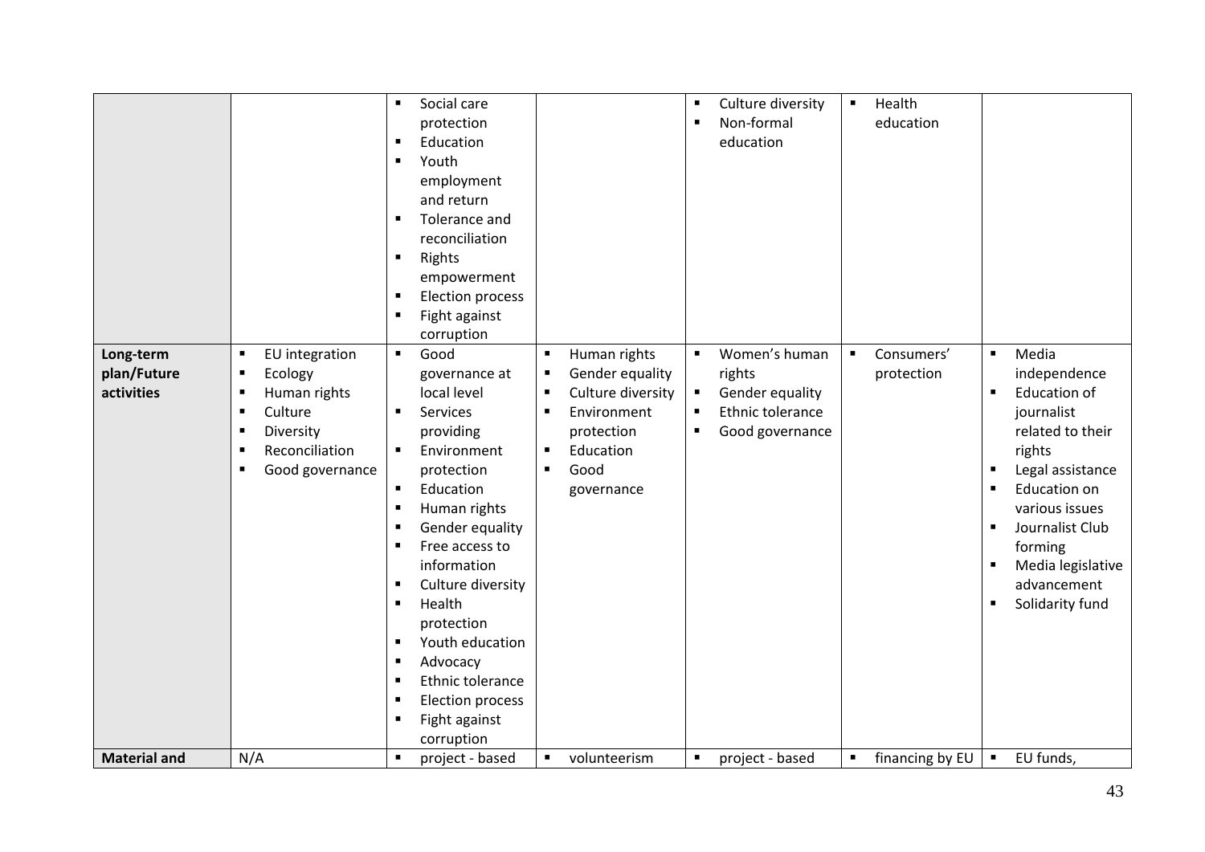| | | | | | | |
|---|---|---|---|---|---|---|
| | | ▪ Social care protection<br>▪ Education<br>▪ Youth employment and return<br>▪ Tolerance and reconciliation<br>▪ Rights empowerment<br>▪ Election process<br>▪ Fight against corruption | | ▪ Culture diversity<br>▪ Non-formal education | ▪ Health education | |
| **Long-term plan/Future activities** | ▪ EU integration<br>▪ Ecology<br>▪ Human rights<br>▪ Culture<br>▪ Diversity<br>▪ Reconciliation<br>▪ Good governance | ▪ Good governance at local level<br>▪ Services providing<br>▪ Environment protection<br>▪ Education<br>▪ Human rights<br>▪ Gender equality<br>▪ Free access to information<br>▪ Culture diversity<br>▪ Health protection<br>▪ Youth education<br>▪ Advocacy<br>▪ Ethnic tolerance<br>▪ Election process<br>▪ Fight against corruption | ▪ Human rights<br>▪ Gender equality<br>▪ Culture diversity<br>▪ Environment protection<br>▪ Education<br>▪ Good governance | ▪ Women's human rights<br>▪ Gender equality<br>▪ Ethnic tolerance<br>▪ Good governance | ▪ Consumers' protection | ▪ Media independence<br>▪ Education of journalist related to their rights<br>▪ Legal assistance<br>▪ Education on various issues<br>▪ Journalist Club forming<br>▪ Media legislative advancement<br>▪ Solidarity fund |
| **Material and** | N/A | ▪ project - based | ▪ volunteerism | ▪ project - based | ▪ financing by EU | ▪ EU funds, |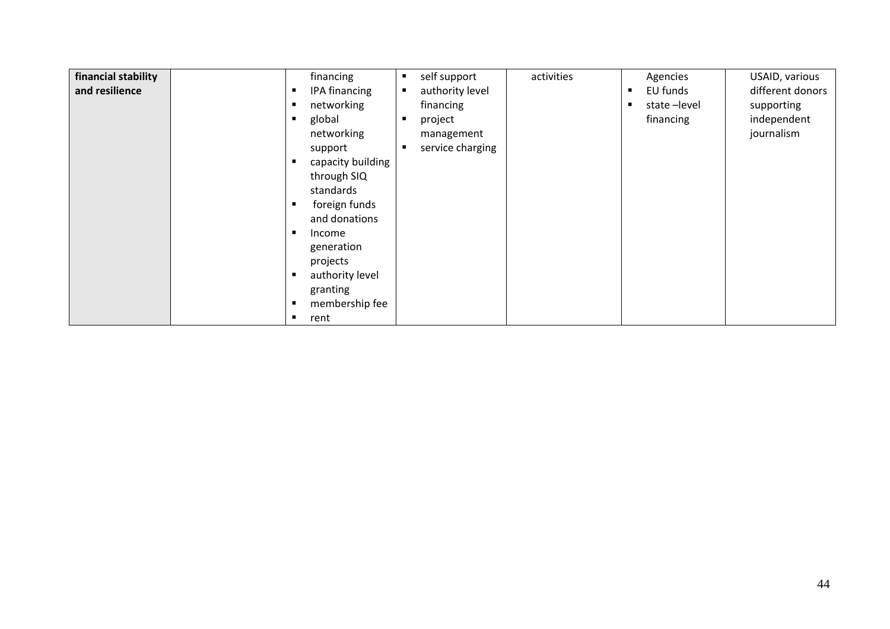| | | | | | | |
|---|---|---|---|---|---|---|
| **financial stability and resilience** | | financing<br>▪ IPA financing<br>▪ networking<br>▪ global networking support<br>▪ capacity building through SIQ standards<br>▪ foreign funds and donations<br>▪ Income generation projects<br>▪ authority level granting<br>▪ membership fee<br>▪ rent | ▪ self support<br>▪ authority level financing<br>▪ project management<br>▪ service charging | activities | Agencies<br>▪ EU funds<br>▪ state –level financing | USAID, various different donors supporting independent journalism |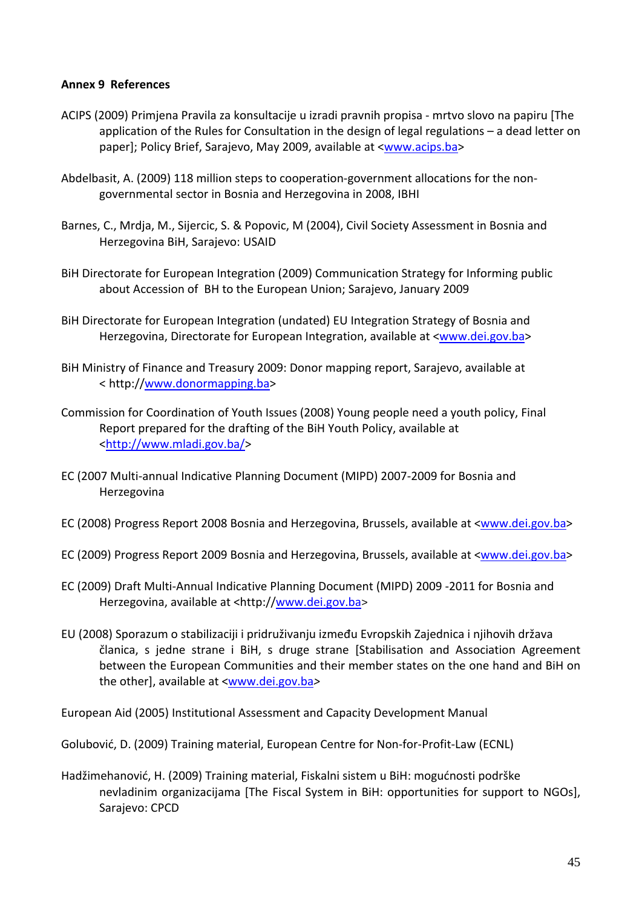**Annex 9 References**

ACIPS (2009) Primjena Pravila za konsultacije u izradi pravnih propisa - mrtvo slovo na papiru [The application of the Rules for Consultation in the design of legal regulations – a dead letter on paper]; Policy Brief, Sarajevo, May 2009, available at <www.acips.ba>

Abdelbasit, A. (2009) 118 million steps to cooperation-government allocations for the non-governmental sector in Bosnia and Herzegovina in 2008, IBHI

Barnes, C., Mrdja, M., Sijercic, S. & Popovic, M (2004), Civil Society Assessment in Bosnia and Herzegovina BiH, Sarajevo: USAID

BiH Directorate for European Integration (2009) Communication Strategy for Informing public about Accession of BH to the European Union; Sarajevo, January 2009

BiH Directorate for European Integration (undated) EU Integration Strategy of Bosnia and Herzegovina, Directorate for European Integration, available at <www.dei.gov.ba>

BiH Ministry of Finance and Treasury 2009: Donor mapping report, Sarajevo, available at < http://www.donormapping.ba>

Commission for Coordination of Youth Issues (2008) Young people need a youth policy, Final Report prepared for the drafting of the BiH Youth Policy, available at <http://www.mladi.gov.ba/>

EC (2007 Multi-annual Indicative Planning Document (MIPD) 2007-2009 for Bosnia and Herzegovina

EC (2008) Progress Report 2008 Bosnia and Herzegovina, Brussels, available at <www.dei.gov.ba>

EC (2009) Progress Report 2009 Bosnia and Herzegovina, Brussels, available at <www.dei.gov.ba>

EC (2009) Draft Multi-Annual Indicative Planning Document (MIPD) 2009 -2011 for Bosnia and Herzegovina, available at <http://www.dei.gov.ba>

EU (2008) Sporazum o stabilizaciji i pridruživanju između Evropskih Zajednica i njihovih država članica, s jedne strane i BiH, s druge strane [Stabilisation and Association Agreement between the European Communities and their member states on the one hand and BiH on the other], available at <www.dei.gov.ba>

European Aid (2005) Institutional Assessment and Capacity Development Manual

Golubović, D. (2009) Training material, European Centre for Non-for-Profit-Law (ECNL)

Hadžimehanović, H. (2009) Training material, Fiskalni sistem u BiH: mogućnosti podrške nevladinim organizacijama [The Fiscal System in BiH: opportunities for support to NGOs], Sarajevo: CPCD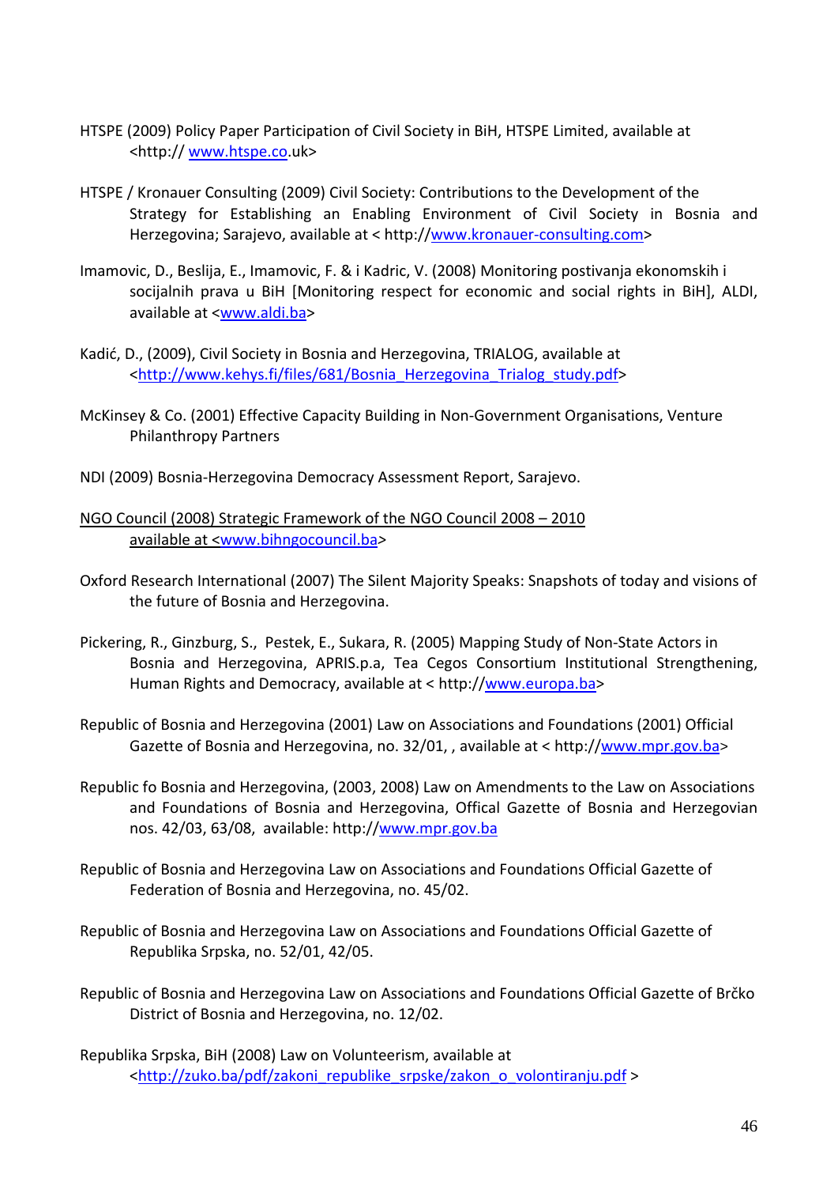HTSPE (2009) Policy Paper Participation of Civil Society in BiH, HTSPE Limited, available at <http:// www.htspe.co.uk>

HTSPE / Kronauer Consulting (2009) Civil Society: Contributions to the Development of the Strategy for Establishing an Enabling Environment of Civil Society in Bosnia and Herzegovina; Sarajevo, available at < http://www.kronauer-consulting.com>

Imamovic, D., Beslija, E., Imamovic, F. & i Kadric, V. (2008) Monitoring postivanja ekonomskih i socijalnih prava u BiH [Monitoring respect for economic and social rights in BiH], ALDI, available at <www.aldi.ba>

Kadić, D., (2009), Civil Society in Bosnia and Herzegovina, TRIALOG, available at <http://www.kehys.fi/files/681/Bosnia_Herzegovina_Trialog_study.pdf>

McKinsey & Co. (2001) Effective Capacity Building in Non-Government Organisations, Venture Philanthropy Partners

NDI (2009) Bosnia-Herzegovina Democracy Assessment Report, Sarajevo.

NGO Council (2008) Strategic Framework of the NGO Council 2008 – 2010 available at <www.bihngocouncil.ba>

Oxford Research International (2007) The Silent Majority Speaks: Snapshots of today and visions of the future of Bosnia and Herzegovina.

Pickering, R., Ginzburg, S., Pestek, E., Sukara, R. (2005) Mapping Study of Non-State Actors in Bosnia and Herzegovina, APRIS.p.a, Tea Cegos Consortium Institutional Strengthening, Human Rights and Democracy, available at < http://www.europa.ba>

Republic of Bosnia and Herzegovina (2001) Law on Associations and Foundations (2001) Official Gazette of Bosnia and Herzegovina, no. 32/01, , available at < http://www.mpr.gov.ba>

Republic fo Bosnia and Herzegovina, (2003, 2008) Law on Amendments to the Law on Associations and Foundations of Bosnia and Herzegovina, Offical Gazette of Bosnia and Herzegovian nos. 42/03, 63/08, available: http://www.mpr.gov.ba

Republic of Bosnia and Herzegovina Law on Associations and Foundations Official Gazette of Federation of Bosnia and Herzegovina, no. 45/02.

Republic of Bosnia and Herzegovina Law on Associations and Foundations Official Gazette of Republika Srpska, no. 52/01, 42/05.

Republic of Bosnia and Herzegovina Law on Associations and Foundations Official Gazette of Brčko District of Bosnia and Herzegovina, no. 12/02.

Republika Srpska, BiH (2008) Law on Volunteerism, available at <http://zuko.ba/pdf/zakoni_republike_srpske/zakon_o_volontiranju.pdf >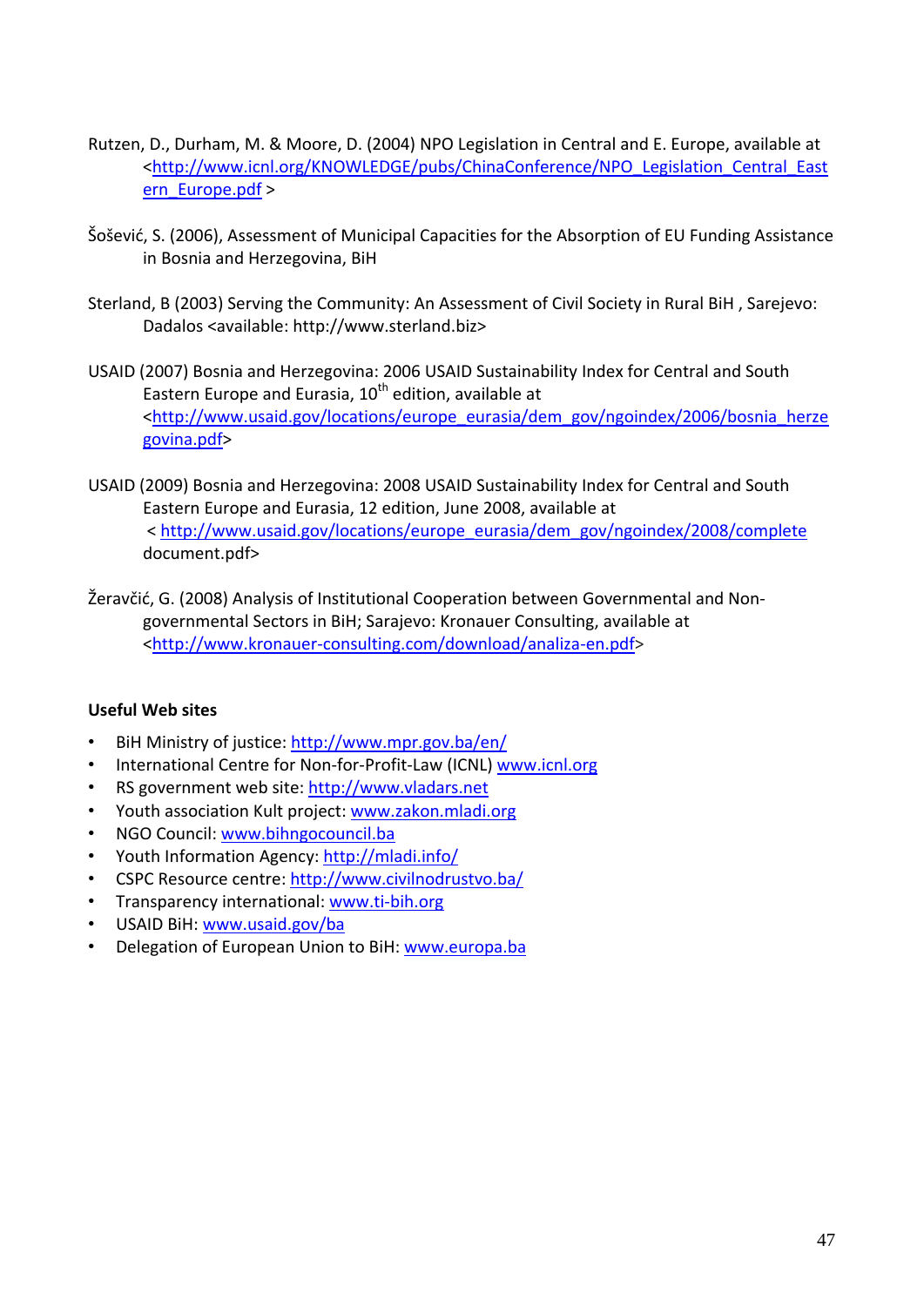Rutzen, D., Durham, M. & Moore, D. (2004) NPO Legislation in Central and E. Europe, available at <http://www.icnl.org/KNOWLEDGE/pubs/ChinaConference/NPO_Legislation_Central_Eastern_Europe.pdf >

Šošević, S. (2006), Assessment of Municipal Capacities for the Absorption of EU Funding Assistance in Bosnia and Herzegovina, BiH

Sterland, B (2003) Serving the Community: An Assessment of Civil Society in Rural BiH , Sarejevo: Dadalos <available: http://www.sterland.biz>

USAID (2007) Bosnia and Herzegovina: 2006 USAID Sustainability Index for Central and South Eastern Europe and Eurasia, 10th edition, available at <http://www.usaid.gov/locations/europe_eurasia/dem_gov/ngoindex/2006/bosnia_herzegovina.pdf>

USAID (2009) Bosnia and Herzegovina: 2008 USAID Sustainability Index for Central and South Eastern Europe and Eurasia, 12 edition, June 2008, available at < http://www.usaid.gov/locations/europe_eurasia/dem_gov/ngoindex/2008/complete document.pdf>

Žeravčić, G. (2008) Analysis of Institutional Cooperation between Governmental and Non-governmental Sectors in BiH; Sarajevo: Kronauer Consulting, available at <http://www.kronauer-consulting.com/download/analiza-en.pdf>

**Useful Web sites**

- BiH Ministry of justice: http://www.mpr.gov.ba/en/
- International Centre for Non-for-Profit-Law (ICNL) www.icnl.org
- RS government web site: http://www.vladars.net
- Youth association Kult project: www.zakon.mladi.org
- NGO Council: www.bihngocouncil.ba
- Youth Information Agency: http://mladi.info/
- CSPC Resource centre: http://www.civilnodrustvo.ba/
- Transparency international: www.ti-bih.org
- USAID BiH: www.usaid.gov/ba
- Delegation of European Union to BiH: www.europa.ba